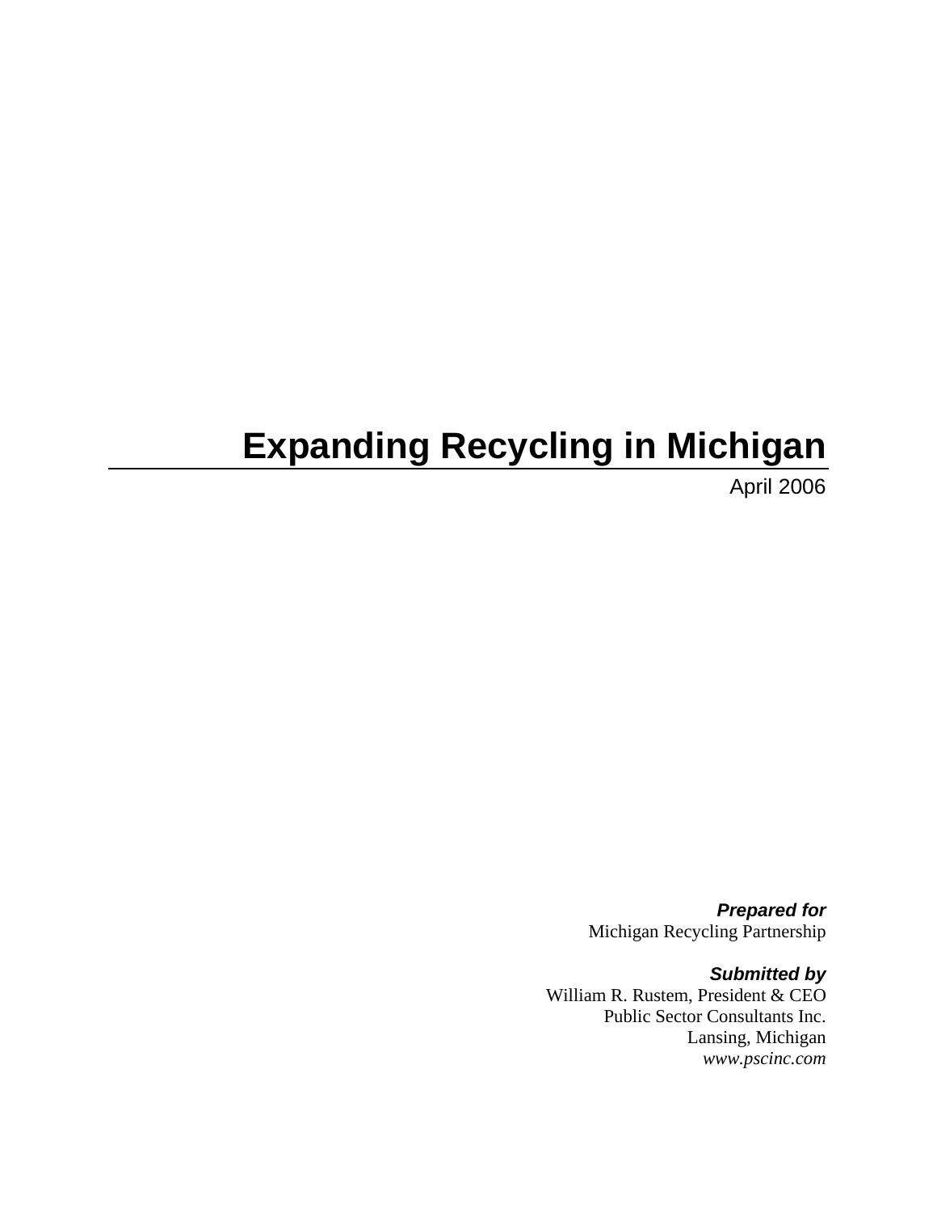# Expanding Recycling in Michigan

April 2006

***Prepared for***
Michigan Recycling Partnership

***Submitted by***
William R. Rustem, President & CEO
Public Sector Consultants Inc.
Lansing, Michigan
*www.pscinc.com*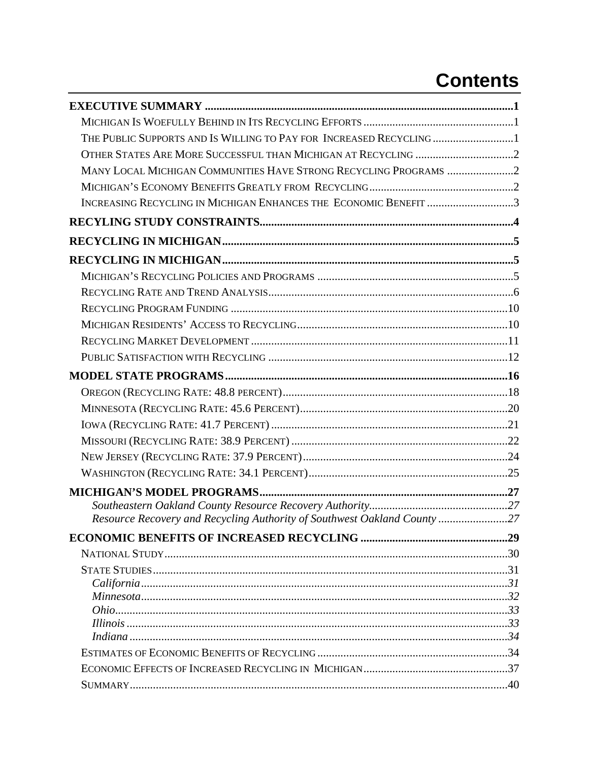# Contents

**EXECUTIVE SUMMARY ........................................................................................................1**

MICHIGAN IS WOEFULLY BEHIND IN ITS RECYCLING EFFORTS ....................................................1

THE PUBLIC SUPPORTS AND IS WILLING TO PAY FOR INCREASED RECYCLING ............................1

OTHER STATES ARE MORE SUCCESSFUL THAN MICHIGAN AT RECYCLING ..................................2

MANY LOCAL MICHIGAN COMMUNITIES HAVE STRONG RECYCLING PROGRAMS .......................2

MICHIGAN'S ECONOMY BENEFITS GREATLY FROM RECYCLING..................................................2

INCREASING RECYCLING IN MICHIGAN ENHANCES THE ECONOMIC BENEFIT ..............................3

**RECYLING STUDY CONSTRAINTS.......................................................................................4**

**RECYCLING IN MICHIGAN....................................................................................................5**

**RECYCLING IN MICHIGAN....................................................................................................5**

MICHIGAN'S RECYCLING POLICIES AND PROGRAMS ....................................................................5

RECYCLING RATE AND TREND ANALYSIS....................................................................................6

RECYCLING PROGRAM FUNDING ................................................................................................10

MICHIGAN RESIDENTS' ACCESS TO RECYCLING..........................................................................10

RECYCLING MARKET DEVELOPMENT ..........................................................................................11

PUBLIC SATISFACTION WITH RECYCLING ....................................................................................12

**MODEL STATE PROGRAMS.................................................................................................16**

OREGON (RECYCLING RATE: 48.8 PERCENT).............................................................................18

MINNESOTA (RECYCLING RATE: 45.6 PERCENT)........................................................................20

IOWA (RECYCLING RATE: 41.7 PERCENT) ..................................................................................21

MISSOURI (RECYCLING RATE: 38.9 PERCENT) ...........................................................................22

NEW JERSEY (RECYCLING RATE: 37.9 PERCENT).......................................................................24

WASHINGTON (RECYCLING RATE: 34.1 PERCENT).....................................................................25

**MICHIGAN'S MODEL PROGRAMS......................................................................................27**

*Southeastern Oakland County Resource Recovery Authority................................................27*

*Resource Recovery and Recycling Authority of Southwest Oakland County ........................27*

**ECONOMIC BENEFITS OF INCREASED RECYCLING ...................................................29**

NATIONAL STUDY.......................................................................................................................30

STATE STUDIES...........................................................................................................................31

*California..............................................................................................................................31*

*Minnesota..............................................................................................................................32*

*Ohio.......................................................................................................................................33*

*Illinois ....................................................................................................................................33*

*Indiana ...................................................................................................................................34*

ESTIMATES OF ECONOMIC BENEFITS OF RECYCLING ..................................................................34

ECONOMIC EFFECTS OF INCREASED RECYCLING IN MICHIGAN..................................................37

SUMMARY...................................................................................................................................40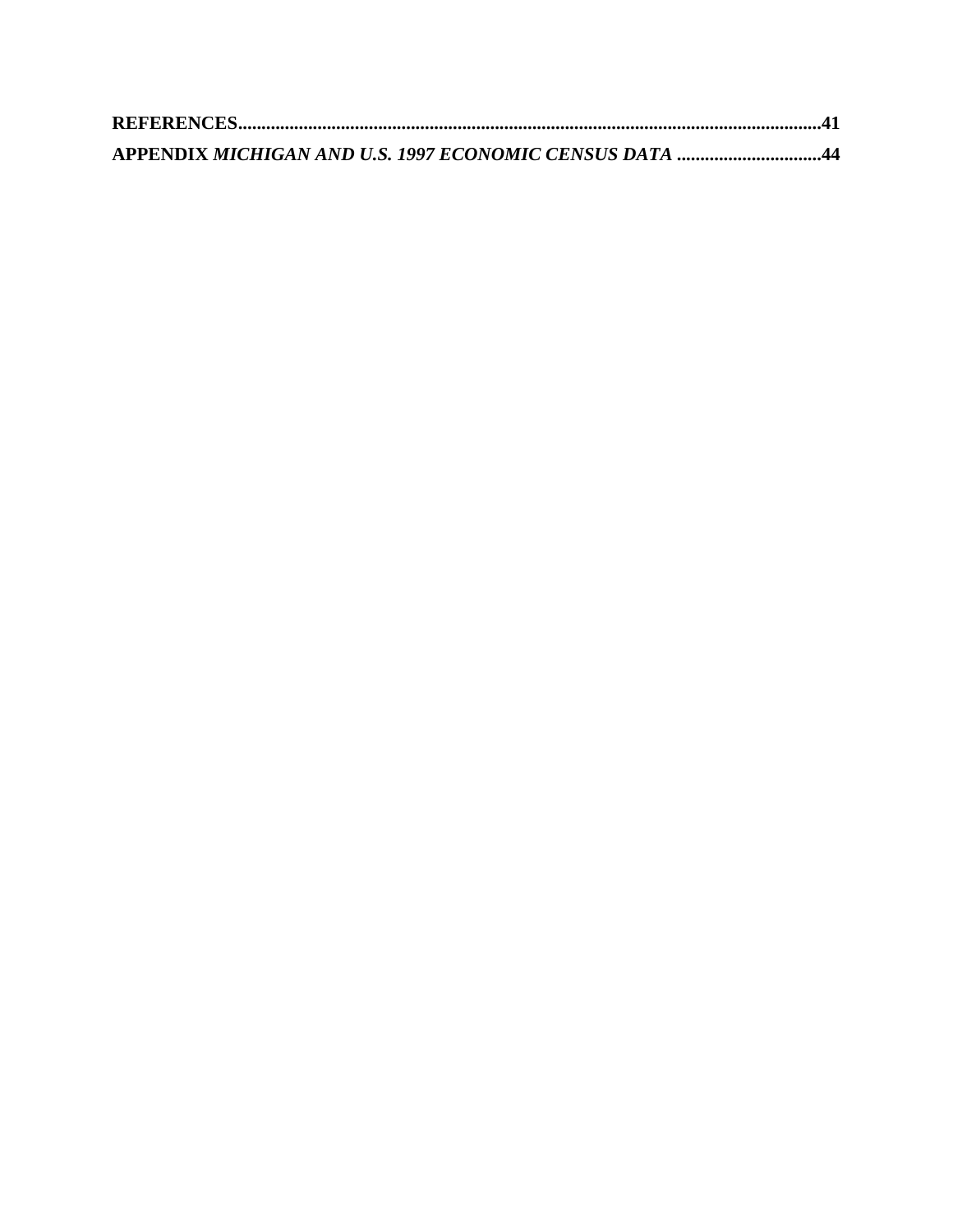**REFERENCES.............................................................................................................................41**

**APPENDIX *MICHIGAN AND U.S. 1997 ECONOMIC CENSUS DATA* ...............................44**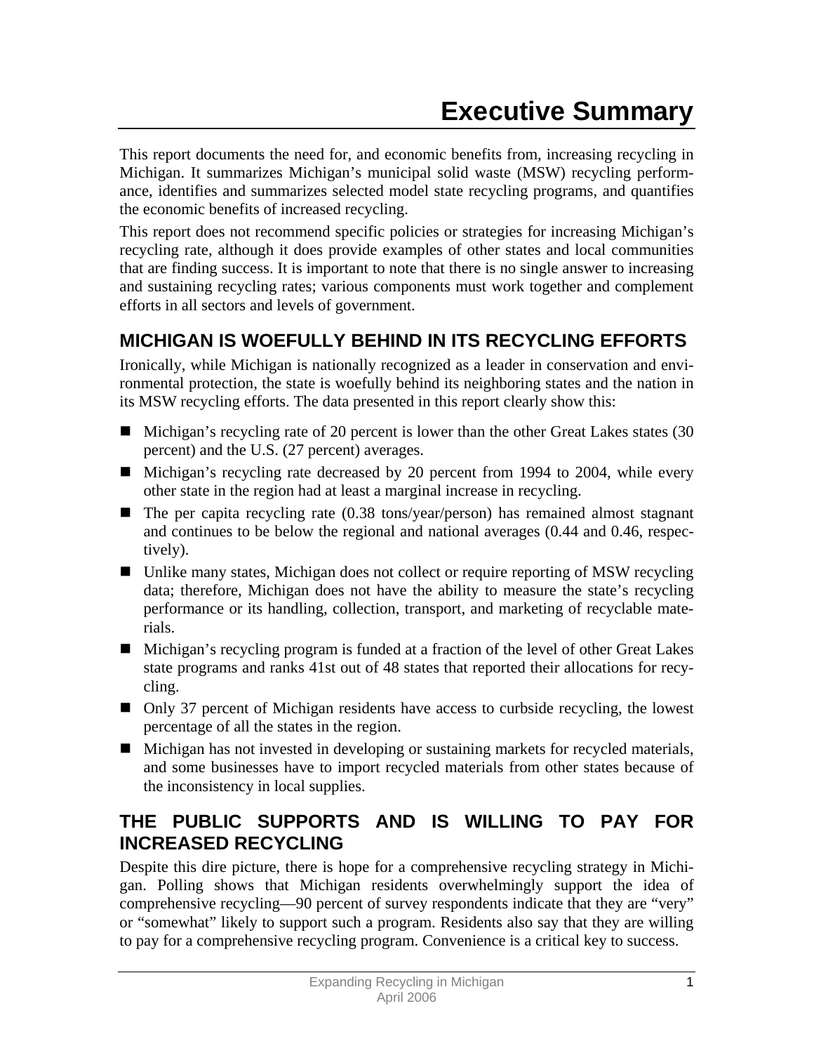# Executive Summary

This report documents the need for, and economic benefits from, increasing recycling in Michigan. It summarizes Michigan's municipal solid waste (MSW) recycling performance, identifies and summarizes selected model state recycling programs, and quantifies the economic benefits of increased recycling.

This report does not recommend specific policies or strategies for increasing Michigan's recycling rate, although it does provide examples of other states and local communities that are finding success. It is important to note that there is no single answer to increasing and sustaining recycling rates; various components must work together and complement efforts in all sectors and levels of government.

## MICHIGAN IS WOEFULLY BEHIND IN ITS RECYCLING EFFORTS

Ironically, while Michigan is nationally recognized as a leader in conservation and environmental protection, the state is woefully behind its neighboring states and the nation in its MSW recycling efforts. The data presented in this report clearly show this:

- Michigan's recycling rate of 20 percent is lower than the other Great Lakes states (30 percent) and the U.S. (27 percent) averages.
- Michigan's recycling rate decreased by 20 percent from 1994 to 2004, while every other state in the region had at least a marginal increase in recycling.
- The per capita recycling rate (0.38 tons/year/person) has remained almost stagnant and continues to be below the regional and national averages (0.44 and 0.46, respectively).
- Unlike many states, Michigan does not collect or require reporting of MSW recycling data; therefore, Michigan does not have the ability to measure the state's recycling performance or its handling, collection, transport, and marketing of recyclable materials.
- Michigan's recycling program is funded at a fraction of the level of other Great Lakes state programs and ranks 41st out of 48 states that reported their allocations for recycling.
- Only 37 percent of Michigan residents have access to curbside recycling, the lowest percentage of all the states in the region.
- Michigan has not invested in developing or sustaining markets for recycled materials, and some businesses have to import recycled materials from other states because of the inconsistency in local supplies.

## THE PUBLIC SUPPORTS AND IS WILLING TO PAY FOR INCREASED RECYCLING

Despite this dire picture, there is hope for a comprehensive recycling strategy in Michigan. Polling shows that Michigan residents overwhelmingly support the idea of comprehensive recycling—90 percent of survey respondents indicate that they are "very" or "somewhat" likely to support such a program. Residents also say that they are willing to pay for a comprehensive recycling program. Convenience is a critical key to success.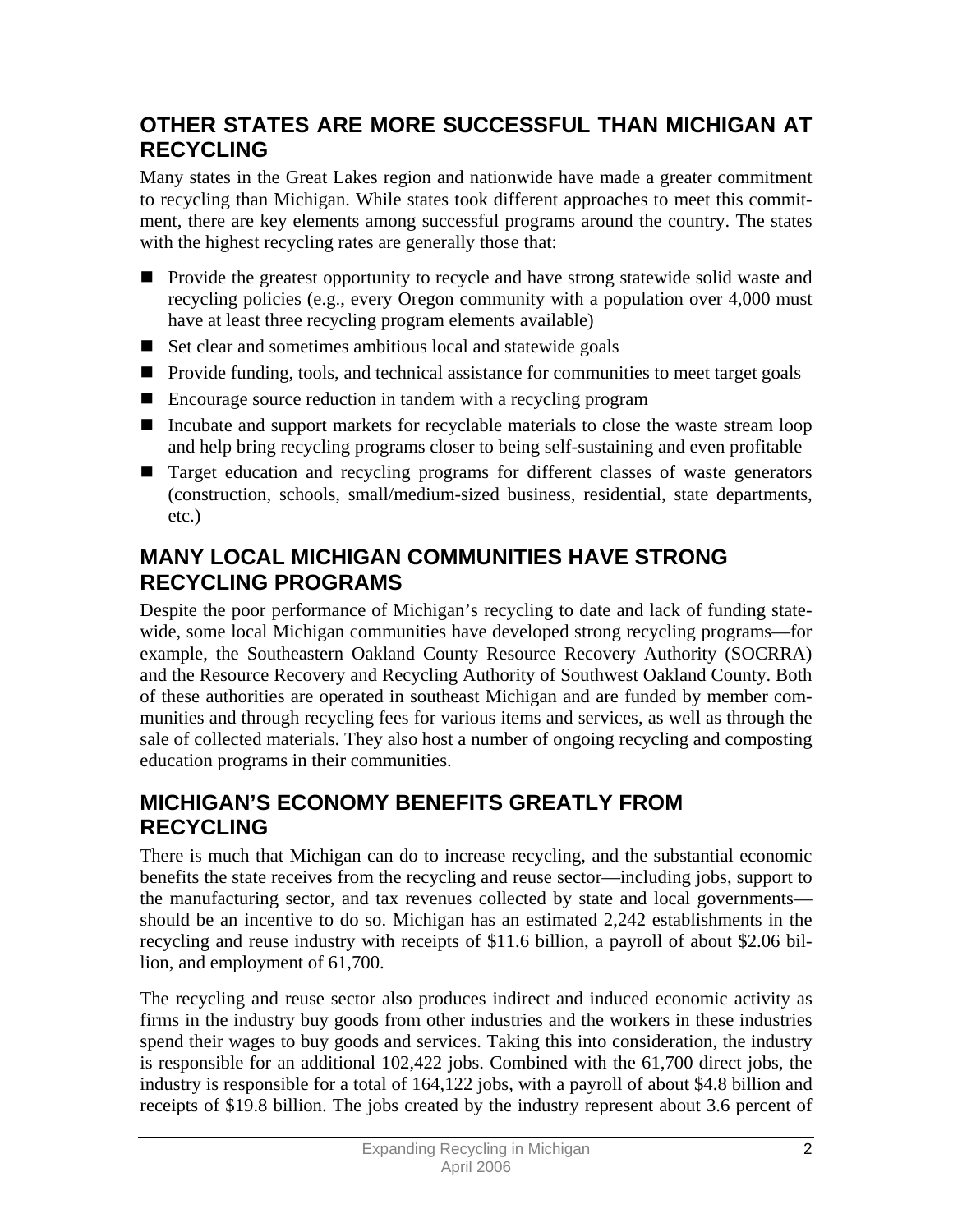## OTHER STATES ARE MORE SUCCESSFUL THAN MICHIGAN AT RECYCLING

Many states in the Great Lakes region and nationwide have made a greater commitment to recycling than Michigan. While states took different approaches to meet this commitment, there are key elements among successful programs around the country. The states with the highest recycling rates are generally those that:

- Provide the greatest opportunity to recycle and have strong statewide solid waste and recycling policies (e.g., every Oregon community with a population over 4,000 must have at least three recycling program elements available)
- Set clear and sometimes ambitious local and statewide goals
- Provide funding, tools, and technical assistance for communities to meet target goals
- Encourage source reduction in tandem with a recycling program
- Incubate and support markets for recyclable materials to close the waste stream loop and help bring recycling programs closer to being self-sustaining and even profitable
- Target education and recycling programs for different classes of waste generators (construction, schools, small/medium-sized business, residential, state departments, etc.)

## MANY LOCAL MICHIGAN COMMUNITIES HAVE STRONG RECYCLING PROGRAMS

Despite the poor performance of Michigan's recycling to date and lack of funding statewide, some local Michigan communities have developed strong recycling programs—for example, the Southeastern Oakland County Resource Recovery Authority (SOCRRA) and the Resource Recovery and Recycling Authority of Southwest Oakland County. Both of these authorities are operated in southeast Michigan and are funded by member communities and through recycling fees for various items and services, as well as through the sale of collected materials. They also host a number of ongoing recycling and composting education programs in their communities.

## MICHIGAN'S ECONOMY BENEFITS GREATLY FROM RECYCLING

There is much that Michigan can do to increase recycling, and the substantial economic benefits the state receives from the recycling and reuse sector—including jobs, support to the manufacturing sector, and tax revenues collected by state and local governments—should be an incentive to do so. Michigan has an estimated 2,242 establishments in the recycling and reuse industry with receipts of $11.6 billion, a payroll of about $2.06 billion, and employment of 61,700.

The recycling and reuse sector also produces indirect and induced economic activity as firms in the industry buy goods from other industries and the workers in these industries spend their wages to buy goods and services. Taking this into consideration, the industry is responsible for an additional 102,422 jobs. Combined with the 61,700 direct jobs, the industry is responsible for a total of 164,122 jobs, with a payroll of about $4.8 billion and receipts of $19.8 billion. The jobs created by the industry represent about 3.6 percent of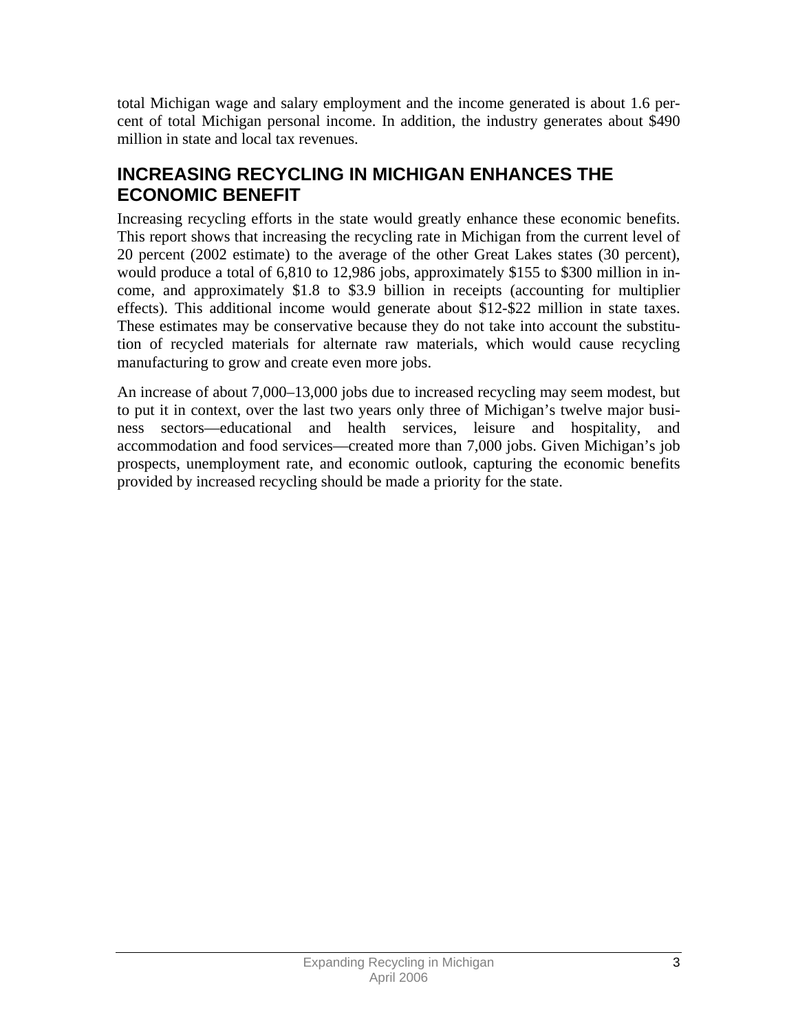total Michigan wage and salary employment and the income generated is about 1.6 percent of total Michigan personal income. In addition, the industry generates about $490 million in state and local tax revenues.

## INCREASING RECYCLING IN MICHIGAN ENHANCES THE ECONOMIC BENEFIT

Increasing recycling efforts in the state would greatly enhance these economic benefits. This report shows that increasing the recycling rate in Michigan from the current level of 20 percent (2002 estimate) to the average of the other Great Lakes states (30 percent), would produce a total of 6,810 to 12,986 jobs, approximately $155 to $300 million in income, and approximately $1.8 to $3.9 billion in receipts (accounting for multiplier effects). This additional income would generate about $12-$22 million in state taxes. These estimates may be conservative because they do not take into account the substitution of recycled materials for alternate raw materials, which would cause recycling manufacturing to grow and create even more jobs.

An increase of about 7,000–13,000 jobs due to increased recycling may seem modest, but to put it in context, over the last two years only three of Michigan's twelve major business sectors—educational and health services, leisure and hospitality, and accommodation and food services—created more than 7,000 jobs. Given Michigan's job prospects, unemployment rate, and economic outlook, capturing the economic benefits provided by increased recycling should be made a priority for the state.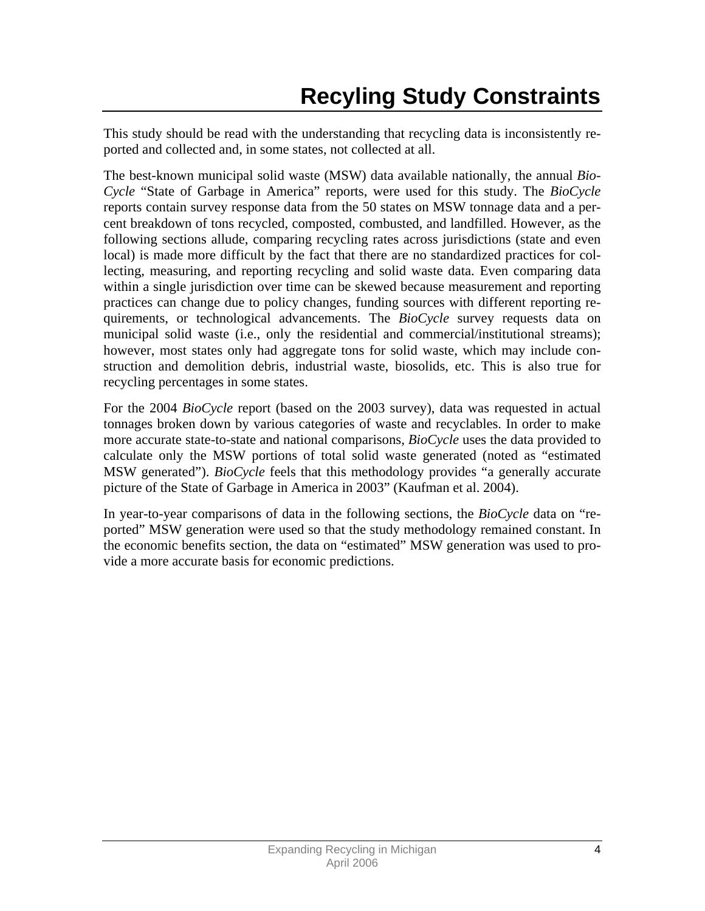# Recyling Study Constraints

This study should be read with the understanding that recycling data is inconsistently reported and collected and, in some states, not collected at all.

The best-known municipal solid waste (MSW) data available nationally, the annual *BioCycle* "State of Garbage in America" reports, were used for this study. The *BioCycle* reports contain survey response data from the 50 states on MSW tonnage data and a percent breakdown of tons recycled, composted, combusted, and landfilled. However, as the following sections allude, comparing recycling rates across jurisdictions (state and even local) is made more difficult by the fact that there are no standardized practices for collecting, measuring, and reporting recycling and solid waste data. Even comparing data within a single jurisdiction over time can be skewed because measurement and reporting practices can change due to policy changes, funding sources with different reporting requirements, or technological advancements. The *BioCycle* survey requests data on municipal solid waste (i.e., only the residential and commercial/institutional streams); however, most states only had aggregate tons for solid waste, which may include construction and demolition debris, industrial waste, biosolids, etc. This is also true for recycling percentages in some states.

For the 2004 *BioCycle* report (based on the 2003 survey), data was requested in actual tonnages broken down by various categories of waste and recyclables. In order to make more accurate state-to-state and national comparisons, *BioCycle* uses the data provided to calculate only the MSW portions of total solid waste generated (noted as "estimated MSW generated"). *BioCycle* feels that this methodology provides "a generally accurate picture of the State of Garbage in America in 2003" (Kaufman et al. 2004).

In year-to-year comparisons of data in the following sections, the *BioCycle* data on "reported" MSW generation were used so that the study methodology remained constant. In the economic benefits section, the data on "estimated" MSW generation was used to provide a more accurate basis for economic predictions.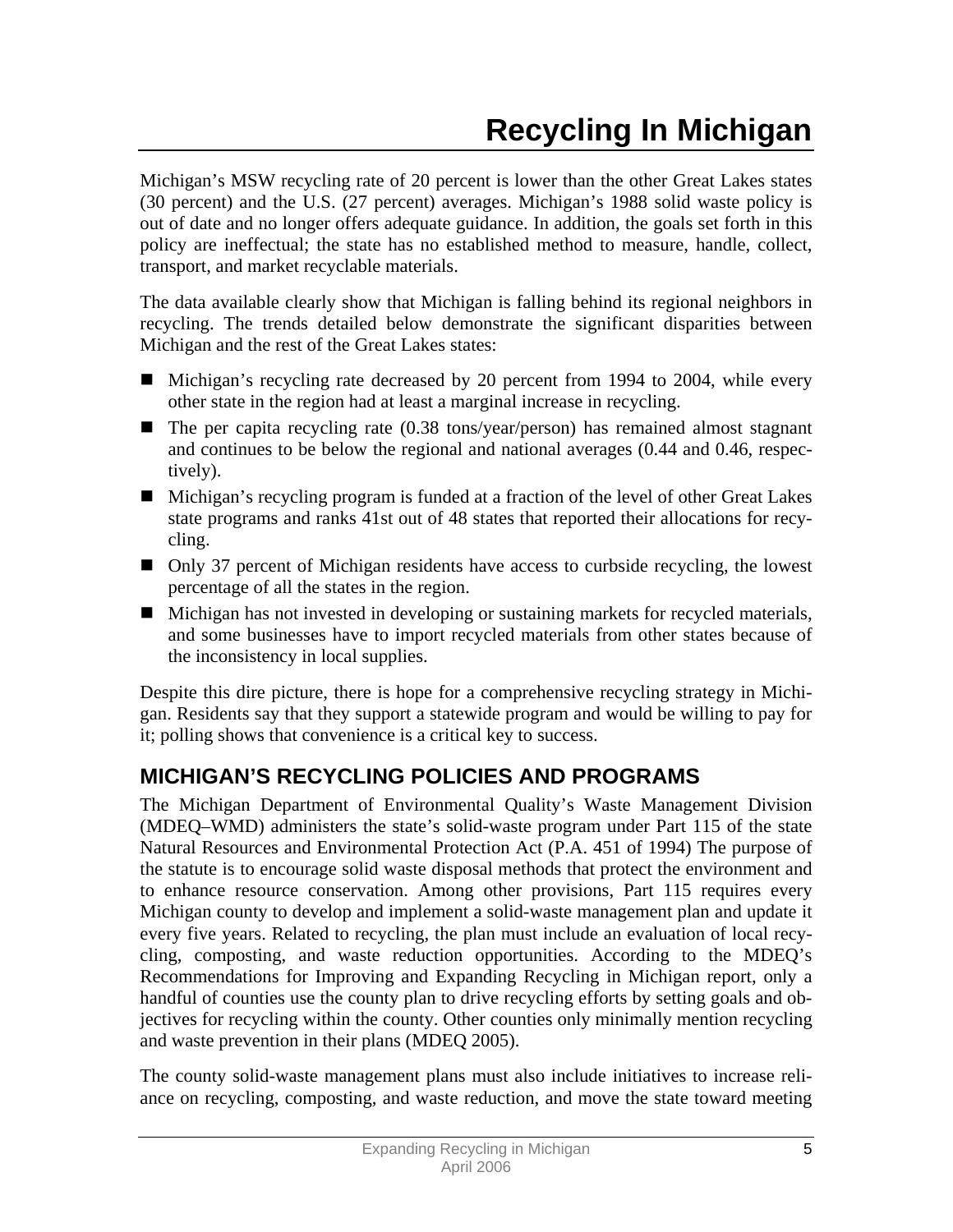# Recycling In Michigan

Michigan's MSW recycling rate of 20 percent is lower than the other Great Lakes states (30 percent) and the U.S. (27 percent) averages. Michigan's 1988 solid waste policy is out of date and no longer offers adequate guidance. In addition, the goals set forth in this policy are ineffectual; the state has no established method to measure, handle, collect, transport, and market recyclable materials.

The data available clearly show that Michigan is falling behind its regional neighbors in recycling. The trends detailed below demonstrate the significant disparities between Michigan and the rest of the Great Lakes states:

- Michigan's recycling rate decreased by 20 percent from 1994 to 2004, while every other state in the region had at least a marginal increase in recycling.
- The per capita recycling rate (0.38 tons/year/person) has remained almost stagnant and continues to be below the regional and national averages (0.44 and 0.46, respectively).
- Michigan's recycling program is funded at a fraction of the level of other Great Lakes state programs and ranks 41st out of 48 states that reported their allocations for recycling.
- Only 37 percent of Michigan residents have access to curbside recycling, the lowest percentage of all the states in the region.
- Michigan has not invested in developing or sustaining markets for recycled materials, and some businesses have to import recycled materials from other states because of the inconsistency in local supplies.

Despite this dire picture, there is hope for a comprehensive recycling strategy in Michigan. Residents say that they support a statewide program and would be willing to pay for it; polling shows that convenience is a critical key to success.

## MICHIGAN'S RECYCLING POLICIES AND PROGRAMS

The Michigan Department of Environmental Quality's Waste Management Division (MDEQ–WMD) administers the state's solid-waste program under Part 115 of the state Natural Resources and Environmental Protection Act (P.A. 451 of 1994) The purpose of the statute is to encourage solid waste disposal methods that protect the environment and to enhance resource conservation. Among other provisions, Part 115 requires every Michigan county to develop and implement a solid-waste management plan and update it every five years. Related to recycling, the plan must include an evaluation of local recycling, composting, and waste reduction opportunities. According to the MDEQ's Recommendations for Improving and Expanding Recycling in Michigan report, only a handful of counties use the county plan to drive recycling efforts by setting goals and objectives for recycling within the county. Other counties only minimally mention recycling and waste prevention in their plans (MDEQ 2005).

The county solid-waste management plans must also include initiatives to increase reliance on recycling, composting, and waste reduction, and move the state toward meeting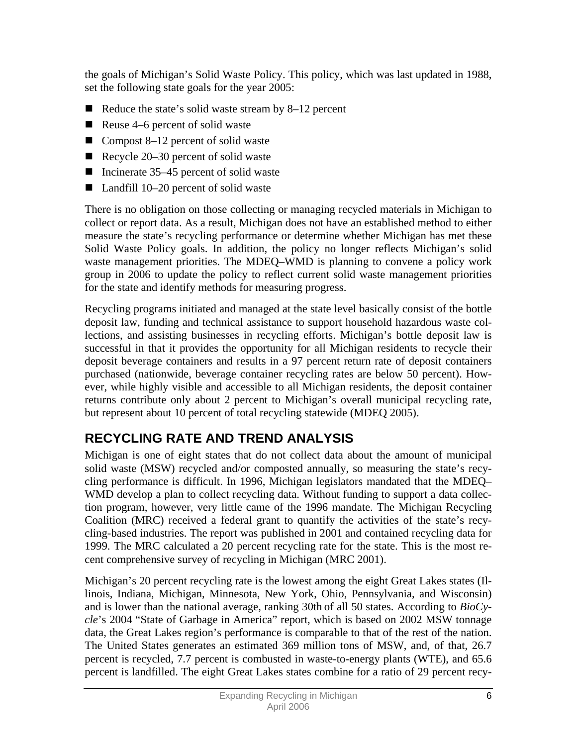the goals of Michigan's Solid Waste Policy. This policy, which was last updated in 1988, set the following state goals for the year 2005:

- Reduce the state's solid waste stream by 8–12 percent
- Reuse 4–6 percent of solid waste
- Compost 8–12 percent of solid waste
- Recycle 20–30 percent of solid waste
- Incinerate 35–45 percent of solid waste
- Landfill 10–20 percent of solid waste

There is no obligation on those collecting or managing recycled materials in Michigan to collect or report data. As a result, Michigan does not have an established method to either measure the state's recycling performance or determine whether Michigan has met these Solid Waste Policy goals. In addition, the policy no longer reflects Michigan's solid waste management priorities. The MDEQ–WMD is planning to convene a policy work group in 2006 to update the policy to reflect current solid waste management priorities for the state and identify methods for measuring progress.

Recycling programs initiated and managed at the state level basically consist of the bottle deposit law, funding and technical assistance to support household hazardous waste collections, and assisting businesses in recycling efforts. Michigan's bottle deposit law is successful in that it provides the opportunity for all Michigan residents to recycle their deposit beverage containers and results in a 97 percent return rate of deposit containers purchased (nationwide, beverage container recycling rates are below 50 percent). However, while highly visible and accessible to all Michigan residents, the deposit container returns contribute only about 2 percent to Michigan's overall municipal recycling rate, but represent about 10 percent of total recycling statewide (MDEQ 2005).

## RECYCLING RATE AND TREND ANALYSIS

Michigan is one of eight states that do not collect data about the amount of municipal solid waste (MSW) recycled and/or composted annually, so measuring the state's recycling performance is difficult. In 1996, Michigan legislators mandated that the MDEQ–WMD develop a plan to collect recycling data. Without funding to support a data collection program, however, very little came of the 1996 mandate. The Michigan Recycling Coalition (MRC) received a federal grant to quantify the activities of the state's recycling-based industries. The report was published in 2001 and contained recycling data for 1999. The MRC calculated a 20 percent recycling rate for the state. This is the most recent comprehensive survey of recycling in Michigan (MRC 2001).

Michigan's 20 percent recycling rate is the lowest among the eight Great Lakes states (Illinois, Indiana, Michigan, Minnesota, New York, Ohio, Pennsylvania, and Wisconsin) and is lower than the national average, ranking 30th of all 50 states. According to *BioCycle*'s 2004 "State of Garbage in America" report, which is based on 2002 MSW tonnage data, the Great Lakes region's performance is comparable to that of the rest of the nation. The United States generates an estimated 369 million tons of MSW, and, of that, 26.7 percent is recycled, 7.7 percent is combusted in waste-to-energy plants (WTE), and 65.6 percent is landfilled. The eight Great Lakes states combine for a ratio of 29 percent recy-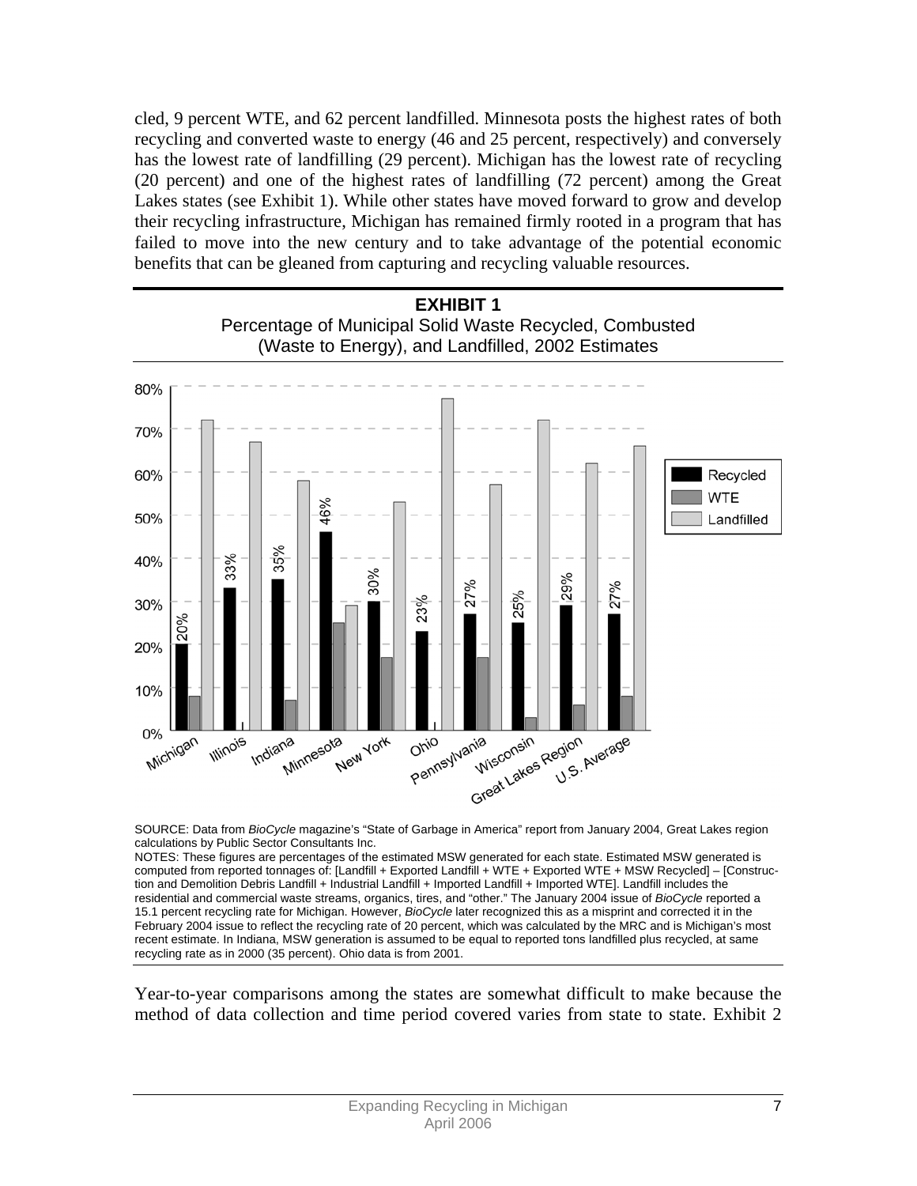cled, 9 percent WTE, and 62 percent landfilled. Minnesota posts the highest rates of both recycling and converted waste to energy (46 and 25 percent, respectively) and conversely has the lowest rate of landfilling (29 percent). Michigan has the lowest rate of recycling (20 percent) and one of the highest rates of landfilling (72 percent) among the Great Lakes states (see Exhibit 1). While other states have moved forward to grow and develop their recycling infrastructure, Michigan has remained firmly rooted in a program that has failed to move into the new century and to take advantage of the potential economic benefits that can be gleaned from capturing and recycling valuable resources.

**EXHIBIT 1**
Percentage of Municipal Solid Waste Recycled, Combusted (Waste to Energy), and Landfilled, 2002 Estimates

| | Recycled | WTE | Landfilled |
|---|---|---|---|
| Michigan | 20% | | |
| Illinois | 33% | | |
| Indiana | 35% | | |
| Minnesota | 46% | | |
| New York | 30% | | |
| Ohio | 23% | | |
| Pennsylvania | 27% | | |
| Wisconsin | 25% | | |
| Great Lakes Region | 29% | | |
| U.S. Average | 27% | | |

SOURCE: Data from *BioCycle* magazine's "State of Garbage in America" report from January 2004, Great Lakes region calculations by Public Sector Consultants Inc.

NOTES: These figures are percentages of the estimated MSW generated for each state. Estimated MSW generated is computed from reported tonnages of: [Landfill + Exported Landfill + WTE + Exported WTE + MSW Recycled] – [Construction and Demolition Debris Landfill + Industrial Landfill + Imported Landfill + Imported WTE]. Landfill includes the residential and commercial waste streams, organics, tires, and "other." The January 2004 issue of *BioCycle* reported a 15.1 percent recycling rate for Michigan. However, *BioCycle* later recognized this as a misprint and corrected it in the February 2004 issue to reflect the recycling rate of 20 percent, which was calculated by the MRC and is Michigan's most recent estimate. In Indiana, MSW generation is assumed to be equal to reported tons landfilled plus recycled, at same recycling rate as in 2000 (35 percent). Ohio data is from 2001.

Year-to-year comparisons among the states are somewhat difficult to make because the method of data collection and time period covered varies from state to state. Exhibit 2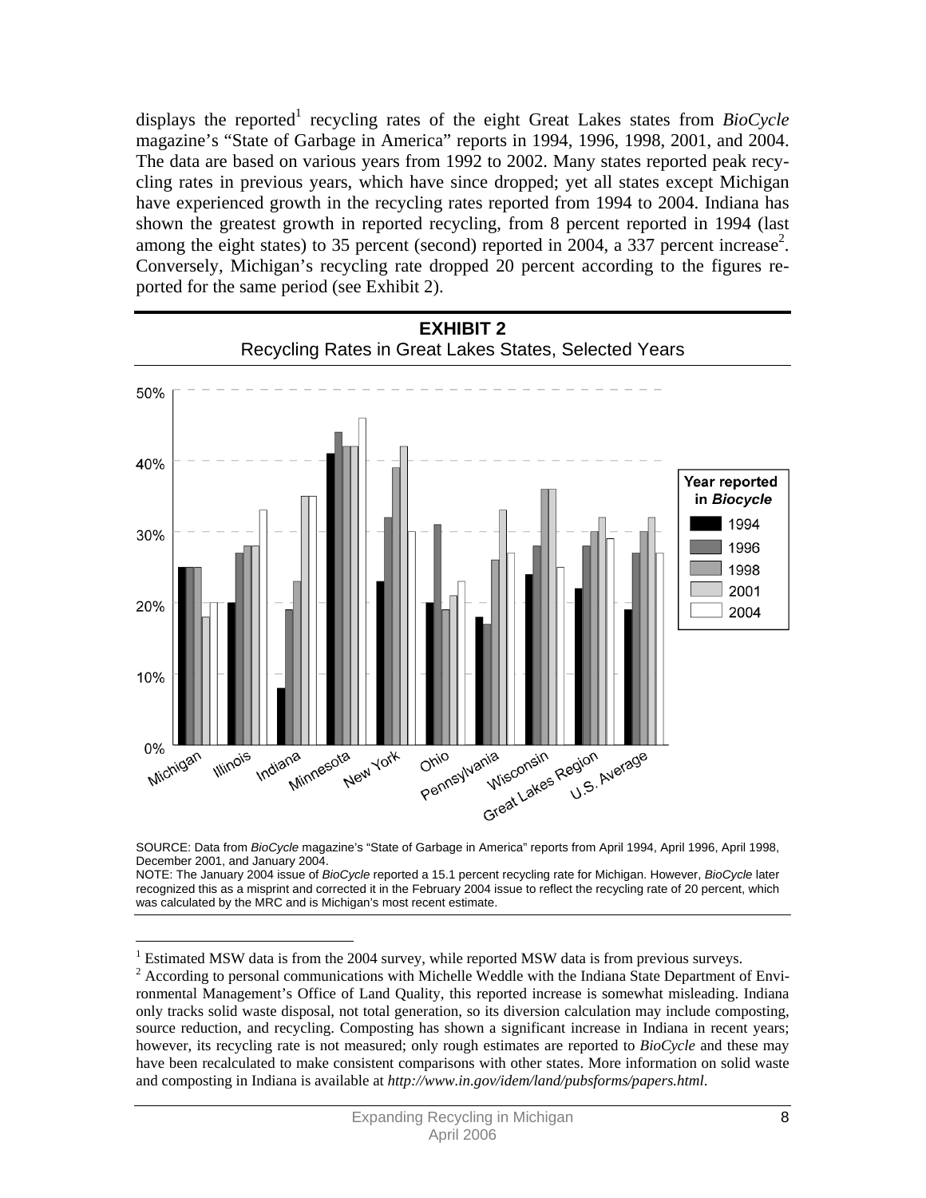displays the reported[1] recycling rates of the eight Great Lakes states from *BioCycle* magazine's "State of Garbage in America" reports in 1994, 1996, 1998, 2001, and 2004. The data are based on various years from 1992 to 2002. Many states reported peak recycling rates in previous years, which have since dropped; yet all states except Michigan have experienced growth in the recycling rates reported from 1994 to 2004. Indiana has shown the greatest growth in reported recycling, from 8 percent reported in 1994 (last among the eight states) to 35 percent (second) reported in 2004, a 337 percent increase[2]. Conversely, Michigan's recycling rate dropped 20 percent according to the figures reported for the same period (see Exhibit 2).

**EXHIBIT 2**
Recycling Rates in Great Lakes States, Selected Years

| | 1994 | 1996 | 1998 | 2001 | 2004 |
|---|---|---|---|---|---|
| Michigan | 25% | 25% | 25% | 18% | 20% |
| Illinois | 20% | 27% | 28% | 28% | 33% |
| Indiana | 8% | 19% | 23% | 35% | 35% |
| Minnesota | 41% | 44% | 42% | 42% | 46% |
| New York | 23% | 32% | 39% | 42% | 30% |
| Ohio | 20% | 31% | 19% | 21% | 23% |
| Pennsylvania | 18% | 17% | 26% | 33% | 27% |
| Wisconsin | 24% | 28% | 36% | 36% | 25% |
| Great Lakes Region | 22% | 28% | 30% | 32% | 29% |
| U.S. Average | 19% | 27% | 30% | 32% | 27% |

Year reported in *Biocycle*

SOURCE: Data from *BioCycle* magazine's "State of Garbage in America" reports from April 1994, April 1996, April 1998, December 2001, and January 2004.
NOTE: The January 2004 issue of *BioCycle* reported a 15.1 percent recycling rate for Michigan. However, *BioCycle* later recognized this as a misprint and corrected it in the February 2004 issue to reflect the recycling rate of 20 percent, which was calculated by the MRC and is Michigan's most recent estimate.

---

[1] Estimated MSW data is from the 2004 survey, while reported MSW data is from previous surveys.

[2] According to personal communications with Michelle Weddle with the Indiana State Department of Environmental Management's Office of Land Quality, this reported increase is somewhat misleading. Indiana only tracks solid waste disposal, not total generation, so its diversion calculation may include composting, source reduction, and recycling. Composting has shown a significant increase in Indiana in recent years; however, its recycling rate is not measured; only rough estimates are reported to *BioCycle* and these may have been recalculated to make consistent comparisons with other states. More information on solid waste and composting in Indiana is available at *http://www.in.gov/idem/land/pubsforms/papers.html*.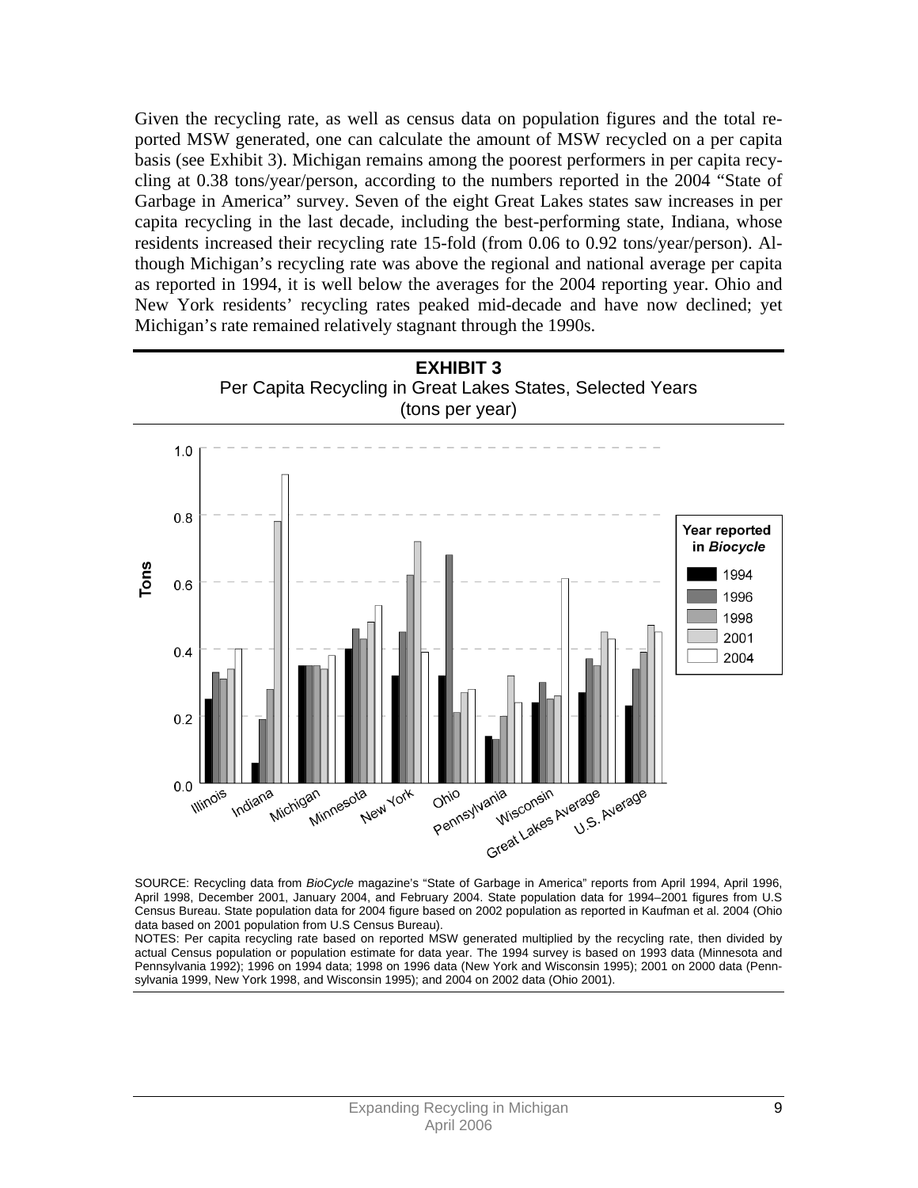Given the recycling rate, as well as census data on population figures and the total reported MSW generated, one can calculate the amount of MSW recycled on a per capita basis (see Exhibit 3). Michigan remains among the poorest performers in per capita recycling at 0.38 tons/year/person, according to the numbers reported in the 2004 "State of Garbage in America" survey. Seven of the eight Great Lakes states saw increases in per capita recycling in the last decade, including the best-performing state, Indiana, whose residents increased their recycling rate 15-fold (from 0.06 to 0.92 tons/year/person). Although Michigan's recycling rate was above the regional and national average per capita as reported in 1994, it is well below the averages for the 2004 reporting year. Ohio and New York residents' recycling rates peaked mid-decade and have now declined; yet Michigan's rate remained relatively stagnant through the 1990s.

**EXHIBIT 3**
Per Capita Recycling in Great Lakes States, Selected Years
(tons per year)

SOURCE: Recycling data from *BioCycle* magazine's "State of Garbage in America" reports from April 1994, April 1996, April 1998, December 2001, January 2004, and February 2004. State population data for 1994–2001 figures from U.S Census Bureau. State population data for 2004 figure based on 2002 population as reported in Kaufman et al. 2004 (Ohio data based on 2001 population from U.S Census Bureau).

NOTES: Per capita recycling rate based on reported MSW generated multiplied by the recycling rate, then divided by actual Census population or population estimate for data year. The 1994 survey is based on 1993 data (Minnesota and Pennsylvania 1992); 1996 on 1994 data; 1998 on 1996 data (New York and Wisconsin 1995); 2001 on 2000 data (Pennsylvania 1999, New York 1998, and Wisconsin 1995); and 2004 on 2002 data (Ohio 2001).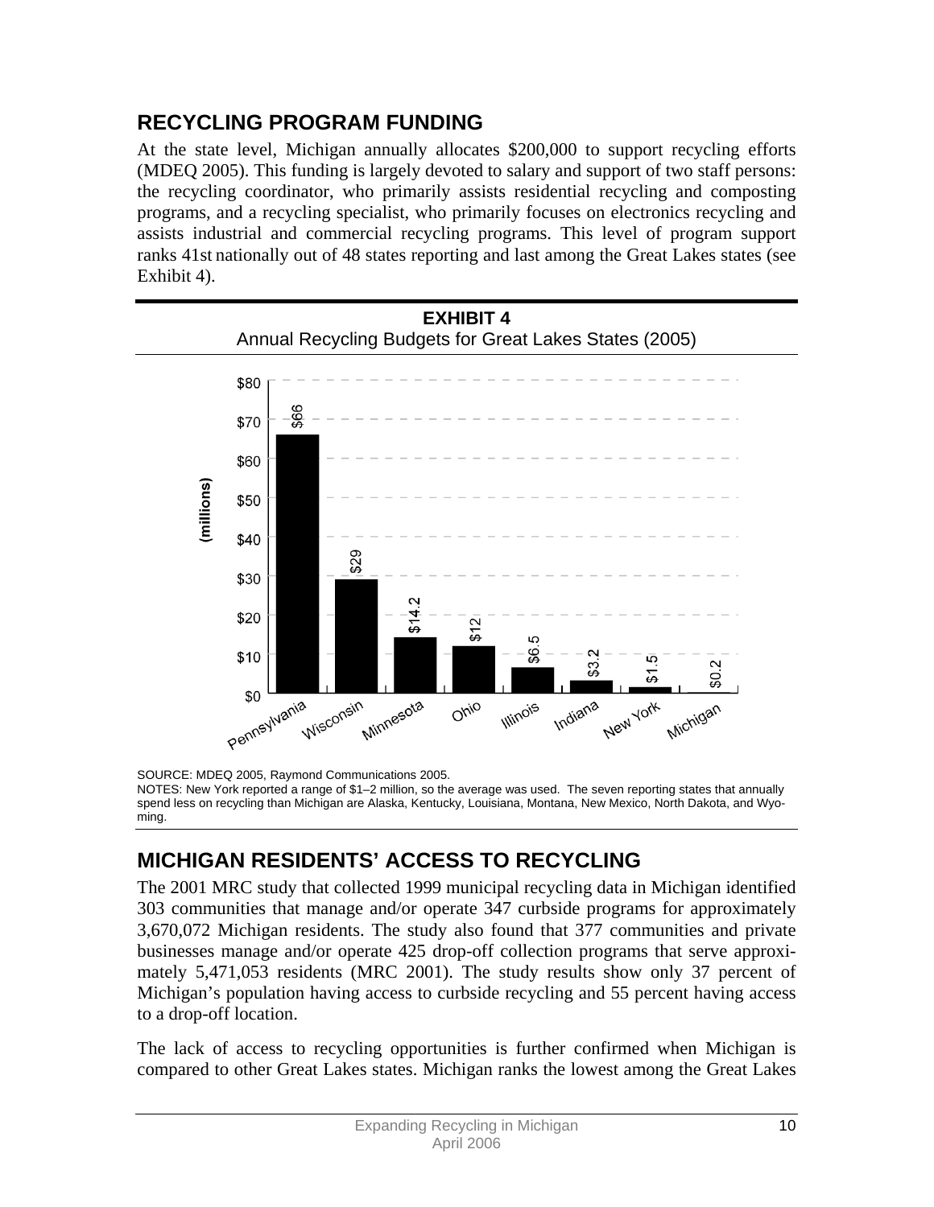## RECYCLING PROGRAM FUNDING

At the state level, Michigan annually allocates $200,000 to support recycling efforts (MDEQ 2005). This funding is largely devoted to salary and support of two staff persons: the recycling coordinator, who primarily assists residential recycling and composting programs, and a recycling specialist, who primarily focuses on electronics recycling and assists industrial and commercial recycling programs. This level of program support ranks 41st nationally out of 48 states reporting and last among the Great Lakes states (see Exhibit 4).

**EXHIBIT 4**
Annual Recycling Budgets for Great Lakes States (2005)

| State | Annual Recycling Budget (millions) |
|---|---|
| Pennsylvania | $66 |
| Wisconsin | $29 |
| Minnesota | $14.2 |
| Ohio | $12 |
| Illinois | $6.5 |
| Indiana | $3.2 |
| New York | $1.5 |
| Michigan | $0.2 |

SOURCE: MDEQ 2005, Raymond Communications 2005.
NOTES: New York reported a range of $1–2 million, so the average was used. The seven reporting states that annually spend less on recycling than Michigan are Alaska, Kentucky, Louisiana, Montana, New Mexico, North Dakota, and Wyoming.

## MICHIGAN RESIDENTS' ACCESS TO RECYCLING

The 2001 MRC study that collected 1999 municipal recycling data in Michigan identified 303 communities that manage and/or operate 347 curbside programs for approximately 3,670,072 Michigan residents. The study also found that 377 communities and private businesses manage and/or operate 425 drop-off collection programs that serve approximately 5,471,053 residents (MRC 2001). The study results show only 37 percent of Michigan's population having access to curbside recycling and 55 percent having access to a drop-off location.

The lack of access to recycling opportunities is further confirmed when Michigan is compared to other Great Lakes states. Michigan ranks the lowest among the Great Lakes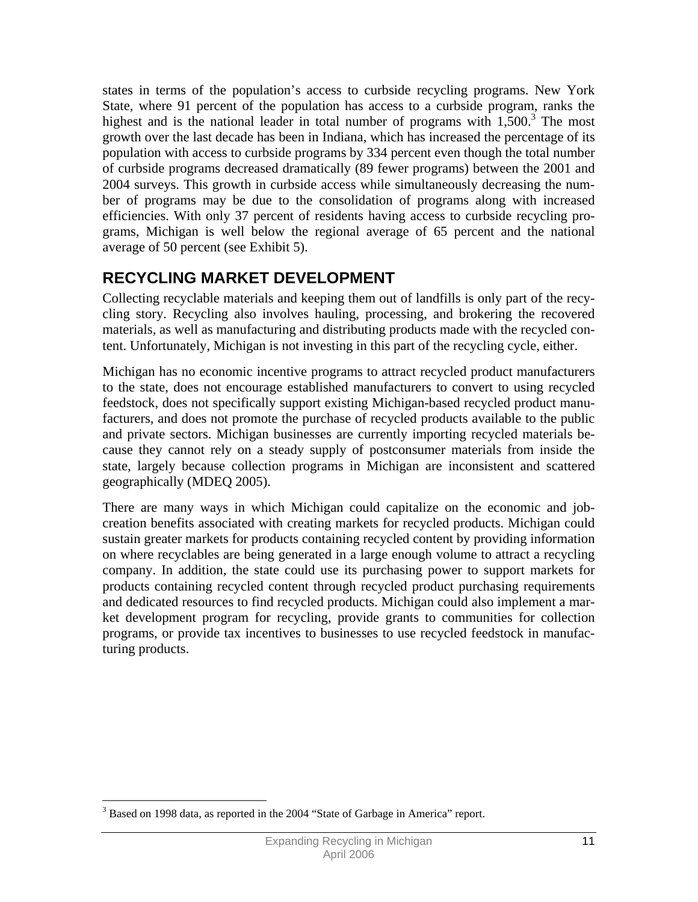states in terms of the population's access to curbside recycling programs. New York State, where 91 percent of the population has access to a curbside program, ranks the highest and is the national leader in total number of programs with 1,500.[3] The most growth over the last decade has been in Indiana, which has increased the percentage of its population with access to curbside programs by 334 percent even though the total number of curbside programs decreased dramatically (89 fewer programs) between the 2001 and 2004 surveys. This growth in curbside access while simultaneously decreasing the number of programs may be due to the consolidation of programs along with increased efficiencies. With only 37 percent of residents having access to curbside recycling programs, Michigan is well below the regional average of 65 percent and the national average of 50 percent (see Exhibit 5).

## RECYCLING MARKET DEVELOPMENT

Collecting recyclable materials and keeping them out of landfills is only part of the recycling story. Recycling also involves hauling, processing, and brokering the recovered materials, as well as manufacturing and distributing products made with the recycled content. Unfortunately, Michigan is not investing in this part of the recycling cycle, either.

Michigan has no economic incentive programs to attract recycled product manufacturers to the state, does not encourage established manufacturers to convert to using recycled feedstock, does not specifically support existing Michigan-based recycled product manufacturers, and does not promote the purchase of recycled products available to the public and private sectors. Michigan businesses are currently importing recycled materials because they cannot rely on a steady supply of postconsumer materials from inside the state, largely because collection programs in Michigan are inconsistent and scattered geographically (MDEQ 2005).

There are many ways in which Michigan could capitalize on the economic and job-creation benefits associated with creating markets for recycled products. Michigan could sustain greater markets for products containing recycled content by providing information on where recyclables are being generated in a large enough volume to attract a recycling company. In addition, the state could use its purchasing power to support markets for products containing recycled content through recycled product purchasing requirements and dedicated resources to find recycled products. Michigan could also implement a market development program for recycling, provide grants to communities for collection programs, or provide tax incentives to businesses to use recycled feedstock in manufacturing products.

[3] Based on 1998 data, as reported in the 2004 "State of Garbage in America" report.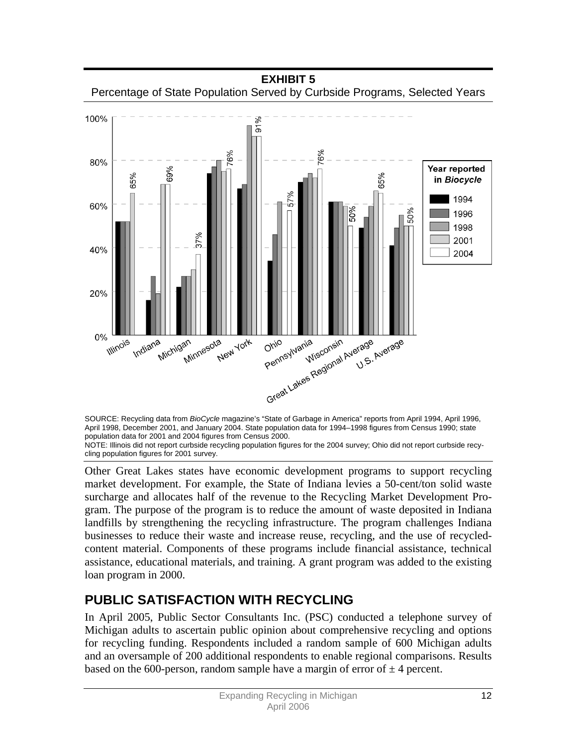**EXHIBIT 5**

Percentage of State Population Served by Curbside Programs, Selected Years

SOURCE: Recycling data from *BioCycle* magazine's "State of Garbage in America" reports from April 1994, April 1996, April 1998, December 2001, and January 2004. State population data for 1994–1998 figures from Census 1990; state population data for 2001 and 2004 figures from Census 2000.

NOTE: Illinois did not report curbside recycling population figures for the 2004 survey; Ohio did not report curbside recycling population figures for 2001 survey.

Other Great Lakes states have economic development programs to support recycling market development. For example, the State of Indiana levies a 50-cent/ton solid waste surcharge and allocates half of the revenue to the Recycling Market Development Program. The purpose of the program is to reduce the amount of waste deposited in Indiana landfills by strengthening the recycling infrastructure. The program challenges Indiana businesses to reduce their waste and increase reuse, recycling, and the use of recycled-content material. Components of these programs include financial assistance, technical assistance, educational materials, and training. A grant program was added to the existing loan program in 2000.

## PUBLIC SATISFACTION WITH RECYCLING

In April 2005, Public Sector Consultants Inc. (PSC) conducted a telephone survey of Michigan adults to ascertain public opinion about comprehensive recycling and options for recycling funding. Respondents included a random sample of 600 Michigan adults and an oversample of 200 additional respondents to enable regional comparisons. Results based on the 600-person, random sample have a margin of error of ± 4 percent.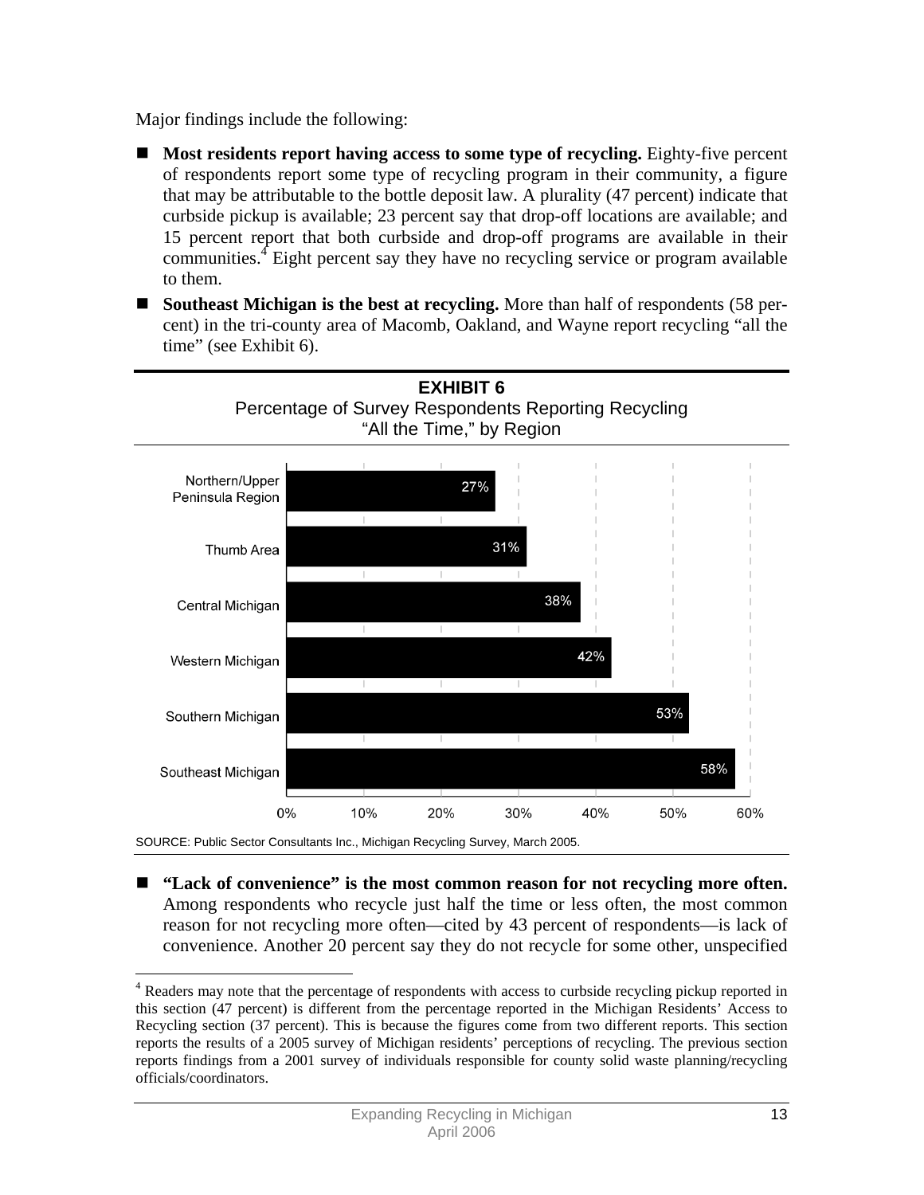Major findings include the following:

- **Most residents report having access to some type of recycling.** Eighty-five percent of respondents report some type of recycling program in their community, a figure that may be attributable to the bottle deposit law. A plurality (47 percent) indicate that curbside pickup is available; 23 percent say that drop-off locations are available; and 15 percent report that both curbside and drop-off programs are available in their communities.[4] Eight percent say they have no recycling service or program available to them.
- **Southeast Michigan is the best at recycling.** More than half of respondents (58 percent) in the tri-county area of Macomb, Oakland, and Wayne report recycling "all the time" (see Exhibit 6).

**EXHIBIT 6**
Percentage of Survey Respondents Reporting Recycling "All the Time," by Region

| Region | Percentage |
|---|---|
| Northern/Upper Peninsula Region | 27% |
| Thumb Area | 31% |
| Central Michigan | 38% |
| Western Michigan | 42% |
| Southern Michigan | 53% |
| Southeast Michigan | 58% |

SOURCE: Public Sector Consultants Inc., Michigan Recycling Survey, March 2005.

- **"Lack of convenience" is the most common reason for not recycling more often.** Among respondents who recycle just half the time or less often, the most common reason for not recycling more often—cited by 43 percent of respondents—is lack of convenience. Another 20 percent say they do not recycle for some other, unspecified

[4] Readers may note that the percentage of respondents with access to curbside recycling pickup reported in this section (47 percent) is different from the percentage reported in the Michigan Residents' Access to Recycling section (37 percent). This is because the figures come from two different reports. This section reports the results of a 2005 survey of Michigan residents' perceptions of recycling. The previous section reports findings from a 2001 survey of individuals responsible for county solid waste planning/recycling officials/coordinators.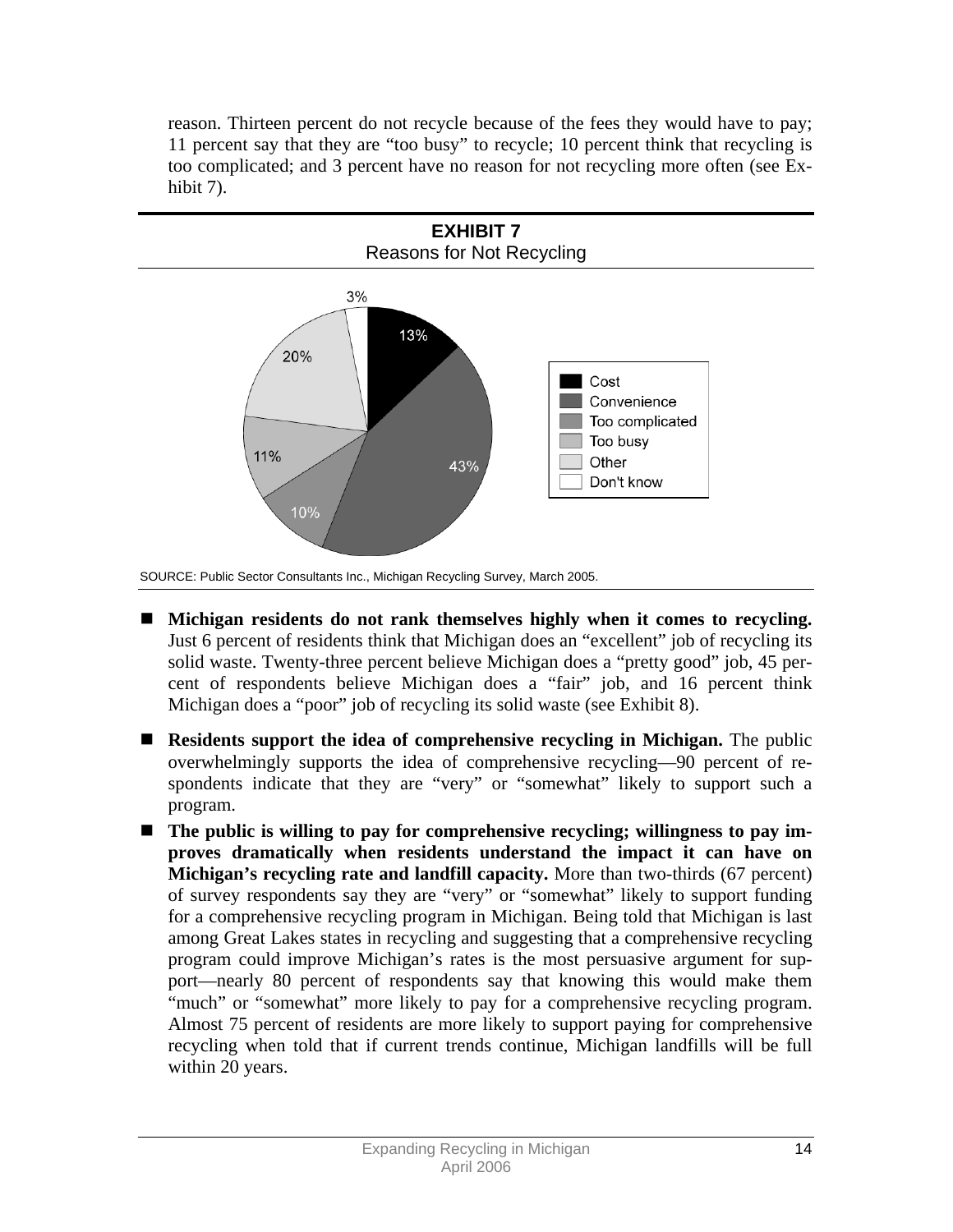reason. Thirteen percent do not recycle because of the fees they would have to pay; 11 percent say that they are "too busy" to recycle; 10 percent think that recycling is too complicated; and 3 percent have no reason for not recycling more often (see Exhibit 7).

**EXHIBIT 7**
Reasons for Not Recycling

| Reason | Percent |
|---|---|
| Cost | 13% |
| Convenience | 43% |
| Too complicated | 10% |
| Too busy | 11% |
| Other | 20% |
| Don't know | 3% |

SOURCE: Public Sector Consultants Inc., Michigan Recycling Survey, March 2005.

- **Michigan residents do not rank themselves highly when it comes to recycling.** Just 6 percent of residents think that Michigan does an "excellent" job of recycling its solid waste. Twenty-three percent believe Michigan does a "pretty good" job, 45 percent of respondents believe Michigan does a "fair" job, and 16 percent think Michigan does a "poor" job of recycling its solid waste (see Exhibit 8).
- **Residents support the idea of comprehensive recycling in Michigan.** The public overwhelmingly supports the idea of comprehensive recycling—90 percent of respondents indicate that they are "very" or "somewhat" likely to support such a program.
- **The public is willing to pay for comprehensive recycling; willingness to pay improves dramatically when residents understand the impact it can have on Michigan's recycling rate and landfill capacity.** More than two-thirds (67 percent) of survey respondents say they are "very" or "somewhat" likely to support funding for a comprehensive recycling program in Michigan. Being told that Michigan is last among Great Lakes states in recycling and suggesting that a comprehensive recycling program could improve Michigan's rates is the most persuasive argument for support—nearly 80 percent of respondents say that knowing this would make them "much" or "somewhat" more likely to pay for a comprehensive recycling program. Almost 75 percent of residents are more likely to support paying for comprehensive recycling when told that if current trends continue, Michigan landfills will be full within 20 years.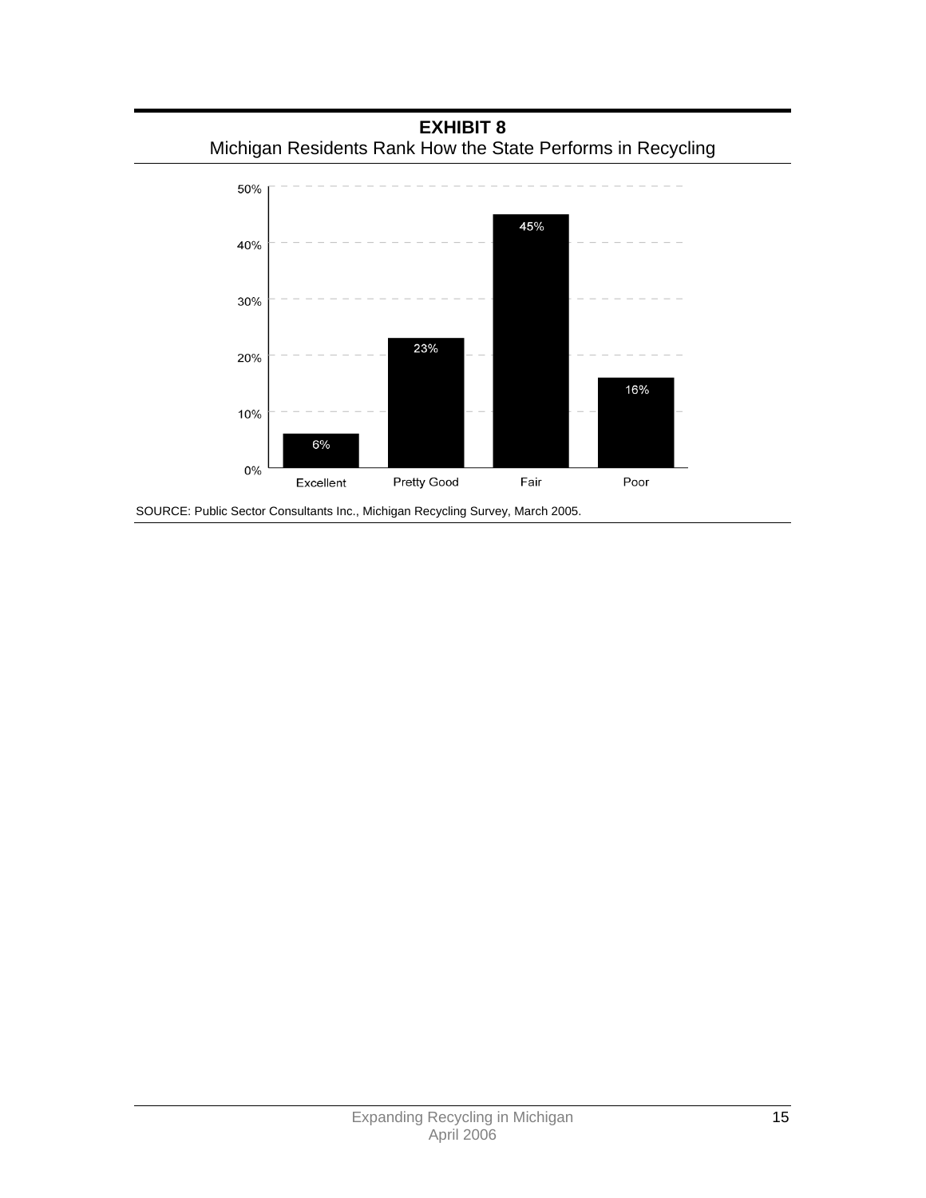**EXHIBIT 8**
Michigan Residents Rank How the State Performs in Recycling

| Rating | Percentage |
| --- | --- |
| Excellent | 6% |
| Pretty Good | 23% |
| Fair | 45% |
| Poor | 16% |

SOURCE: Public Sector Consultants Inc., Michigan Recycling Survey, March 2005.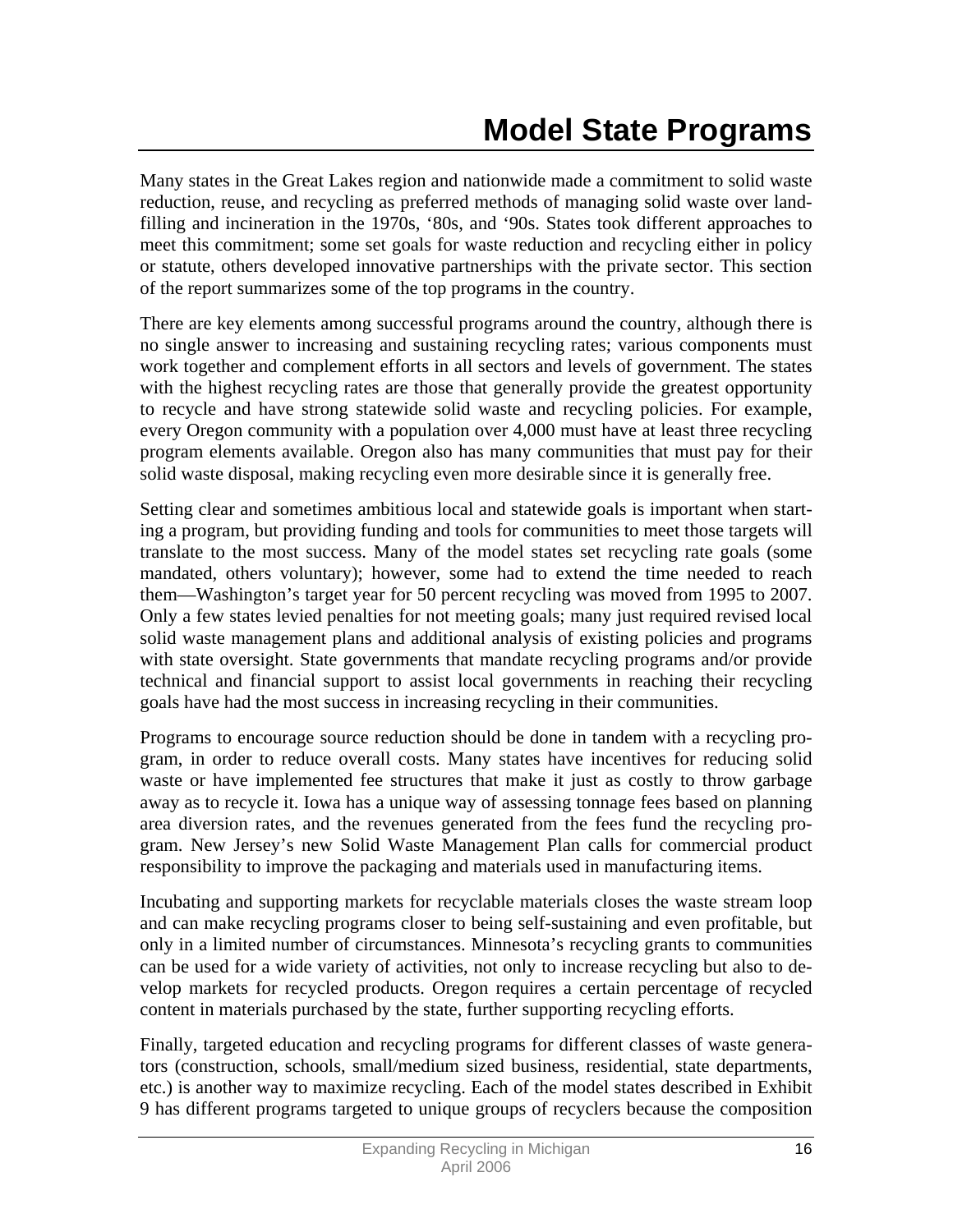# Model State Programs

Many states in the Great Lakes region and nationwide made a commitment to solid waste reduction, reuse, and recycling as preferred methods of managing solid waste over landfilling and incineration in the 1970s, '80s, and '90s. States took different approaches to meet this commitment; some set goals for waste reduction and recycling either in policy or statute, others developed innovative partnerships with the private sector. This section of the report summarizes some of the top programs in the country.

There are key elements among successful programs around the country, although there is no single answer to increasing and sustaining recycling rates; various components must work together and complement efforts in all sectors and levels of government. The states with the highest recycling rates are those that generally provide the greatest opportunity to recycle and have strong statewide solid waste and recycling policies. For example, every Oregon community with a population over 4,000 must have at least three recycling program elements available. Oregon also has many communities that must pay for their solid waste disposal, making recycling even more desirable since it is generally free.

Setting clear and sometimes ambitious local and statewide goals is important when starting a program, but providing funding and tools for communities to meet those targets will translate to the most success. Many of the model states set recycling rate goals (some mandated, others voluntary); however, some had to extend the time needed to reach them—Washington's target year for 50 percent recycling was moved from 1995 to 2007. Only a few states levied penalties for not meeting goals; many just required revised local solid waste management plans and additional analysis of existing policies and programs with state oversight. State governments that mandate recycling programs and/or provide technical and financial support to assist local governments in reaching their recycling goals have had the most success in increasing recycling in their communities.

Programs to encourage source reduction should be done in tandem with a recycling program, in order to reduce overall costs. Many states have incentives for reducing solid waste or have implemented fee structures that make it just as costly to throw garbage away as to recycle it. Iowa has a unique way of assessing tonnage fees based on planning area diversion rates, and the revenues generated from the fees fund the recycling program. New Jersey's new Solid Waste Management Plan calls for commercial product responsibility to improve the packaging and materials used in manufacturing items.

Incubating and supporting markets for recyclable materials closes the waste stream loop and can make recycling programs closer to being self-sustaining and even profitable, but only in a limited number of circumstances. Minnesota's recycling grants to communities can be used for a wide variety of activities, not only to increase recycling but also to develop markets for recycled products. Oregon requires a certain percentage of recycled content in materials purchased by the state, further supporting recycling efforts.

Finally, targeted education and recycling programs for different classes of waste generators (construction, schools, small/medium sized business, residential, state departments, etc.) is another way to maximize recycling. Each of the model states described in Exhibit 9 has different programs targeted to unique groups of recyclers because the composition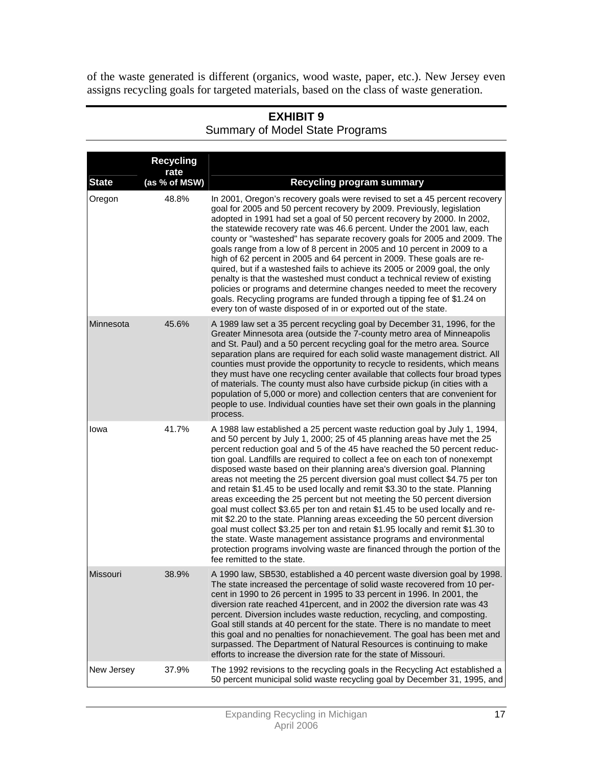of the waste generated is different (organics, wood waste, paper, etc.). New Jersey even assigns recycling goals for targeted materials, based on the class of waste generation.

**EXHIBIT 9**
Summary of Model State Programs

| State | Recycling rate (as % of MSW) | Recycling program summary |
|---|---|---|
| Oregon | 48.8% | In 2001, Oregon's recovery goals were revised to set a 45 percent recovery goal for 2005 and 50 percent recovery by 2009. Previously, legislation adopted in 1991 had set a goal of 50 percent recovery by 2000. In 2002, the statewide recovery rate was 46.6 percent. Under the 2001 law, each county or "wasteshed" has separate recovery goals for 2005 and 2009. The goals range from a low of 8 percent in 2005 and 10 percent in 2009 to a high of 62 percent in 2005 and 64 percent in 2009. These goals are required, but if a wasteshed fails to achieve its 2005 or 2009 goal, the only penalty is that the wasteshed must conduct a technical review of existing policies or programs and determine changes needed to meet the recovery goals. Recycling programs are funded through a tipping fee of $1.24 on every ton of waste disposed of in or exported out of the state. |
| Minnesota | 45.6% | A 1989 law set a 35 percent recycling goal by December 31, 1996, for the Greater Minnesota area (outside the 7-county metro area of Minneapolis and St. Paul) and a 50 percent recycling goal for the metro area. Source separation plans are required for each solid waste management district. All counties must provide the opportunity to recycle to residents, which means they must have one recycling center available that collects four broad types of materials. The county must also have curbside pickup (in cities with a population of 5,000 or more) and collection centers that are convenient for people to use. Individual counties have set their own goals in the planning process. |
| Iowa | 41.7% | A 1988 law established a 25 percent waste reduction goal by July 1, 1994, and 50 percent by July 1, 2000; 25 of 45 planning areas have met the 25 percent reduction goal and 5 of the 45 have reached the 50 percent reduction goal. Landfills are required to collect a fee on each ton of nonexempt disposed waste based on their planning area's diversion goal. Planning areas not meeting the 25 percent diversion goal must collect $4.75 per ton and retain $1.45 to be used locally and remit $3.30 to the state. Planning areas exceeding the 25 percent but not meeting the 50 percent diversion goal must collect $3.65 per ton and retain $1.45 to be used locally and remit $2.20 to the state. Planning areas exceeding the 50 percent diversion goal must collect $3.25 per ton and retain $1.95 locally and remit $1.30 to the state. Waste management assistance programs and environmental protection programs involving waste are financed through the portion of the fee remitted to the state. |
| Missouri | 38.9% | A 1990 law, SB530, established a 40 percent waste diversion goal by 1998. The state increased the percentage of solid waste recovered from 10 percent in 1990 to 26 percent in 1995 to 33 percent in 1996. In 2001, the diversion rate reached 41percent, and in 2002 the diversion rate was 43 percent. Diversion includes waste reduction, recycling, and composting. Goal still stands at 40 percent for the state. There is no mandate to meet this goal and no penalties for nonachievement. The goal has been met and surpassed. The Department of Natural Resources is continuing to make efforts to increase the diversion rate for the state of Missouri. |
| New Jersey | 37.9% | The 1992 revisions to the recycling goals in the Recycling Act established a 50 percent municipal solid waste recycling goal by December 31, 1995, and |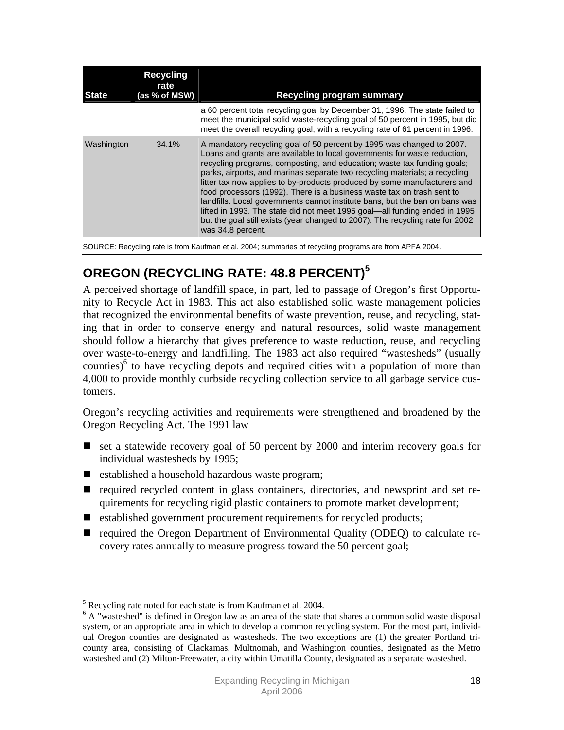| State | Recycling rate (as % of MSW) | Recycling program summary |
|---|---|---|
| | | a 60 percent total recycling goal by December 31, 1996. The state failed to meet the municipal solid waste-recycling goal of 50 percent in 1995, but did meet the overall recycling goal, with a recycling rate of 61 percent in 1996. |
| Washington | 34.1% | A mandatory recycling goal of 50 percent by 1995 was changed to 2007. Loans and grants are available to local governments for waste reduction, recycling programs, composting, and education; waste tax funding goals; parks, airports, and marinas separate two recycling materials; a recycling litter tax now applies to by-products produced by some manufacturers and food processors (1992). There is a business waste tax on trash sent to landfills. Local governments cannot institute bans, but the ban on bans was lifted in 1993. The state did not meet 1995 goal—all funding ended in 1995 but the goal still exists (year changed to 2007). The recycling rate for 2002 was 34.8 percent. |

SOURCE: Recycling rate is from Kaufman et al. 2004; summaries of recycling programs are from APFA 2004.

## OREGON (RECYCLING RATE: 48.8 PERCENT)[5]

A perceived shortage of landfill space, in part, led to passage of Oregon's first Opportunity to Recycle Act in 1983. This act also established solid waste management policies that recognized the environmental benefits of waste prevention, reuse, and recycling, stating that in order to conserve energy and natural resources, solid waste management should follow a hierarchy that gives preference to waste reduction, reuse, and recycling over waste-to-energy and landfilling. The 1983 act also required "wastesheds" (usually counties)[6] to have recycling depots and required cities with a population of more than 4,000 to provide monthly curbside recycling collection service to all garbage service customers.

Oregon's recycling activities and requirements were strengthened and broadened by the Oregon Recycling Act. The 1991 law

- set a statewide recovery goal of 50 percent by 2000 and interim recovery goals for individual wastesheds by 1995;
- established a household hazardous waste program;
- required recycled content in glass containers, directories, and newsprint and set requirements for recycling rigid plastic containers to promote market development;
- established government procurement requirements for recycled products;
- required the Oregon Department of Environmental Quality (ODEQ) to calculate recovery rates annually to measure progress toward the 50 percent goal;

[5] Recycling rate noted for each state is from Kaufman et al. 2004.

[6] A "wasteshed" is defined in Oregon law as an area of the state that shares a common solid waste disposal system, or an appropriate area in which to develop a common recycling system. For the most part, individual Oregon counties are designated as wastesheds. The two exceptions are (1) the greater Portland tri-county area, consisting of Clackamas, Multnomah, and Washington counties, designated as the Metro wasteshed and (2) Milton-Freewater, a city within Umatilla County, designated as a separate wasteshed.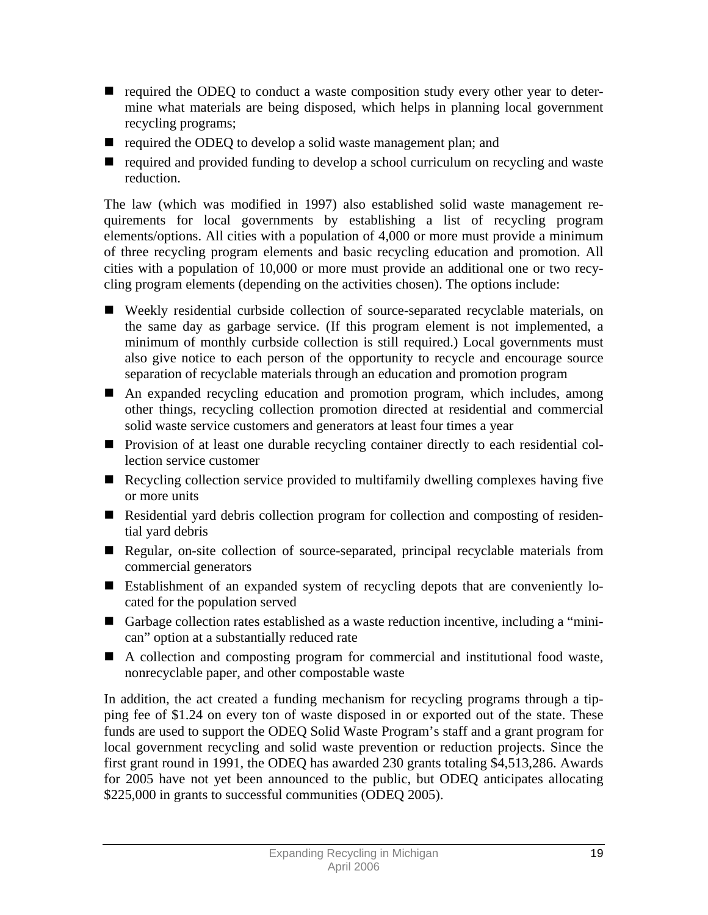- required the ODEQ to conduct a waste composition study every other year to determine what materials are being disposed, which helps in planning local government recycling programs;
- required the ODEQ to develop a solid waste management plan; and
- required and provided funding to develop a school curriculum on recycling and waste reduction.

The law (which was modified in 1997) also established solid waste management requirements for local governments by establishing a list of recycling program elements/options. All cities with a population of 4,000 or more must provide a minimum of three recycling program elements and basic recycling education and promotion. All cities with a population of 10,000 or more must provide an additional one or two recycling program elements (depending on the activities chosen). The options include:

- Weekly residential curbside collection of source-separated recyclable materials, on the same day as garbage service. (If this program element is not implemented, a minimum of monthly curbside collection is still required.) Local governments must also give notice to each person of the opportunity to recycle and encourage source separation of recyclable materials through an education and promotion program
- An expanded recycling education and promotion program, which includes, among other things, recycling collection promotion directed at residential and commercial solid waste service customers and generators at least four times a year
- Provision of at least one durable recycling container directly to each residential collection service customer
- Recycling collection service provided to multifamily dwelling complexes having five or more units
- Residential yard debris collection program for collection and composting of residential yard debris
- Regular, on-site collection of source-separated, principal recyclable materials from commercial generators
- Establishment of an expanded system of recycling depots that are conveniently located for the population served
- Garbage collection rates established as a waste reduction incentive, including a "mini-can" option at a substantially reduced rate
- A collection and composting program for commercial and institutional food waste, nonrecyclable paper, and other compostable waste

In addition, the act created a funding mechanism for recycling programs through a tipping fee of $1.24 on every ton of waste disposed in or exported out of the state. These funds are used to support the ODEQ Solid Waste Program's staff and a grant program for local government recycling and solid waste prevention or reduction projects. Since the first grant round in 1991, the ODEQ has awarded 230 grants totaling $4,513,286. Awards for 2005 have not yet been announced to the public, but ODEQ anticipates allocating $225,000 in grants to successful communities (ODEQ 2005).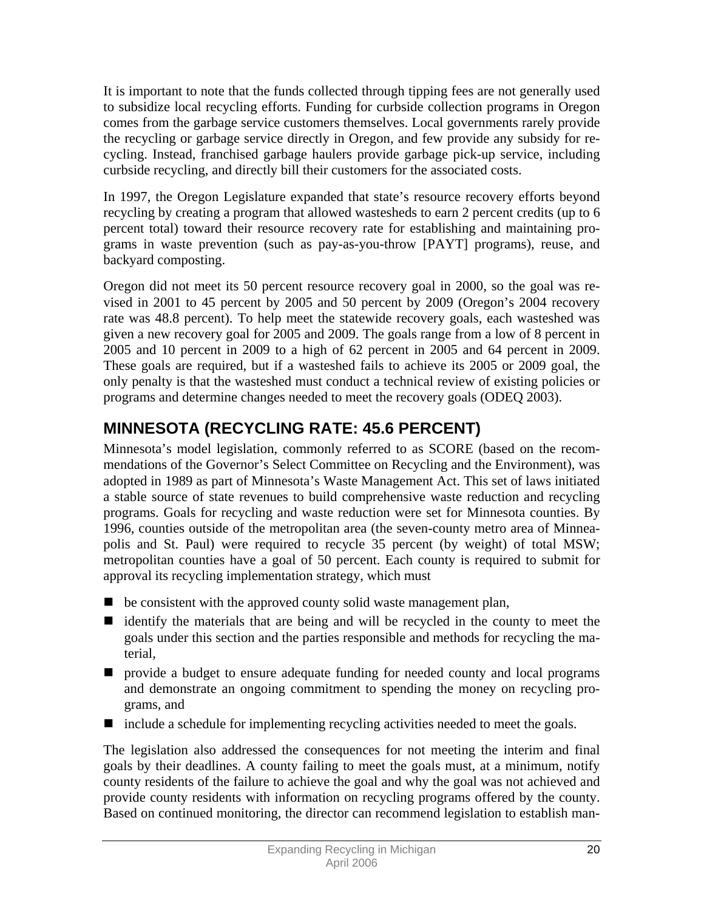It is important to note that the funds collected through tipping fees are not generally used to subsidize local recycling efforts. Funding for curbside collection programs in Oregon comes from the garbage service customers themselves. Local governments rarely provide the recycling or garbage service directly in Oregon, and few provide any subsidy for recycling. Instead, franchised garbage haulers provide garbage pick-up service, including curbside recycling, and directly bill their customers for the associated costs.

In 1997, the Oregon Legislature expanded that state's resource recovery efforts beyond recycling by creating a program that allowed wastesheds to earn 2 percent credits (up to 6 percent total) toward their resource recovery rate for establishing and maintaining programs in waste prevention (such as pay-as-you-throw [PAYT] programs), reuse, and backyard composting.

Oregon did not meet its 50 percent resource recovery goal in 2000, so the goal was revised in 2001 to 45 percent by 2005 and 50 percent by 2009 (Oregon's 2004 recovery rate was 48.8 percent). To help meet the statewide recovery goals, each wasteshed was given a new recovery goal for 2005 and 2009. The goals range from a low of 8 percent in 2005 and 10 percent in 2009 to a high of 62 percent in 2005 and 64 percent in 2009. These goals are required, but if a wasteshed fails to achieve its 2005 or 2009 goal, the only penalty is that the wasteshed must conduct a technical review of existing policies or programs and determine changes needed to meet the recovery goals (ODEQ 2003).

## MINNESOTA (RECYCLING RATE: 45.6 PERCENT)

Minnesota's model legislation, commonly referred to as SCORE (based on the recommendations of the Governor's Select Committee on Recycling and the Environment), was adopted in 1989 as part of Minnesota's Waste Management Act. This set of laws initiated a stable source of state revenues to build comprehensive waste reduction and recycling programs. Goals for recycling and waste reduction were set for Minnesota counties. By 1996, counties outside of the metropolitan area (the seven-county metro area of Minneapolis and St. Paul) were required to recycle 35 percent (by weight) of total MSW; metropolitan counties have a goal of 50 percent. Each county is required to submit for approval its recycling implementation strategy, which must

- be consistent with the approved county solid waste management plan,
- identify the materials that are being and will be recycled in the county to meet the goals under this section and the parties responsible and methods for recycling the material,
- provide a budget to ensure adequate funding for needed county and local programs and demonstrate an ongoing commitment to spending the money on recycling programs, and
- include a schedule for implementing recycling activities needed to meet the goals.

The legislation also addressed the consequences for not meeting the interim and final goals by their deadlines. A county failing to meet the goals must, at a minimum, notify county residents of the failure to achieve the goal and why the goal was not achieved and provide county residents with information on recycling programs offered by the county. Based on continued monitoring, the director can recommend legislation to establish man-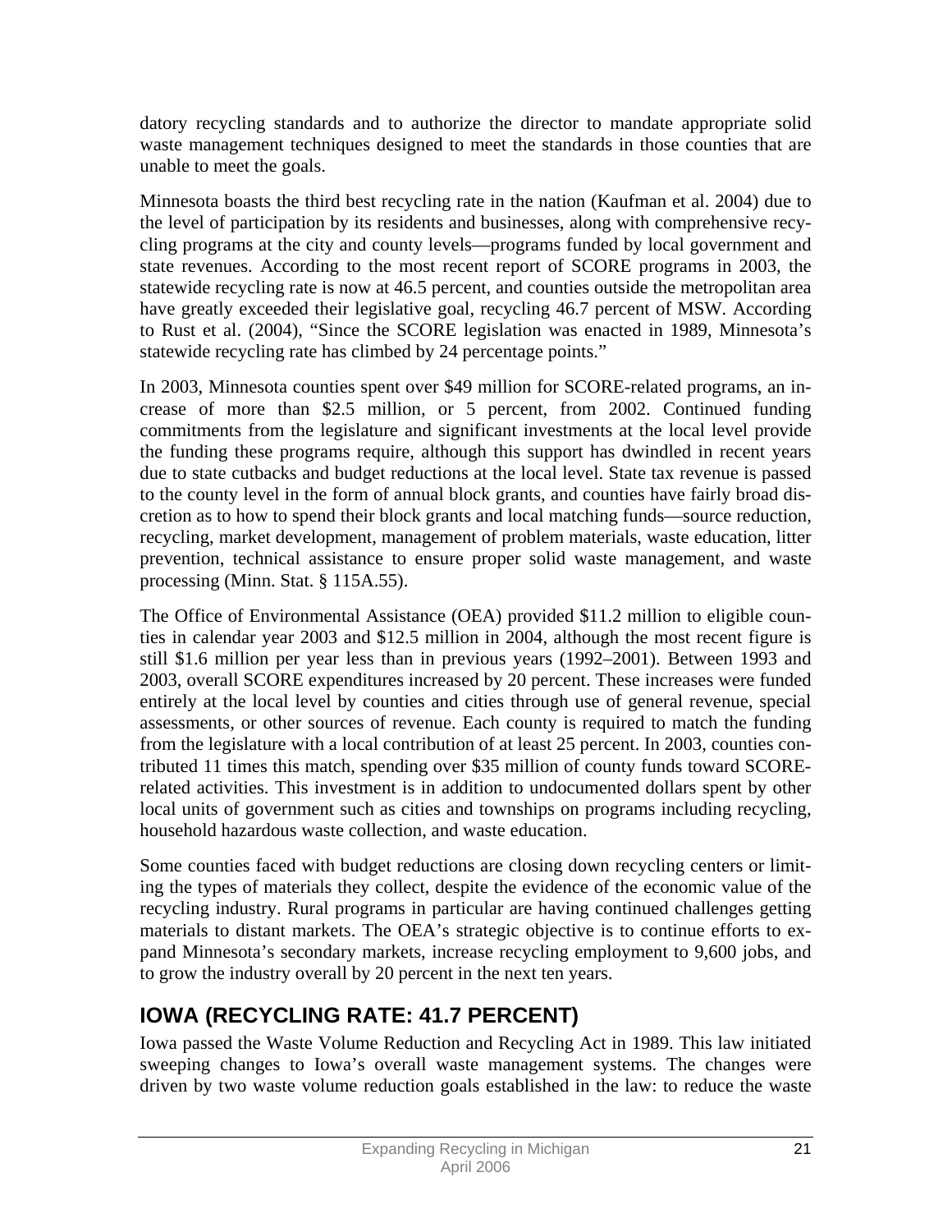datory recycling standards and to authorize the director to mandate appropriate solid waste management techniques designed to meet the standards in those counties that are unable to meet the goals.

Minnesota boasts the third best recycling rate in the nation (Kaufman et al. 2004) due to the level of participation by its residents and businesses, along with comprehensive recycling programs at the city and county levels—programs funded by local government and state revenues. According to the most recent report of SCORE programs in 2003, the statewide recycling rate is now at 46.5 percent, and counties outside the metropolitan area have greatly exceeded their legislative goal, recycling 46.7 percent of MSW. According to Rust et al. (2004), "Since the SCORE legislation was enacted in 1989, Minnesota's statewide recycling rate has climbed by 24 percentage points."

In 2003, Minnesota counties spent over $49 million for SCORE-related programs, an increase of more than $2.5 million, or 5 percent, from 2002. Continued funding commitments from the legislature and significant investments at the local level provide the funding these programs require, although this support has dwindled in recent years due to state cutbacks and budget reductions at the local level. State tax revenue is passed to the county level in the form of annual block grants, and counties have fairly broad discretion as to how to spend their block grants and local matching funds—source reduction, recycling, market development, management of problem materials, waste education, litter prevention, technical assistance to ensure proper solid waste management, and waste processing (Minn. Stat. § 115A.55).

The Office of Environmental Assistance (OEA) provided $11.2 million to eligible counties in calendar year 2003 and $12.5 million in 2004, although the most recent figure is still $1.6 million per year less than in previous years (1992–2001). Between 1993 and 2003, overall SCORE expenditures increased by 20 percent. These increases were funded entirely at the local level by counties and cities through use of general revenue, special assessments, or other sources of revenue. Each county is required to match the funding from the legislature with a local contribution of at least 25 percent. In 2003, counties contributed 11 times this match, spending over $35 million of county funds toward SCORE-related activities. This investment is in addition to undocumented dollars spent by other local units of government such as cities and townships on programs including recycling, household hazardous waste collection, and waste education.

Some counties faced with budget reductions are closing down recycling centers or limiting the types of materials they collect, despite the evidence of the economic value of the recycling industry. Rural programs in particular are having continued challenges getting materials to distant markets. The OEA's strategic objective is to continue efforts to expand Minnesota's secondary markets, increase recycling employment to 9,600 jobs, and to grow the industry overall by 20 percent in the next ten years.

## IOWA (RECYCLING RATE: 41.7 PERCENT)

Iowa passed the Waste Volume Reduction and Recycling Act in 1989. This law initiated sweeping changes to Iowa's overall waste management systems. The changes were driven by two waste volume reduction goals established in the law: to reduce the waste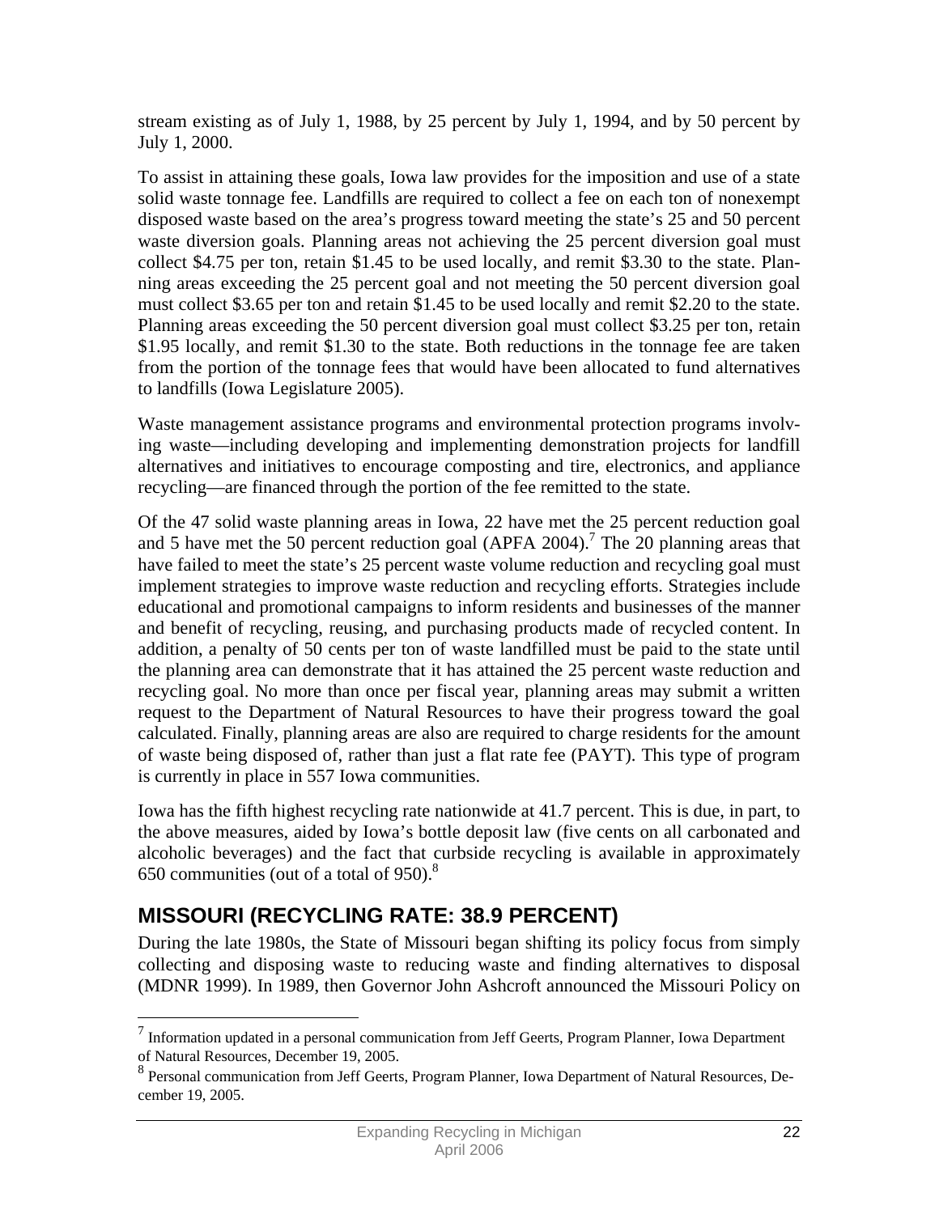stream existing as of July 1, 1988, by 25 percent by July 1, 1994, and by 50 percent by July 1, 2000.

To assist in attaining these goals, Iowa law provides for the imposition and use of a state solid waste tonnage fee. Landfills are required to collect a fee on each ton of nonexempt disposed waste based on the area's progress toward meeting the state's 25 and 50 percent waste diversion goals. Planning areas not achieving the 25 percent diversion goal must collect \$4.75 per ton, retain \$1.45 to be used locally, and remit \$3.30 to the state. Planning areas exceeding the 25 percent goal and not meeting the 50 percent diversion goal must collect \$3.65 per ton and retain \$1.45 to be used locally and remit \$2.20 to the state. Planning areas exceeding the 50 percent diversion goal must collect \$3.25 per ton, retain \$1.95 locally, and remit \$1.30 to the state. Both reductions in the tonnage fee are taken from the portion of the tonnage fees that would have been allocated to fund alternatives to landfills (Iowa Legislature 2005).

Waste management assistance programs and environmental protection programs involving waste—including developing and implementing demonstration projects for landfill alternatives and initiatives to encourage composting and tire, electronics, and appliance recycling—are financed through the portion of the fee remitted to the state.

Of the 47 solid waste planning areas in Iowa, 22 have met the 25 percent reduction goal and 5 have met the 50 percent reduction goal (APFA 2004).[7] The 20 planning areas that have failed to meet the state's 25 percent waste volume reduction and recycling goal must implement strategies to improve waste reduction and recycling efforts. Strategies include educational and promotional campaigns to inform residents and businesses of the manner and benefit of recycling, reusing, and purchasing products made of recycled content. In addition, a penalty of 50 cents per ton of waste landfilled must be paid to the state until the planning area can demonstrate that it has attained the 25 percent waste reduction and recycling goal. No more than once per fiscal year, planning areas may submit a written request to the Department of Natural Resources to have their progress toward the goal calculated. Finally, planning areas are also are required to charge residents for the amount of waste being disposed of, rather than just a flat rate fee (PAYT). This type of program is currently in place in 557 Iowa communities.

Iowa has the fifth highest recycling rate nationwide at 41.7 percent. This is due, in part, to the above measures, aided by Iowa's bottle deposit law (five cents on all carbonated and alcoholic beverages) and the fact that curbside recycling is available in approximately 650 communities (out of a total of 950).[8]

## MISSOURI (RECYCLING RATE: 38.9 PERCENT)

During the late 1980s, the State of Missouri began shifting its policy focus from simply collecting and disposing waste to reducing waste and finding alternatives to disposal (MDNR 1999). In 1989, then Governor John Ashcroft announced the Missouri Policy on

---

[7] Information updated in a personal communication from Jeff Geerts, Program Planner, Iowa Department of Natural Resources, December 19, 2005.

[8] Personal communication from Jeff Geerts, Program Planner, Iowa Department of Natural Resources, December 19, 2005.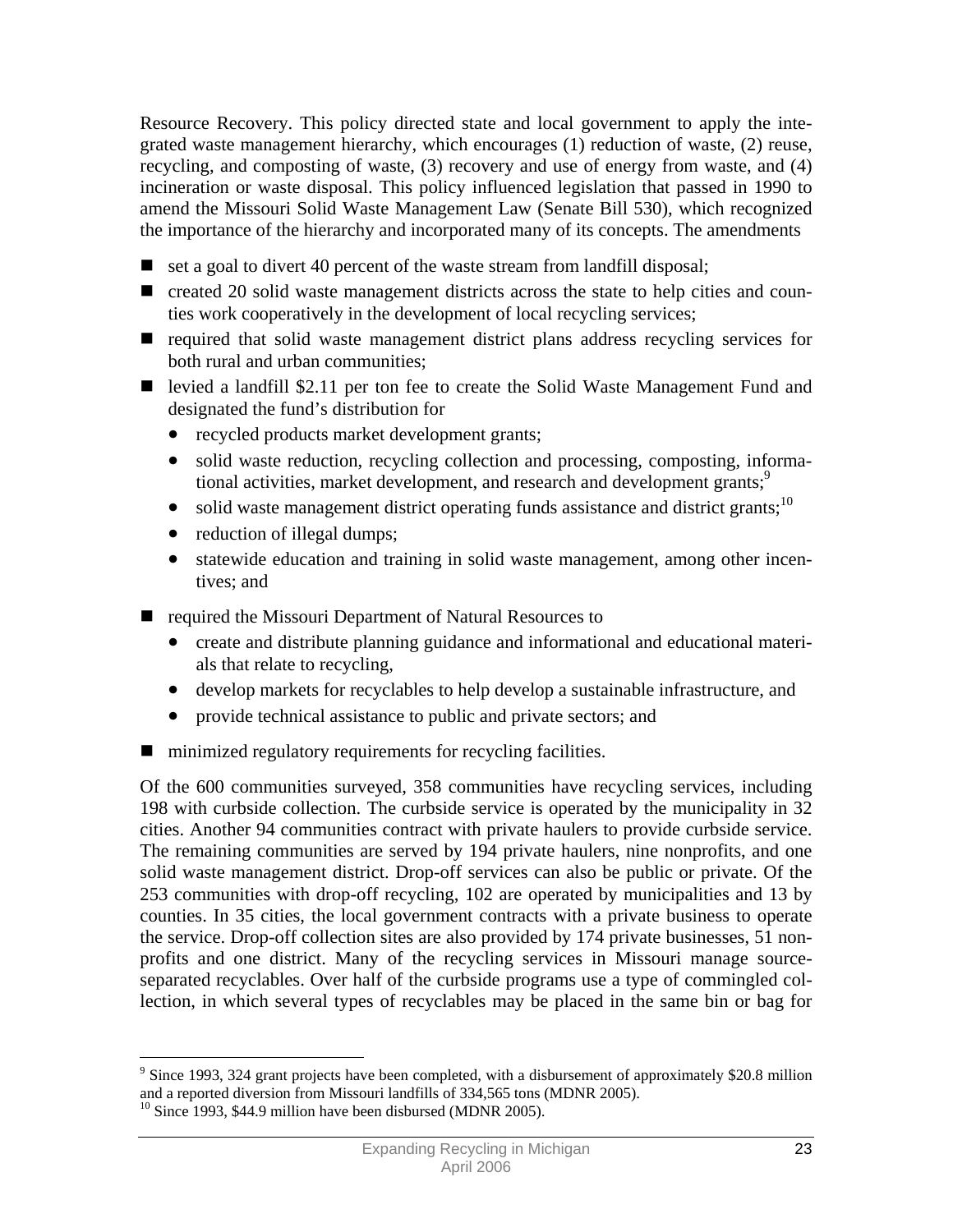Resource Recovery. This policy directed state and local government to apply the integrated waste management hierarchy, which encourages (1) reduction of waste, (2) reuse, recycling, and composting of waste, (3) recovery and use of energy from waste, and (4) incineration or waste disposal. This policy influenced legislation that passed in 1990 to amend the Missouri Solid Waste Management Law (Senate Bill 530), which recognized the importance of the hierarchy and incorporated many of its concepts. The amendments

- set a goal to divert 40 percent of the waste stream from landfill disposal;
- created 20 solid waste management districts across the state to help cities and counties work cooperatively in the development of local recycling services;
- required that solid waste management district plans address recycling services for both rural and urban communities;
- levied a landfill $2.11 per ton fee to create the Solid Waste Management Fund and designated the fund's distribution for
  - recycled products market development grants;
  - solid waste reduction, recycling collection and processing, composting, informational activities, market development, and research and development grants;[9]
  - solid waste management district operating funds assistance and district grants;[10]
  - reduction of illegal dumps;
  - statewide education and training in solid waste management, among other incentives; and
- required the Missouri Department of Natural Resources to
  - create and distribute planning guidance and informational and educational materials that relate to recycling,
  - develop markets for recyclables to help develop a sustainable infrastructure, and
  - provide technical assistance to public and private sectors; and
- minimized regulatory requirements for recycling facilities.

Of the 600 communities surveyed, 358 communities have recycling services, including 198 with curbside collection. The curbside service is operated by the municipality in 32 cities. Another 94 communities contract with private haulers to provide curbside service. The remaining communities are served by 194 private haulers, nine nonprofits, and one solid waste management district. Drop-off services can also be public or private. Of the 253 communities with drop-off recycling, 102 are operated by municipalities and 13 by counties. In 35 cities, the local government contracts with a private business to operate the service. Drop-off collection sites are also provided by 174 private businesses, 51 nonprofits and one district. Many of the recycling services in Missouri manage source-separated recyclables. Over half of the curbside programs use a type of commingled collection, in which several types of recyclables may be placed in the same bin or bag for

---

[9] Since 1993, 324 grant projects have been completed, with a disbursement of approximately $20.8 million and a reported diversion from Missouri landfills of 334,565 tons (MDNR 2005).

[10] Since 1993, $44.9 million have been disbursed (MDNR 2005).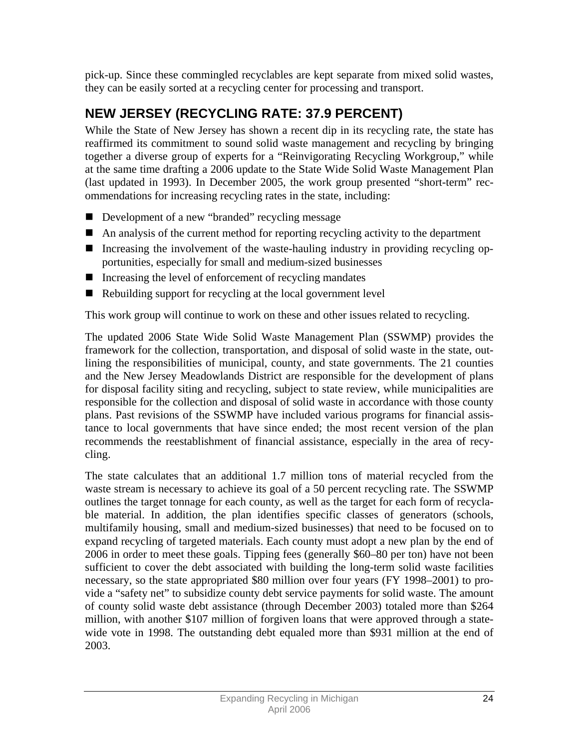pick-up. Since these commingled recyclables are kept separate from mixed solid wastes, they can be easily sorted at a recycling center for processing and transport.

## NEW JERSEY (RECYCLING RATE: 37.9 PERCENT)

While the State of New Jersey has shown a recent dip in its recycling rate, the state has reaffirmed its commitment to sound solid waste management and recycling by bringing together a diverse group of experts for a "Reinvigorating Recycling Workgroup," while at the same time drafting a 2006 update to the State Wide Solid Waste Management Plan (last updated in 1993). In December 2005, the work group presented "short-term" recommendations for increasing recycling rates in the state, including:

- Development of a new "branded" recycling message
- An analysis of the current method for reporting recycling activity to the department
- Increasing the involvement of the waste-hauling industry in providing recycling opportunities, especially for small and medium-sized businesses
- Increasing the level of enforcement of recycling mandates
- Rebuilding support for recycling at the local government level

This work group will continue to work on these and other issues related to recycling.

The updated 2006 State Wide Solid Waste Management Plan (SSWMP) provides the framework for the collection, transportation, and disposal of solid waste in the state, outlining the responsibilities of municipal, county, and state governments. The 21 counties and the New Jersey Meadowlands District are responsible for the development of plans for disposal facility siting and recycling, subject to state review, while municipalities are responsible for the collection and disposal of solid waste in accordance with those county plans. Past revisions of the SSWMP have included various programs for financial assistance to local governments that have since ended; the most recent version of the plan recommends the reestablishment of financial assistance, especially in the area of recycling.

The state calculates that an additional 1.7 million tons of material recycled from the waste stream is necessary to achieve its goal of a 50 percent recycling rate. The SSWMP outlines the target tonnage for each county, as well as the target for each form of recyclable material. In addition, the plan identifies specific classes of generators (schools, multifamily housing, small and medium-sized businesses) that need to be focused on to expand recycling of targeted materials. Each county must adopt a new plan by the end of 2006 in order to meet these goals. Tipping fees (generally $60–80 per ton) have not been sufficient to cover the debt associated with building the long-term solid waste facilities necessary, so the state appropriated $80 million over four years (FY 1998–2001) to provide a "safety net" to subsidize county debt service payments for solid waste. The amount of county solid waste debt assistance (through December 2003) totaled more than $264 million, with another $107 million of forgiven loans that were approved through a statewide vote in 1998. The outstanding debt equaled more than $931 million at the end of 2003.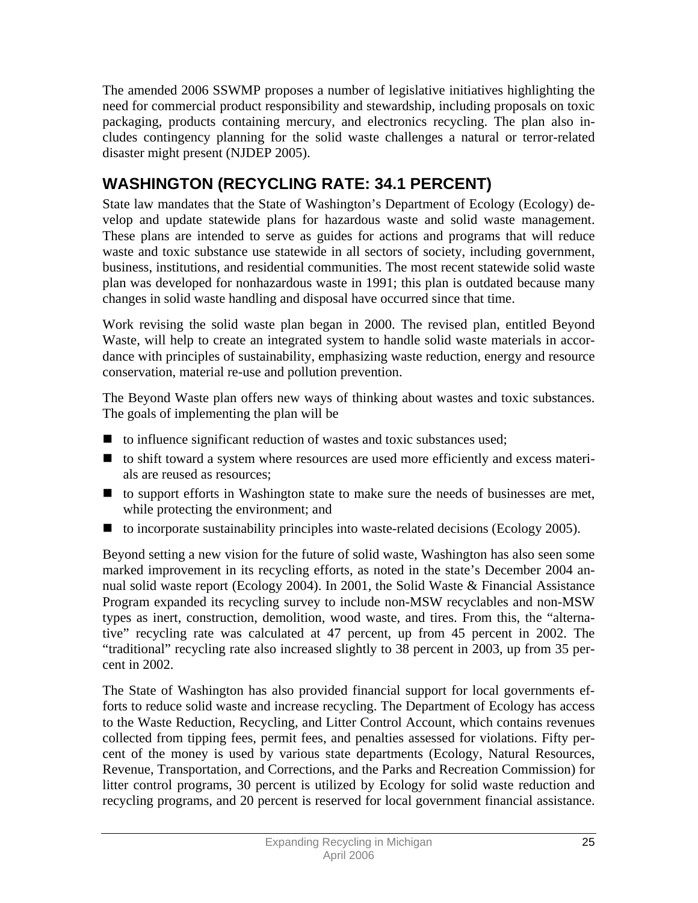The amended 2006 SSWMP proposes a number of legislative initiatives highlighting the need for commercial product responsibility and stewardship, including proposals on toxic packaging, products containing mercury, and electronics recycling. The plan also includes contingency planning for the solid waste challenges a natural or terror-related disaster might present (NJDEP 2005).

## WASHINGTON (RECYCLING RATE: 34.1 PERCENT)

State law mandates that the State of Washington's Department of Ecology (Ecology) develop and update statewide plans for hazardous waste and solid waste management. These plans are intended to serve as guides for actions and programs that will reduce waste and toxic substance use statewide in all sectors of society, including government, business, institutions, and residential communities. The most recent statewide solid waste plan was developed for nonhazardous waste in 1991; this plan is outdated because many changes in solid waste handling and disposal have occurred since that time.

Work revising the solid waste plan began in 2000. The revised plan, entitled Beyond Waste, will help to create an integrated system to handle solid waste materials in accordance with principles of sustainability, emphasizing waste reduction, energy and resource conservation, material re-use and pollution prevention.

The Beyond Waste plan offers new ways of thinking about wastes and toxic substances. The goals of implementing the plan will be

- to influence significant reduction of wastes and toxic substances used;
- to shift toward a system where resources are used more efficiently and excess materials are reused as resources;
- to support efforts in Washington state to make sure the needs of businesses are met, while protecting the environment; and
- to incorporate sustainability principles into waste-related decisions (Ecology 2005).

Beyond setting a new vision for the future of solid waste, Washington has also seen some marked improvement in its recycling efforts, as noted in the state's December 2004 annual solid waste report (Ecology 2004). In 2001, the Solid Waste & Financial Assistance Program expanded its recycling survey to include non-MSW recyclables and non-MSW types as inert, construction, demolition, wood waste, and tires. From this, the "alternative" recycling rate was calculated at 47 percent, up from 45 percent in 2002. The "traditional" recycling rate also increased slightly to 38 percent in 2003, up from 35 percent in 2002.

The State of Washington has also provided financial support for local governments efforts to reduce solid waste and increase recycling. The Department of Ecology has access to the Waste Reduction, Recycling, and Litter Control Account, which contains revenues collected from tipping fees, permit fees, and penalties assessed for violations. Fifty percent of the money is used by various state departments (Ecology, Natural Resources, Revenue, Transportation, and Corrections, and the Parks and Recreation Commission) for litter control programs, 30 percent is utilized by Ecology for solid waste reduction and recycling programs, and 20 percent is reserved for local government financial assistance.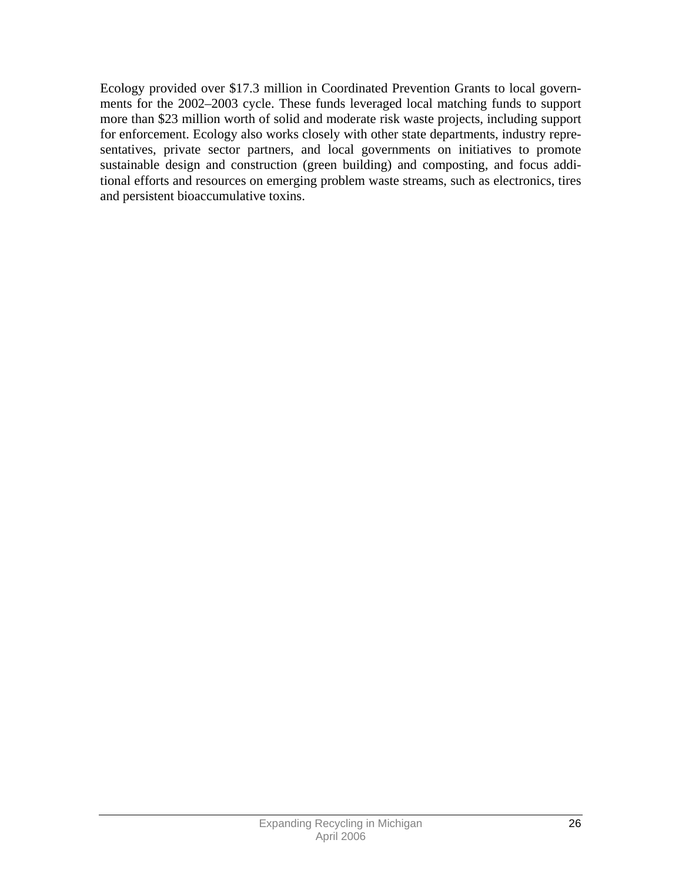Ecology provided over $17.3 million in Coordinated Prevention Grants to local governments for the 2002–2003 cycle. These funds leveraged local matching funds to support more than $23 million worth of solid and moderate risk waste projects, including support for enforcement. Ecology also works closely with other state departments, industry representatives, private sector partners, and local governments on initiatives to promote sustainable design and construction (green building) and composting, and focus additional efforts and resources on emerging problem waste streams, such as electronics, tires and persistent bioaccumulative toxins.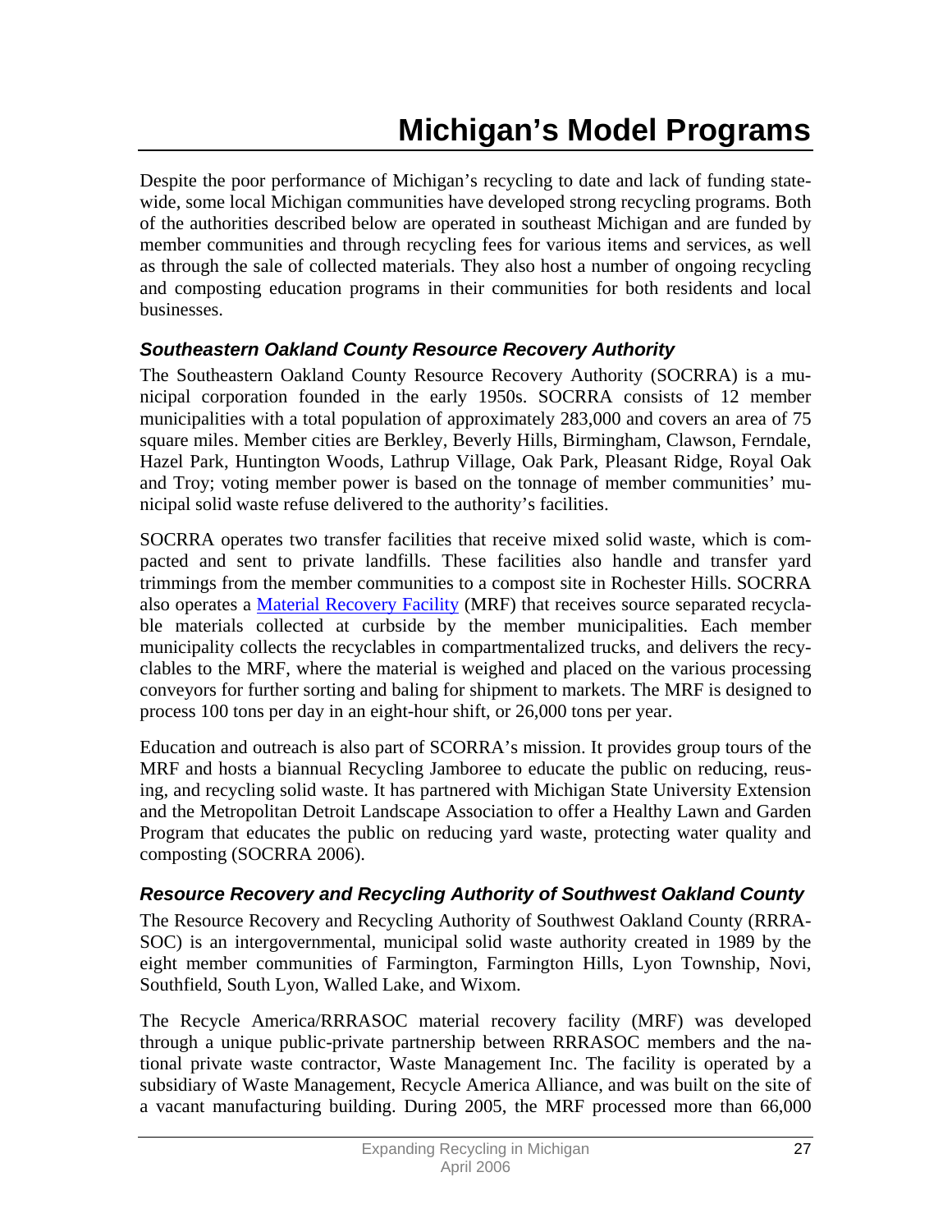# Michigan's Model Programs

Despite the poor performance of Michigan's recycling to date and lack of funding statewide, some local Michigan communities have developed strong recycling programs. Both of the authorities described below are operated in southeast Michigan and are funded by member communities and through recycling fees for various items and services, as well as through the sale of collected materials. They also host a number of ongoing recycling and composting education programs in their communities for both residents and local businesses.

### *Southeastern Oakland County Resource Recovery Authority*

The Southeastern Oakland County Resource Recovery Authority (SOCRRA) is a municipal corporation founded in the early 1950s. SOCRRA consists of 12 member municipalities with a total population of approximately 283,000 and covers an area of 75 square miles. Member cities are Berkley, Beverly Hills, Birmingham, Clawson, Ferndale, Hazel Park, Huntington Woods, Lathrup Village, Oak Park, Pleasant Ridge, Royal Oak and Troy; voting member power is based on the tonnage of member communities' municipal solid waste refuse delivered to the authority's facilities.

SOCRRA operates two transfer facilities that receive mixed solid waste, which is compacted and sent to private landfills. These facilities also handle and transfer yard trimmings from the member communities to a compost site in Rochester Hills. SOCRRA also operates a Material Recovery Facility (MRF) that receives source separated recyclable materials collected at curbside by the member municipalities. Each member municipality collects the recyclables in compartmentalized trucks, and delivers the recyclables to the MRF, where the material is weighed and placed on the various processing conveyors for further sorting and baling for shipment to markets. The MRF is designed to process 100 tons per day in an eight-hour shift, or 26,000 tons per year.

Education and outreach is also part of SCORRA's mission. It provides group tours of the MRF and hosts a biannual Recycling Jamboree to educate the public on reducing, reusing, and recycling solid waste. It has partnered with Michigan State University Extension and the Metropolitan Detroit Landscape Association to offer a Healthy Lawn and Garden Program that educates the public on reducing yard waste, protecting water quality and composting (SOCRRA 2006).

### *Resource Recovery and Recycling Authority of Southwest Oakland County*

The Resource Recovery and Recycling Authority of Southwest Oakland County (RRRASOC) is an intergovernmental, municipal solid waste authority created in 1989 by the eight member communities of Farmington, Farmington Hills, Lyon Township, Novi, Southfield, South Lyon, Walled Lake, and Wixom.

The Recycle America/RRRASOC material recovery facility (MRF) was developed through a unique public-private partnership between RRRASOC members and the national private waste contractor, Waste Management Inc. The facility is operated by a subsidiary of Waste Management, Recycle America Alliance, and was built on the site of a vacant manufacturing building. During 2005, the MRF processed more than 66,000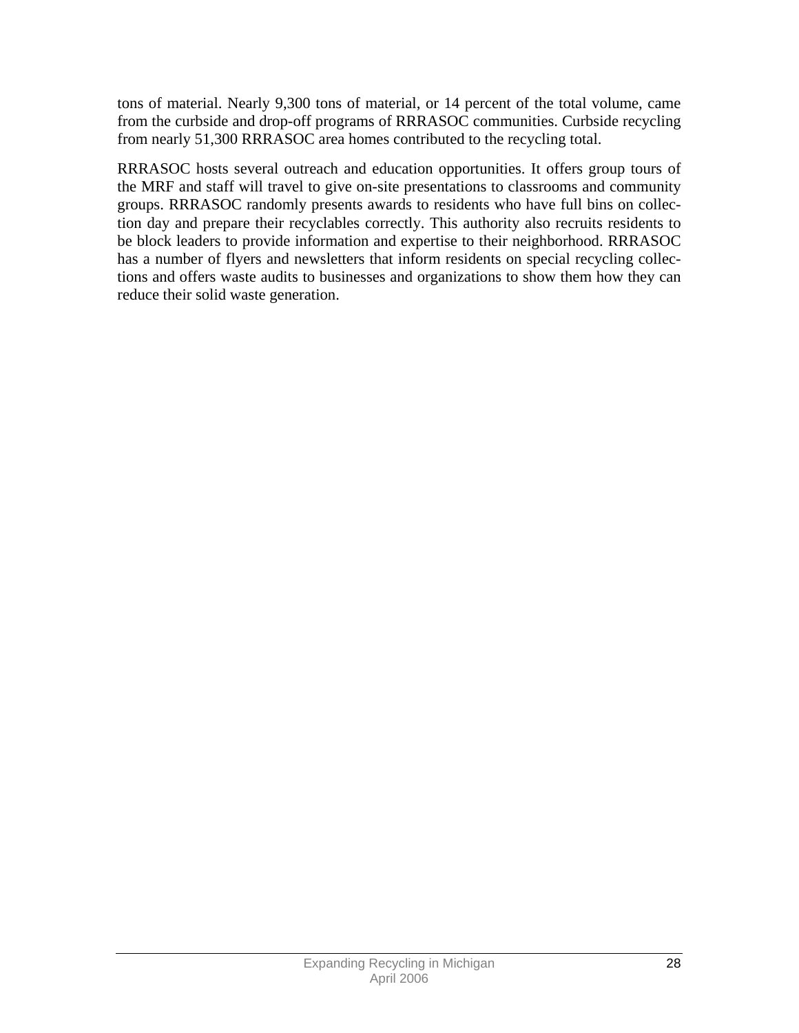tons of material. Nearly 9,300 tons of material, or 14 percent of the total volume, came from the curbside and drop-off programs of RRRASOC communities. Curbside recycling from nearly 51,300 RRRASOC area homes contributed to the recycling total.

RRRASOC hosts several outreach and education opportunities. It offers group tours of the MRF and staff will travel to give on-site presentations to classrooms and community groups. RRRASOC randomly presents awards to residents who have full bins on collection day and prepare their recyclables correctly. This authority also recruits residents to be block leaders to provide information and expertise to their neighborhood. RRRASOC has a number of flyers and newsletters that inform residents on special recycling collections and offers waste audits to businesses and organizations to show them how they can reduce their solid waste generation.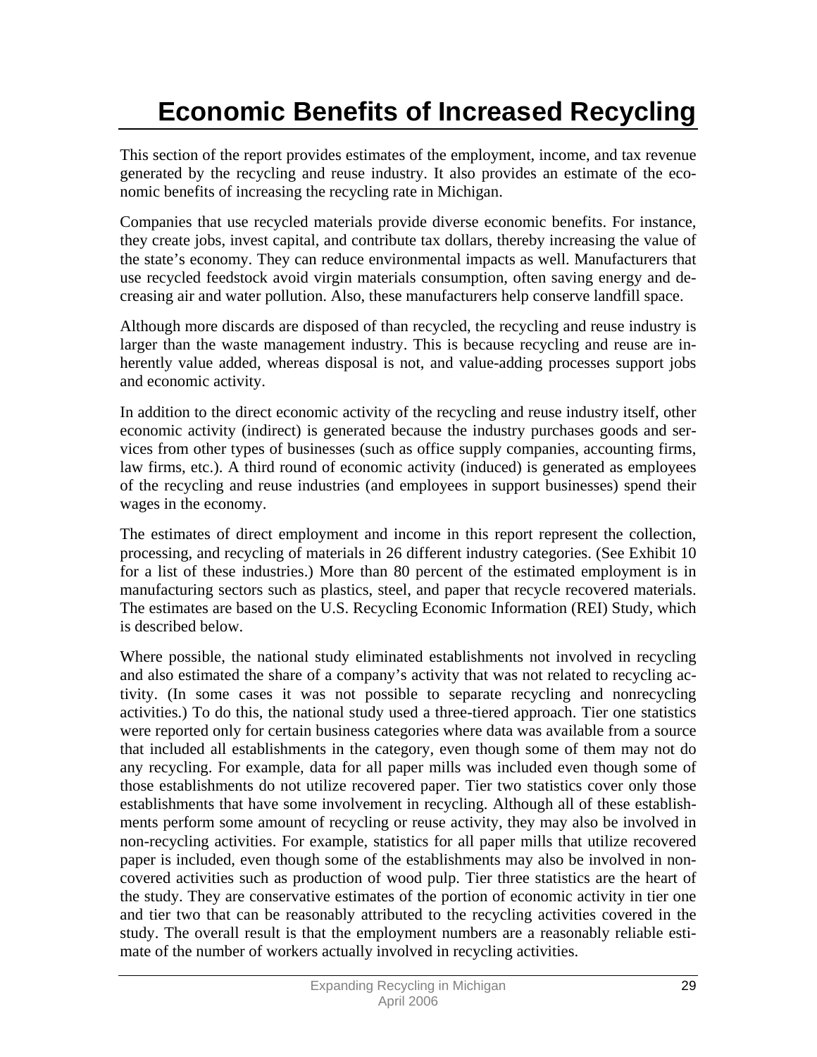# Economic Benefits of Increased Recycling

This section of the report provides estimates of the employment, income, and tax revenue generated by the recycling and reuse industry. It also provides an estimate of the economic benefits of increasing the recycling rate in Michigan.

Companies that use recycled materials provide diverse economic benefits. For instance, they create jobs, invest capital, and contribute tax dollars, thereby increasing the value of the state's economy. They can reduce environmental impacts as well. Manufacturers that use recycled feedstock avoid virgin materials consumption, often saving energy and decreasing air and water pollution. Also, these manufacturers help conserve landfill space.

Although more discards are disposed of than recycled, the recycling and reuse industry is larger than the waste management industry. This is because recycling and reuse are inherently value added, whereas disposal is not, and value-adding processes support jobs and economic activity.

In addition to the direct economic activity of the recycling and reuse industry itself, other economic activity (indirect) is generated because the industry purchases goods and services from other types of businesses (such as office supply companies, accounting firms, law firms, etc.). A third round of economic activity (induced) is generated as employees of the recycling and reuse industries (and employees in support businesses) spend their wages in the economy.

The estimates of direct employment and income in this report represent the collection, processing, and recycling of materials in 26 different industry categories. (See Exhibit 10 for a list of these industries.) More than 80 percent of the estimated employment is in manufacturing sectors such as plastics, steel, and paper that recycle recovered materials. The estimates are based on the U.S. Recycling Economic Information (REI) Study, which is described below.

Where possible, the national study eliminated establishments not involved in recycling and also estimated the share of a company's activity that was not related to recycling activity. (In some cases it was not possible to separate recycling and nonrecycling activities.) To do this, the national study used a three-tiered approach. Tier one statistics were reported only for certain business categories where data was available from a source that included all establishments in the category, even though some of them may not do any recycling. For example, data for all paper mills was included even though some of those establishments do not utilize recovered paper. Tier two statistics cover only those establishments that have some involvement in recycling. Although all of these establishments perform some amount of recycling or reuse activity, they may also be involved in non-recycling activities. For example, statistics for all paper mills that utilize recovered paper is included, even though some of the establishments may also be involved in non-covered activities such as production of wood pulp. Tier three statistics are the heart of the study. They are conservative estimates of the portion of economic activity in tier one and tier two that can be reasonably attributed to the recycling activities covered in the study. The overall result is that the employment numbers are a reasonably reliable estimate of the number of workers actually involved in recycling activities.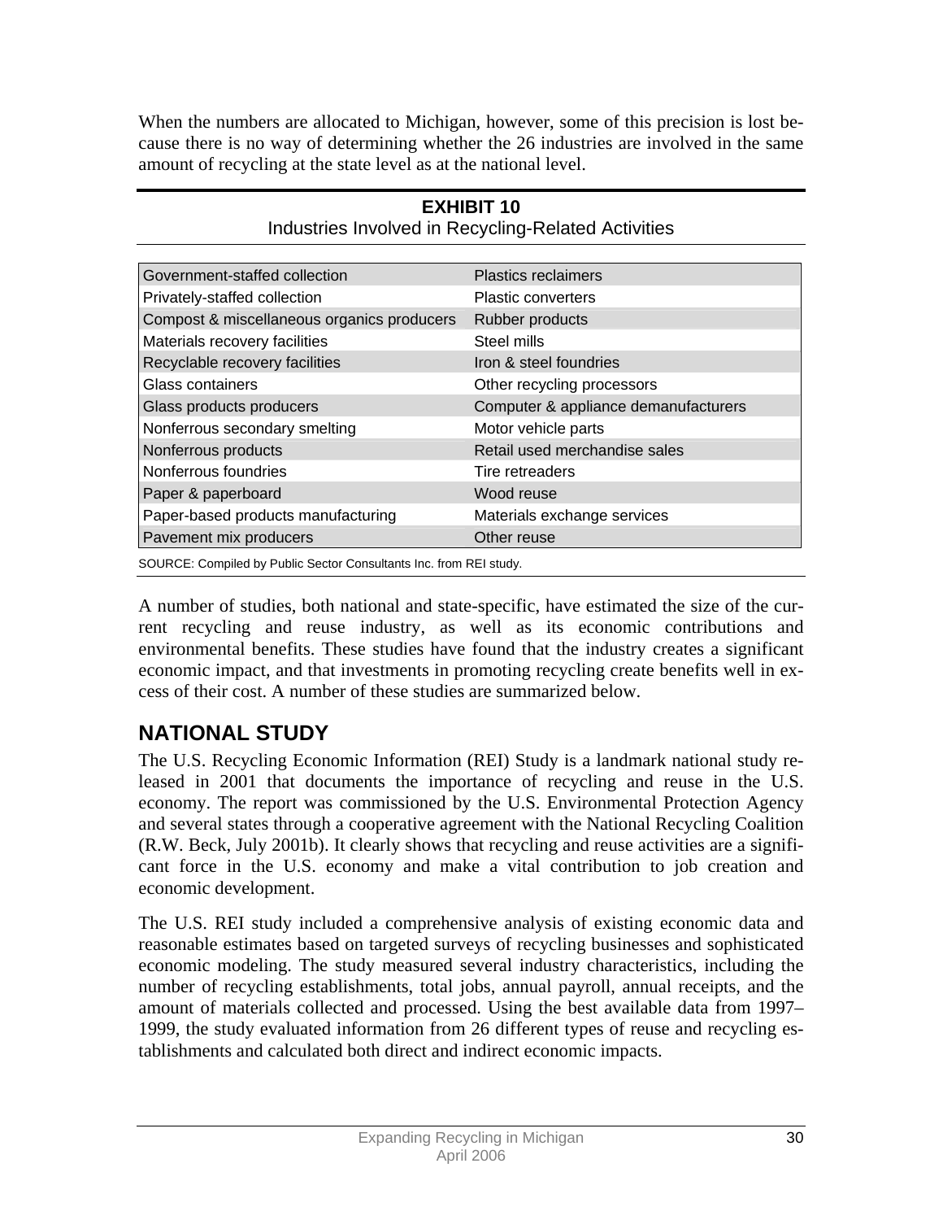When the numbers are allocated to Michigan, however, some of this precision is lost because there is no way of determining whether the 26 industries are involved in the same amount of recycling at the state level as at the national level.

**EXHIBIT 10**
Industries Involved in Recycling-Related Activities

| | |
|---|---|
| Government-staffed collection | Plastics reclaimers |
| Privately-staffed collection | Plastic converters |
| Compost & miscellaneous organics producers | Rubber products |
| Materials recovery facilities | Steel mills |
| Recyclable recovery facilities | Iron & steel foundries |
| Glass containers | Other recycling processors |
| Glass products producers | Computer & appliance demanufacturers |
| Nonferrous secondary smelting | Motor vehicle parts |
| Nonferrous products | Retail used merchandise sales |
| Nonferrous foundries | Tire retreaders |
| Paper & paperboard | Wood reuse |
| Paper-based products manufacturing | Materials exchange services |
| Pavement mix producers | Other reuse |

SOURCE: Compiled by Public Sector Consultants Inc. from REI study.

A number of studies, both national and state-specific, have estimated the size of the current recycling and reuse industry, as well as its economic contributions and environmental benefits. These studies have found that the industry creates a significant economic impact, and that investments in promoting recycling create benefits well in excess of their cost. A number of these studies are summarized below.

## NATIONAL STUDY

The U.S. Recycling Economic Information (REI) Study is a landmark national study released in 2001 that documents the importance of recycling and reuse in the U.S. economy. The report was commissioned by the U.S. Environmental Protection Agency and several states through a cooperative agreement with the National Recycling Coalition (R.W. Beck, July 2001b). It clearly shows that recycling and reuse activities are a significant force in the U.S. economy and make a vital contribution to job creation and economic development.

The U.S. REI study included a comprehensive analysis of existing economic data and reasonable estimates based on targeted surveys of recycling businesses and sophisticated economic modeling. The study measured several industry characteristics, including the number of recycling establishments, total jobs, annual payroll, annual receipts, and the amount of materials collected and processed. Using the best available data from 1997–1999, the study evaluated information from 26 different types of reuse and recycling establishments and calculated both direct and indirect economic impacts.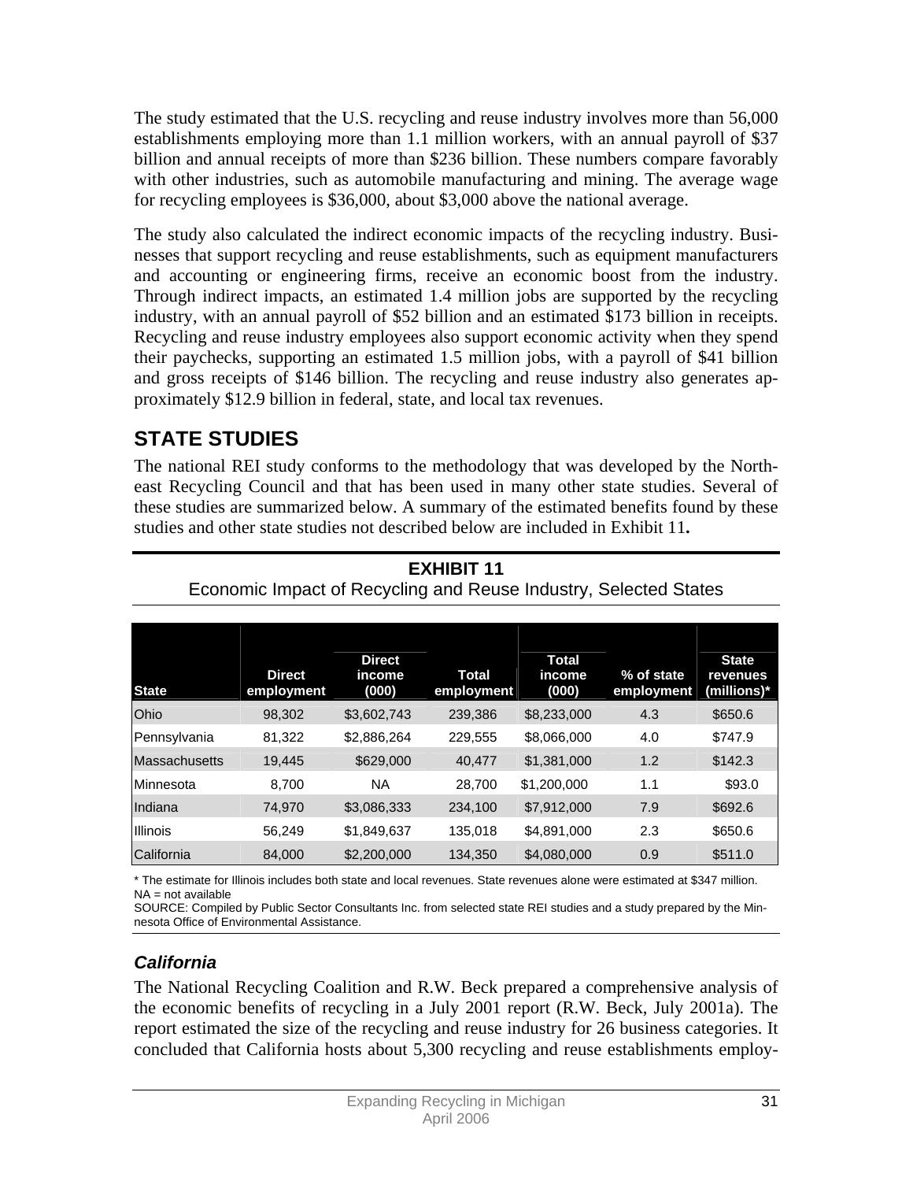The study estimated that the U.S. recycling and reuse industry involves more than 56,000 establishments employing more than 1.1 million workers, with an annual payroll of $37 billion and annual receipts of more than $236 billion. These numbers compare favorably with other industries, such as automobile manufacturing and mining. The average wage for recycling employees is $36,000, about $3,000 above the national average.

The study also calculated the indirect economic impacts of the recycling industry. Businesses that support recycling and reuse establishments, such as equipment manufacturers and accounting or engineering firms, receive an economic boost from the industry. Through indirect impacts, an estimated 1.4 million jobs are supported by the recycling industry, with an annual payroll of $52 billion and an estimated $173 billion in receipts. Recycling and reuse industry employees also support economic activity when they spend their paychecks, supporting an estimated 1.5 million jobs, with a payroll of $41 billion and gross receipts of $146 billion. The recycling and reuse industry also generates approximately $12.9 billion in federal, state, and local tax revenues.

## STATE STUDIES

The national REI study conforms to the methodology that was developed by the Northeast Recycling Council and that has been used in many other state studies. Several of these studies are summarized below. A summary of the estimated benefits found by these studies and other state studies not described below are included in Exhibit 11**.**

**EXHIBIT 11**
Economic Impact of Recycling and Reuse Industry, Selected States

| State | Direct employment | Direct income (000) | Total employment | Total income (000) | % of state employment | State revenues (millions)* |
|---|---|---|---|---|---|---|
| Ohio | 98,302 | $3,602,743 | 239,386 | $8,233,000 | 4.3 | $650.6 |
| Pennsylvania | 81,322 | $2,886,264 | 229,555 | $8,066,000 | 4.0 | $747.9 |
| Massachusetts | 19,445 | $629,000 | 40,477 | $1,381,000 | 1.2 | $142.3 |
| Minnesota | 8,700 | NA | 28,700 | $1,200,000 | 1.1 | $93.0 |
| Indiana | 74,970 | $3,086,333 | 234,100 | $7,912,000 | 7.9 | $692.6 |
| Illinois | 56,249 | $1,849,637 | 135,018 | $4,891,000 | 2.3 | $650.6 |
| California | 84,000 | $2,200,000 | 134,350 | $4,080,000 | 0.9 | $511.0 |

\* The estimate for Illinois includes both state and local revenues. State revenues alone were estimated at $347 million.
NA = not available
SOURCE: Compiled by Public Sector Consultants Inc. from selected state REI studies and a study prepared by the Minnesota Office of Environmental Assistance.

### *California*

The National Recycling Coalition and R.W. Beck prepared a comprehensive analysis of the economic benefits of recycling in a July 2001 report (R.W. Beck, July 2001a). The report estimated the size of the recycling and reuse industry for 26 business categories. It concluded that California hosts about 5,300 recycling and reuse establishments employ-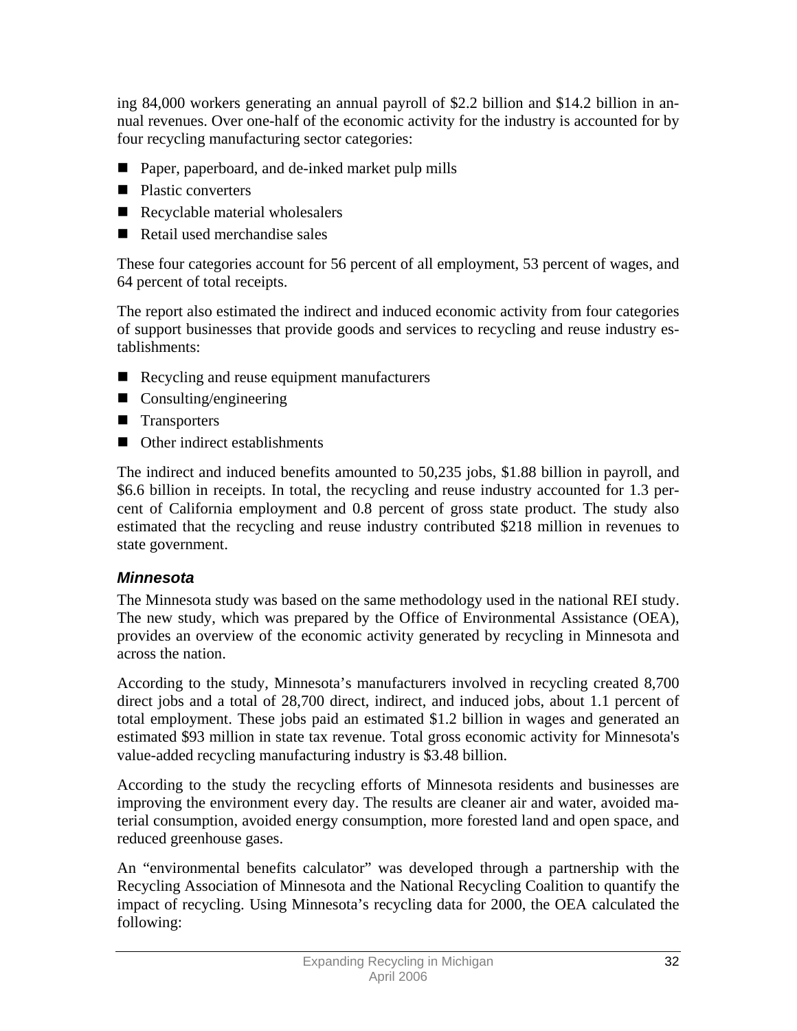ing 84,000 workers generating an annual payroll of $2.2 billion and $14.2 billion in annual revenues. Over one-half of the economic activity for the industry is accounted for by four recycling manufacturing sector categories:

- Paper, paperboard, and de-inked market pulp mills
- Plastic converters
- Recyclable material wholesalers
- Retail used merchandise sales

These four categories account for 56 percent of all employment, 53 percent of wages, and 64 percent of total receipts.

The report also estimated the indirect and induced economic activity from four categories of support businesses that provide goods and services to recycling and reuse industry establishments:

- Recycling and reuse equipment manufacturers
- Consulting/engineering
- Transporters
- Other indirect establishments

The indirect and induced benefits amounted to 50,235 jobs, $1.88 billion in payroll, and $6.6 billion in receipts. In total, the recycling and reuse industry accounted for 1.3 percent of California employment and 0.8 percent of gross state product. The study also estimated that the recycling and reuse industry contributed $218 million in revenues to state government.

### *Minnesota*

The Minnesota study was based on the same methodology used in the national REI study. The new study, which was prepared by the Office of Environmental Assistance (OEA), provides an overview of the economic activity generated by recycling in Minnesota and across the nation.

According to the study, Minnesota's manufacturers involved in recycling created 8,700 direct jobs and a total of 28,700 direct, indirect, and induced jobs, about 1.1 percent of total employment. These jobs paid an estimated $1.2 billion in wages and generated an estimated $93 million in state tax revenue. Total gross economic activity for Minnesota's value-added recycling manufacturing industry is $3.48 billion.

According to the study the recycling efforts of Minnesota residents and businesses are improving the environment every day. The results are cleaner air and water, avoided material consumption, avoided energy consumption, more forested land and open space, and reduced greenhouse gases.

An "environmental benefits calculator" was developed through a partnership with the Recycling Association of Minnesota and the National Recycling Coalition to quantify the impact of recycling. Using Minnesota's recycling data for 2000, the OEA calculated the following: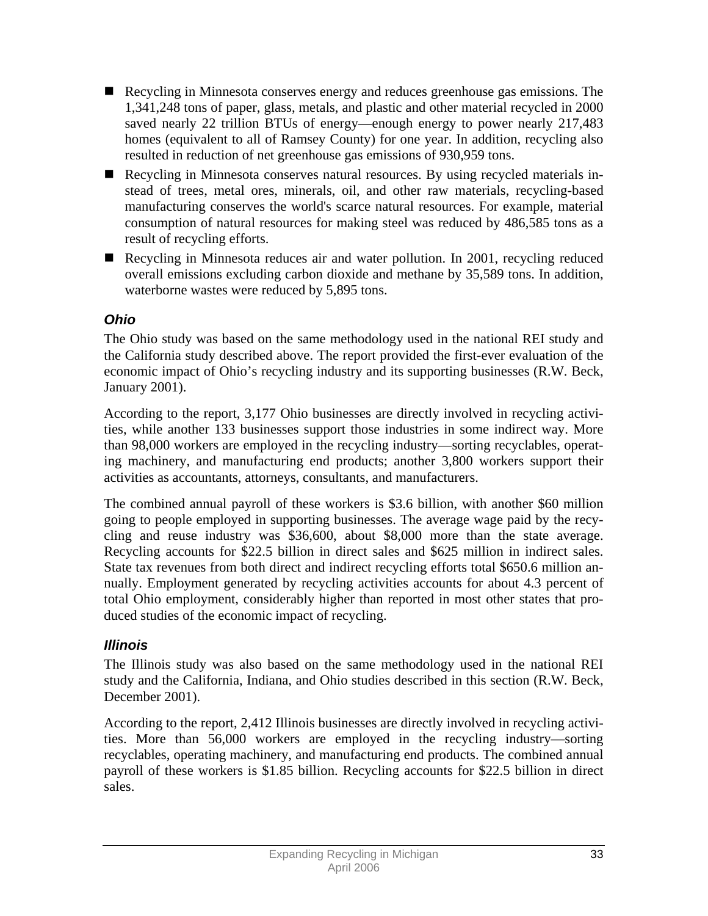- Recycling in Minnesota conserves energy and reduces greenhouse gas emissions. The 1,341,248 tons of paper, glass, metals, and plastic and other material recycled in 2000 saved nearly 22 trillion BTUs of energy—enough energy to power nearly 217,483 homes (equivalent to all of Ramsey County) for one year. In addition, recycling also resulted in reduction of net greenhouse gas emissions of 930,959 tons.
- Recycling in Minnesota conserves natural resources. By using recycled materials instead of trees, metal ores, minerals, oil, and other raw materials, recycling-based manufacturing conserves the world's scarce natural resources. For example, material consumption of natural resources for making steel was reduced by 486,585 tons as a result of recycling efforts.
- Recycling in Minnesota reduces air and water pollution. In 2001, recycling reduced overall emissions excluding carbon dioxide and methane by 35,589 tons. In addition, waterborne wastes were reduced by 5,895 tons.

### *Ohio*

The Ohio study was based on the same methodology used in the national REI study and the California study described above. The report provided the first-ever evaluation of the economic impact of Ohio's recycling industry and its supporting businesses (R.W. Beck, January 2001).

According to the report, 3,177 Ohio businesses are directly involved in recycling activities, while another 133 businesses support those industries in some indirect way. More than 98,000 workers are employed in the recycling industry—sorting recyclables, operating machinery, and manufacturing end products; another 3,800 workers support their activities as accountants, attorneys, consultants, and manufacturers.

The combined annual payroll of these workers is $3.6 billion, with another $60 million going to people employed in supporting businesses. The average wage paid by the recycling and reuse industry was $36,600, about $8,000 more than the state average. Recycling accounts for $22.5 billion in direct sales and $625 million in indirect sales. State tax revenues from both direct and indirect recycling efforts total $650.6 million annually. Employment generated by recycling activities accounts for about 4.3 percent of total Ohio employment, considerably higher than reported in most other states that produced studies of the economic impact of recycling.

### *Illinois*

The Illinois study was also based on the same methodology used in the national REI study and the California, Indiana, and Ohio studies described in this section (R.W. Beck, December 2001).

According to the report, 2,412 Illinois businesses are directly involved in recycling activities. More than 56,000 workers are employed in the recycling industry—sorting recyclables, operating machinery, and manufacturing end products. The combined annual payroll of these workers is $1.85 billion. Recycling accounts for $22.5 billion in direct sales.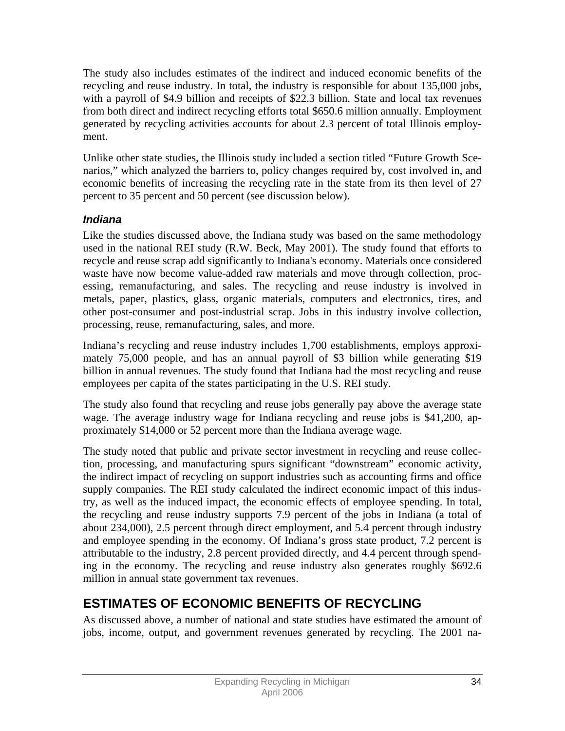The study also includes estimates of the indirect and induced economic benefits of the recycling and reuse industry. In total, the industry is responsible for about 135,000 jobs, with a payroll of $4.9 billion and receipts of $22.3 billion. State and local tax revenues from both direct and indirect recycling efforts total $650.6 million annually. Employment generated by recycling activities accounts for about 2.3 percent of total Illinois employment.

Unlike other state studies, the Illinois study included a section titled "Future Growth Scenarios," which analyzed the barriers to, policy changes required by, cost involved in, and economic benefits of increasing the recycling rate in the state from its then level of 27 percent to 35 percent and 50 percent (see discussion below).

### *Indiana*

Like the studies discussed above, the Indiana study was based on the same methodology used in the national REI study (R.W. Beck, May 2001). The study found that efforts to recycle and reuse scrap add significantly to Indiana's economy. Materials once considered waste have now become value-added raw materials and move through collection, processing, remanufacturing, and sales. The recycling and reuse industry is involved in metals, paper, plastics, glass, organic materials, computers and electronics, tires, and other post-consumer and post-industrial scrap. Jobs in this industry involve collection, processing, reuse, remanufacturing, sales, and more.

Indiana's recycling and reuse industry includes 1,700 establishments, employs approximately 75,000 people, and has an annual payroll of $3 billion while generating $19 billion in annual revenues. The study found that Indiana had the most recycling and reuse employees per capita of the states participating in the U.S. REI study.

The study also found that recycling and reuse jobs generally pay above the average state wage. The average industry wage for Indiana recycling and reuse jobs is $41,200, approximately $14,000 or 52 percent more than the Indiana average wage.

The study noted that public and private sector investment in recycling and reuse collection, processing, and manufacturing spurs significant "downstream" economic activity, the indirect impact of recycling on support industries such as accounting firms and office supply companies. The REI study calculated the indirect economic impact of this industry, as well as the induced impact, the economic effects of employee spending. In total, the recycling and reuse industry supports 7.9 percent of the jobs in Indiana (a total of about 234,000), 2.5 percent through direct employment, and 5.4 percent through industry and employee spending in the economy. Of Indiana's gross state product, 7.2 percent is attributable to the industry, 2.8 percent provided directly, and 4.4 percent through spending in the economy. The recycling and reuse industry also generates roughly $692.6 million in annual state government tax revenues.

## ESTIMATES OF ECONOMIC BENEFITS OF RECYCLING

As discussed above, a number of national and state studies have estimated the amount of jobs, income, output, and government revenues generated by recycling. The 2001 na-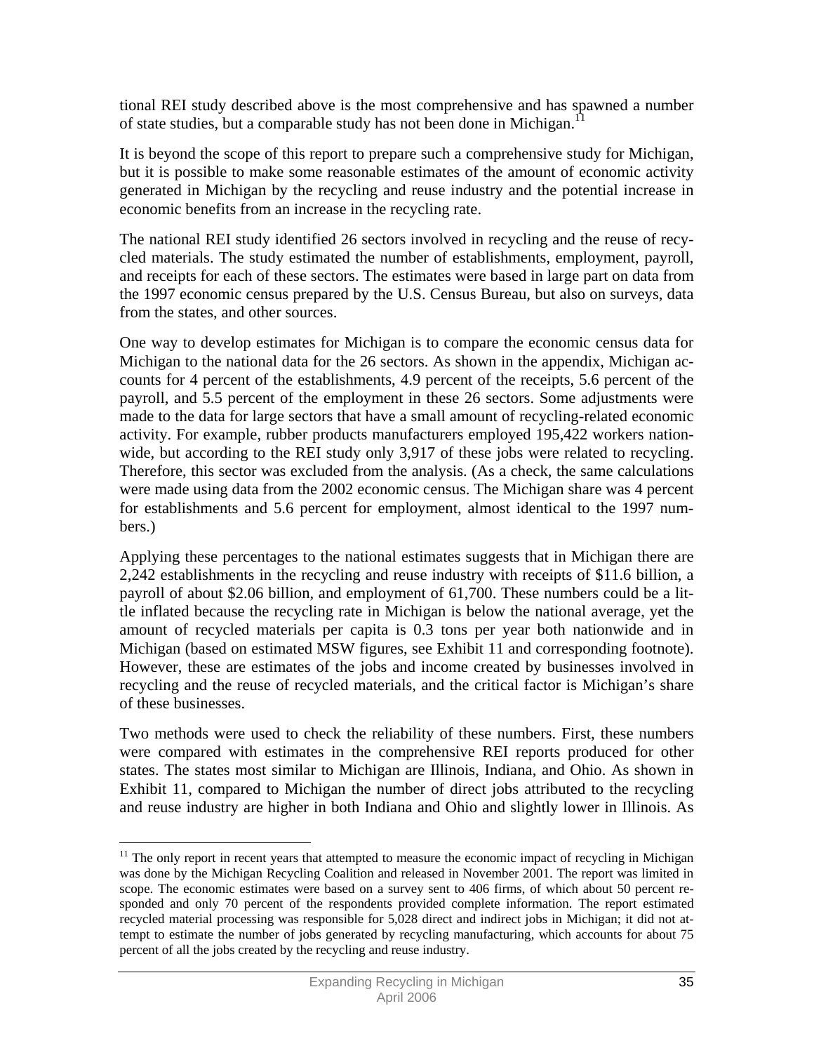tional REI study described above is the most comprehensive and has spawned a number of state studies, but a comparable study has not been done in Michigan.[11]

It is beyond the scope of this report to prepare such a comprehensive study for Michigan, but it is possible to make some reasonable estimates of the amount of economic activity generated in Michigan by the recycling and reuse industry and the potential increase in economic benefits from an increase in the recycling rate.

The national REI study identified 26 sectors involved in recycling and the reuse of recycled materials. The study estimated the number of establishments, employment, payroll, and receipts for each of these sectors. The estimates were based in large part on data from the 1997 economic census prepared by the U.S. Census Bureau, but also on surveys, data from the states, and other sources.

One way to develop estimates for Michigan is to compare the economic census data for Michigan to the national data for the 26 sectors. As shown in the appendix, Michigan accounts for 4 percent of the establishments, 4.9 percent of the receipts, 5.6 percent of the payroll, and 5.5 percent of the employment in these 26 sectors. Some adjustments were made to the data for large sectors that have a small amount of recycling-related economic activity. For example, rubber products manufacturers employed 195,422 workers nationwide, but according to the REI study only 3,917 of these jobs were related to recycling. Therefore, this sector was excluded from the analysis. (As a check, the same calculations were made using data from the 2002 economic census. The Michigan share was 4 percent for establishments and 5.6 percent for employment, almost identical to the 1997 numbers.)

Applying these percentages to the national estimates suggests that in Michigan there are 2,242 establishments in the recycling and reuse industry with receipts of \$11.6 billion, a payroll of about \$2.06 billion, and employment of 61,700. These numbers could be a little inflated because the recycling rate in Michigan is below the national average, yet the amount of recycled materials per capita is 0.3 tons per year both nationwide and in Michigan (based on estimated MSW figures, see Exhibit 11 and corresponding footnote). However, these are estimates of the jobs and income created by businesses involved in recycling and the reuse of recycled materials, and the critical factor is Michigan's share of these businesses.

Two methods were used to check the reliability of these numbers. First, these numbers were compared with estimates in the comprehensive REI reports produced for other states. The states most similar to Michigan are Illinois, Indiana, and Ohio. As shown in Exhibit 11, compared to Michigan the number of direct jobs attributed to the recycling and reuse industry are higher in both Indiana and Ohio and slightly lower in Illinois. As

---

[11] The only report in recent years that attempted to measure the economic impact of recycling in Michigan was done by the Michigan Recycling Coalition and released in November 2001. The report was limited in scope. The economic estimates were based on a survey sent to 406 firms, of which about 50 percent responded and only 70 percent of the respondents provided complete information. The report estimated recycled material processing was responsible for 5,028 direct and indirect jobs in Michigan; it did not attempt to estimate the number of jobs generated by recycling manufacturing, which accounts for about 75 percent of all the jobs created by the recycling and reuse industry.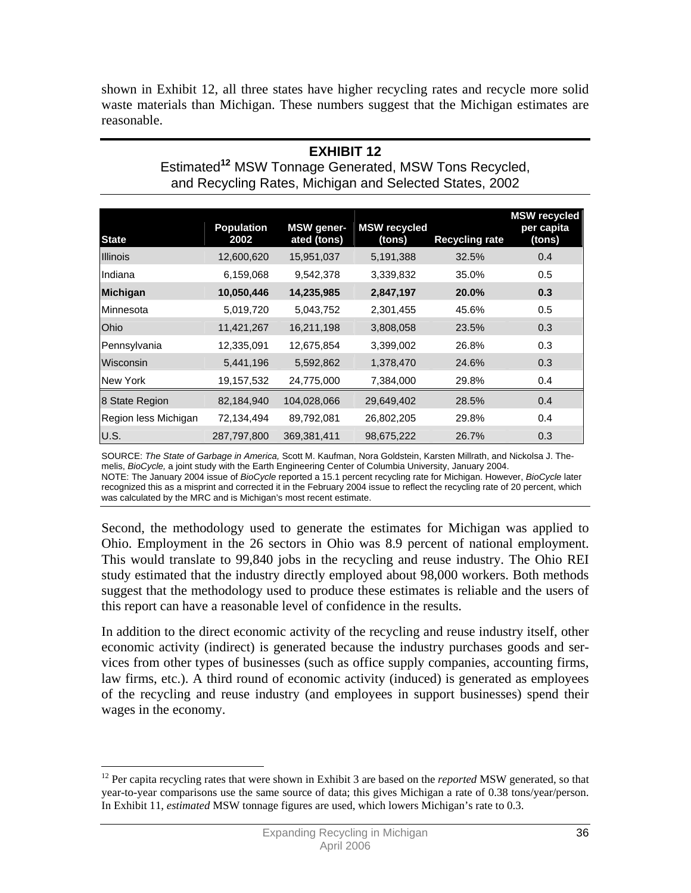shown in Exhibit 12, all three states have higher recycling rates and recycle more solid waste materials than Michigan. These numbers suggest that the Michigan estimates are reasonable.

**EXHIBIT 12**
Estimated[12] MSW Tonnage Generated, MSW Tons Recycled, and Recycling Rates, Michigan and Selected States, 2002

| State | Population 2002 | MSW generated (tons) | MSW recycled (tons) | Recycling rate | MSW recycled per capita (tons) |
|---|---|---|---|---|---|
| Illinois | 12,600,620 | 15,951,037 | 5,191,388 | 32.5% | 0.4 |
| Indiana | 6,159,068 | 9,542,378 | 3,339,832 | 35.0% | 0.5 |
| **Michigan** | **10,050,446** | **14,235,985** | **2,847,197** | **20.0%** | **0.3** |
| Minnesota | 5,019,720 | 5,043,752 | 2,301,455 | 45.6% | 0.5 |
| Ohio | 11,421,267 | 16,211,198 | 3,808,058 | 23.5% | 0.3 |
| Pennsylvania | 12,335,091 | 12,675,854 | 3,399,002 | 26.8% | 0.3 |
| Wisconsin | 5,441,196 | 5,592,862 | 1,378,470 | 24.6% | 0.3 |
| New York | 19,157,532 | 24,775,000 | 7,384,000 | 29.8% | 0.4 |
| 8 State Region | 82,184,940 | 104,028,066 | 29,649,402 | 28.5% | 0.4 |
| Region less Michigan | 72,134,494 | 89,792,081 | 26,802,205 | 29.8% | 0.4 |
| U.S. | 287,797,800 | 369,381,411 | 98,675,222 | 26.7% | 0.3 |

SOURCE: *The State of Garbage in America,* Scott M. Kaufman, Nora Goldstein, Karsten Millrath, and Nickolsa J. Themelis, *BioCycle,* a joint study with the Earth Engineering Center of Columbia University, January 2004.
NOTE: The January 2004 issue of *BioCycle* reported a 15.1 percent recycling rate for Michigan. However, *BioCycle* later recognized this as a misprint and corrected it in the February 2004 issue to reflect the recycling rate of 20 percent, which was calculated by the MRC and is Michigan's most recent estimate.

Second, the methodology used to generate the estimates for Michigan was applied to Ohio. Employment in the 26 sectors in Ohio was 8.9 percent of national employment. This would translate to 99,840 jobs in the recycling and reuse industry. The Ohio REI study estimated that the industry directly employed about 98,000 workers. Both methods suggest that the methodology used to produce these estimates is reliable and the users of this report can have a reasonable level of confidence in the results.

In addition to the direct economic activity of the recycling and reuse industry itself, other economic activity (indirect) is generated because the industry purchases goods and services from other types of businesses (such as office supply companies, accounting firms, law firms, etc.). A third round of economic activity (induced) is generated as employees of the recycling and reuse industry (and employees in support businesses) spend their wages in the economy.

[12] Per capita recycling rates that were shown in Exhibit 3 are based on the *reported* MSW generated, so that year-to-year comparisons use the same source of data; this gives Michigan a rate of 0.38 tons/year/person. In Exhibit 11, *estimated* MSW tonnage figures are used, which lowers Michigan's rate to 0.3.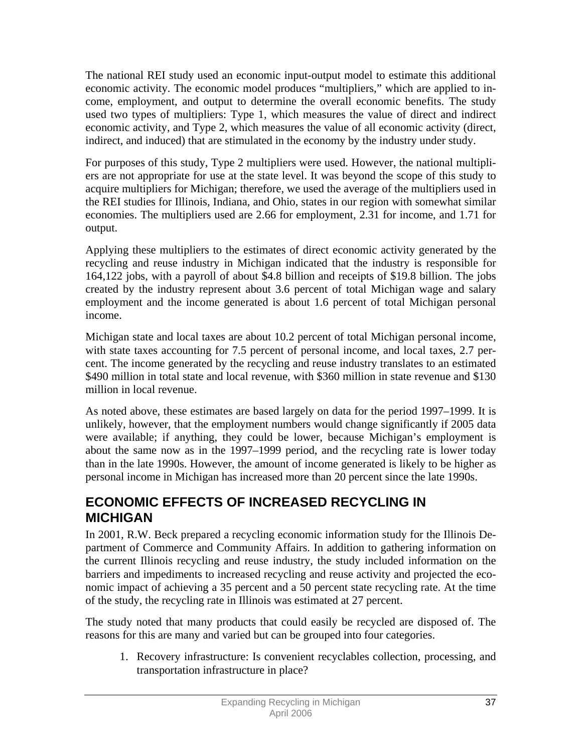The national REI study used an economic input-output model to estimate this additional economic activity. The economic model produces "multipliers," which are applied to income, employment, and output to determine the overall economic benefits. The study used two types of multipliers: Type 1, which measures the value of direct and indirect economic activity, and Type 2, which measures the value of all economic activity (direct, indirect, and induced) that are stimulated in the economy by the industry under study.

For purposes of this study, Type 2 multipliers were used. However, the national multipliers are not appropriate for use at the state level. It was beyond the scope of this study to acquire multipliers for Michigan; therefore, we used the average of the multipliers used in the REI studies for Illinois, Indiana, and Ohio, states in our region with somewhat similar economies. The multipliers used are 2.66 for employment, 2.31 for income, and 1.71 for output.

Applying these multipliers to the estimates of direct economic activity generated by the recycling and reuse industry in Michigan indicated that the industry is responsible for 164,122 jobs, with a payroll of about \$4.8 billion and receipts of \$19.8 billion. The jobs created by the industry represent about 3.6 percent of total Michigan wage and salary employment and the income generated is about 1.6 percent of total Michigan personal income.

Michigan state and local taxes are about 10.2 percent of total Michigan personal income, with state taxes accounting for 7.5 percent of personal income, and local taxes, 2.7 percent. The income generated by the recycling and reuse industry translates to an estimated \$490 million in total state and local revenue, with \$360 million in state revenue and \$130 million in local revenue.

As noted above, these estimates are based largely on data for the period 1997–1999. It is unlikely, however, that the employment numbers would change significantly if 2005 data were available; if anything, they could be lower, because Michigan's employment is about the same now as in the 1997–1999 period, and the recycling rate is lower today than in the late 1990s. However, the amount of income generated is likely to be higher as personal income in Michigan has increased more than 20 percent since the late 1990s.

## ECONOMIC EFFECTS OF INCREASED RECYCLING IN MICHIGAN

In 2001, R.W. Beck prepared a recycling economic information study for the Illinois Department of Commerce and Community Affairs. In addition to gathering information on the current Illinois recycling and reuse industry, the study included information on the barriers and impediments to increased recycling and reuse activity and projected the economic impact of achieving a 35 percent and a 50 percent state recycling rate. At the time of the study, the recycling rate in Illinois was estimated at 27 percent.

The study noted that many products that could easily be recycled are disposed of. The reasons for this are many and varied but can be grouped into four categories.

1. Recovery infrastructure: Is convenient recyclables collection, processing, and transportation infrastructure in place?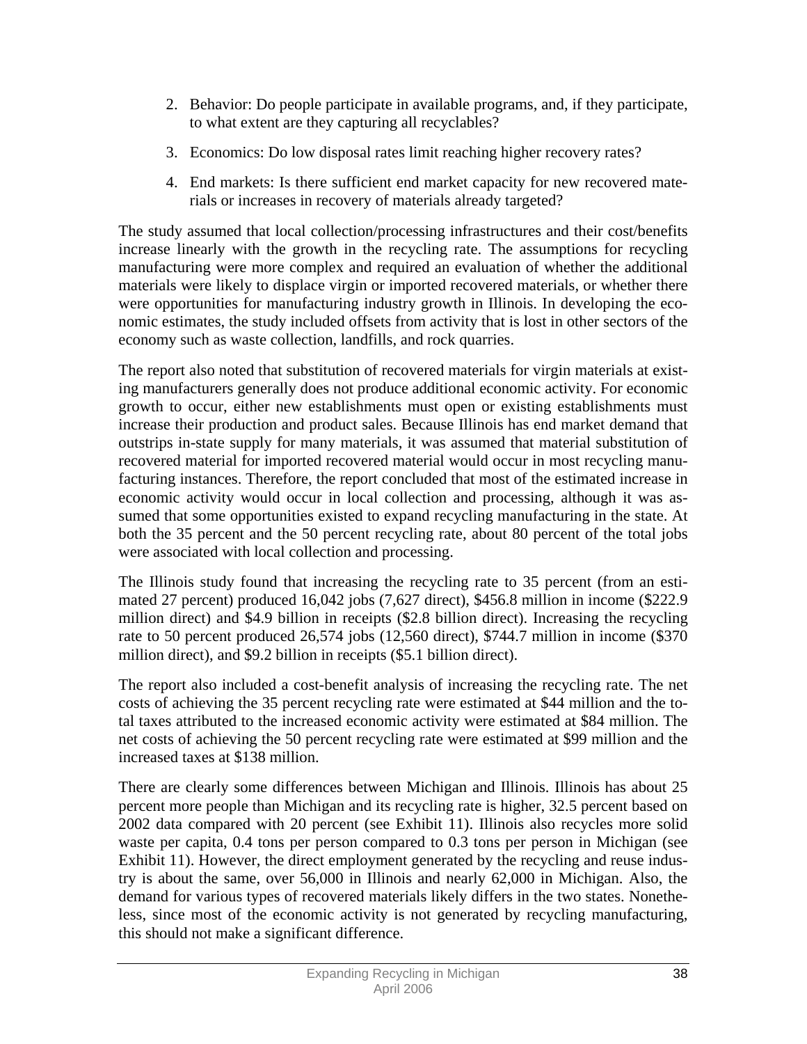2. Behavior: Do people participate in available programs, and, if they participate, to what extent are they capturing all recyclables?

3. Economics: Do low disposal rates limit reaching higher recovery rates?

4. End markets: Is there sufficient end market capacity for new recovered materials or increases in recovery of materials already targeted?

The study assumed that local collection/processing infrastructures and their cost/benefits increase linearly with the growth in the recycling rate. The assumptions for recycling manufacturing were more complex and required an evaluation of whether the additional materials were likely to displace virgin or imported recovered materials, or whether there were opportunities for manufacturing industry growth in Illinois. In developing the economic estimates, the study included offsets from activity that is lost in other sectors of the economy such as waste collection, landfills, and rock quarries.

The report also noted that substitution of recovered materials for virgin materials at existing manufacturers generally does not produce additional economic activity. For economic growth to occur, either new establishments must open or existing establishments must increase their production and product sales. Because Illinois has end market demand that outstrips in-state supply for many materials, it was assumed that material substitution of recovered material for imported recovered material would occur in most recycling manufacturing instances. Therefore, the report concluded that most of the estimated increase in economic activity would occur in local collection and processing, although it was assumed that some opportunities existed to expand recycling manufacturing in the state. At both the 35 percent and the 50 percent recycling rate, about 80 percent of the total jobs were associated with local collection and processing.

The Illinois study found that increasing the recycling rate to 35 percent (from an estimated 27 percent) produced 16,042 jobs (7,627 direct), $456.8 million in income ($222.9 million direct) and $4.9 billion in receipts ($2.8 billion direct). Increasing the recycling rate to 50 percent produced 26,574 jobs (12,560 direct), $744.7 million in income ($370 million direct), and $9.2 billion in receipts ($5.1 billion direct).

The report also included a cost-benefit analysis of increasing the recycling rate. The net costs of achieving the 35 percent recycling rate were estimated at $44 million and the total taxes attributed to the increased economic activity were estimated at $84 million. The net costs of achieving the 50 percent recycling rate were estimated at $99 million and the increased taxes at $138 million.

There are clearly some differences between Michigan and Illinois. Illinois has about 25 percent more people than Michigan and its recycling rate is higher, 32.5 percent based on 2002 data compared with 20 percent (see Exhibit 11). Illinois also recycles more solid waste per capita, 0.4 tons per person compared to 0.3 tons per person in Michigan (see Exhibit 11). However, the direct employment generated by the recycling and reuse industry is about the same, over 56,000 in Illinois and nearly 62,000 in Michigan. Also, the demand for various types of recovered materials likely differs in the two states. Nonetheless, since most of the economic activity is not generated by recycling manufacturing, this should not make a significant difference.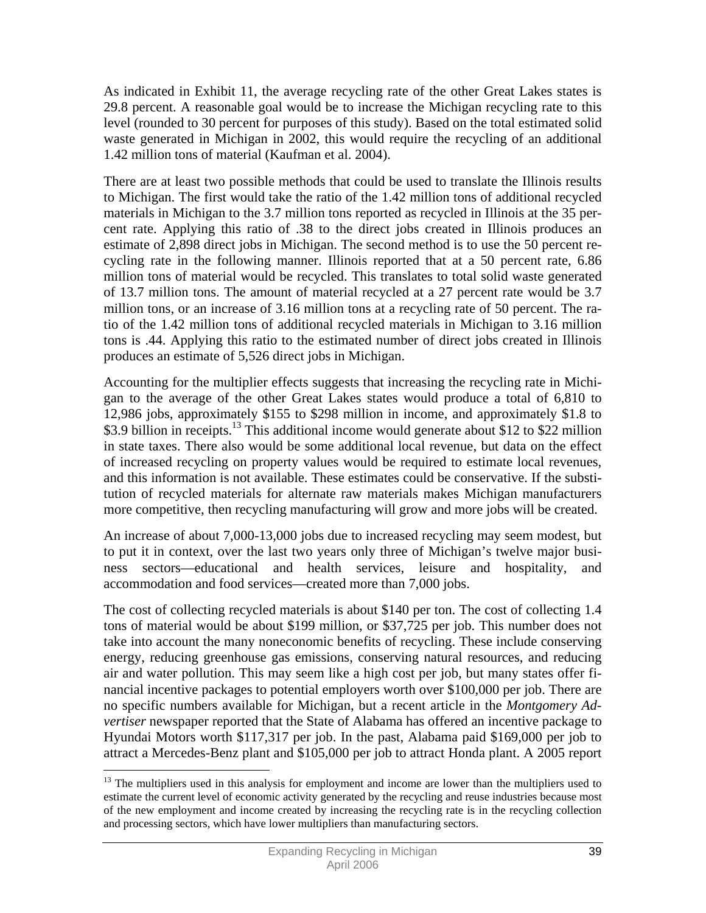As indicated in Exhibit 11, the average recycling rate of the other Great Lakes states is 29.8 percent. A reasonable goal would be to increase the Michigan recycling rate to this level (rounded to 30 percent for purposes of this study). Based on the total estimated solid waste generated in Michigan in 2002, this would require the recycling of an additional 1.42 million tons of material (Kaufman et al. 2004).

There are at least two possible methods that could be used to translate the Illinois results to Michigan. The first would take the ratio of the 1.42 million tons of additional recycled materials in Michigan to the 3.7 million tons reported as recycled in Illinois at the 35 percent rate. Applying this ratio of .38 to the direct jobs created in Illinois produces an estimate of 2,898 direct jobs in Michigan. The second method is to use the 50 percent recycling rate in the following manner. Illinois reported that at a 50 percent rate, 6.86 million tons of material would be recycled. This translates to total solid waste generated of 13.7 million tons. The amount of material recycled at a 27 percent rate would be 3.7 million tons, or an increase of 3.16 million tons at a recycling rate of 50 percent. The ratio of the 1.42 million tons of additional recycled materials in Michigan to 3.16 million tons is .44. Applying this ratio to the estimated number of direct jobs created in Illinois produces an estimate of 5,526 direct jobs in Michigan.

Accounting for the multiplier effects suggests that increasing the recycling rate in Michigan to the average of the other Great Lakes states would produce a total of 6,810 to 12,986 jobs, approximately $155 to $298 million in income, and approximately $1.8 to $3.9 billion in receipts.[13] This additional income would generate about $12 to $22 million in state taxes. There also would be some additional local revenue, but data on the effect of increased recycling on property values would be required to estimate local revenues, and this information is not available. These estimates could be conservative. If the substitution of recycled materials for alternate raw materials makes Michigan manufacturers more competitive, then recycling manufacturing will grow and more jobs will be created.

An increase of about 7,000-13,000 jobs due to increased recycling may seem modest, but to put it in context, over the last two years only three of Michigan's twelve major business sectors—educational and health services, leisure and hospitality, and accommodation and food services—created more than 7,000 jobs.

The cost of collecting recycled materials is about $140 per ton. The cost of collecting 1.4 tons of material would be about $199 million, or $37,725 per job. This number does not take into account the many noneconomic benefits of recycling. These include conserving energy, reducing greenhouse gas emissions, conserving natural resources, and reducing air and water pollution. This may seem like a high cost per job, but many states offer financial incentive packages to potential employers worth over $100,000 per job. There are no specific numbers available for Michigan, but a recent article in the *Montgomery Advertiser* newspaper reported that the State of Alabama has offered an incentive package to Hyundai Motors worth $117,317 per job. In the past, Alabama paid $169,000 per job to attract a Mercedes-Benz plant and $105,000 per job to attract Honda plant. A 2005 report

---

[13] The multipliers used in this analysis for employment and income are lower than the multipliers used to estimate the current level of economic activity generated by the recycling and reuse industries because most of the new employment and income created by increasing the recycling rate is in the recycling collection and processing sectors, which have lower multipliers than manufacturing sectors.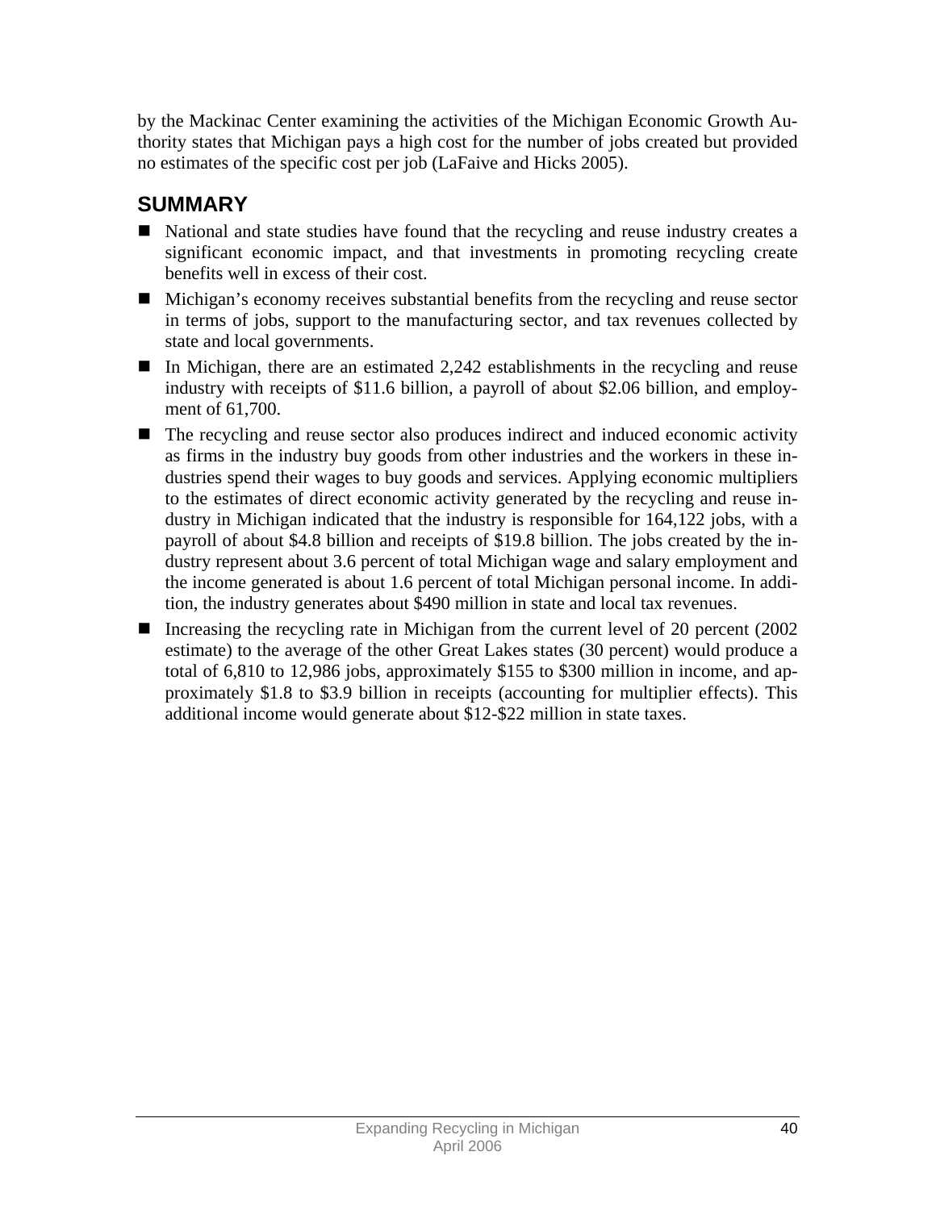by the Mackinac Center examining the activities of the Michigan Economic Growth Authority states that Michigan pays a high cost for the number of jobs created but provided no estimates of the specific cost per job (LaFaive and Hicks 2005).

## SUMMARY

- National and state studies have found that the recycling and reuse industry creates a significant economic impact, and that investments in promoting recycling create benefits well in excess of their cost.
- Michigan's economy receives substantial benefits from the recycling and reuse sector in terms of jobs, support to the manufacturing sector, and tax revenues collected by state and local governments.
- In Michigan, there are an estimated 2,242 establishments in the recycling and reuse industry with receipts of $11.6 billion, a payroll of about $2.06 billion, and employment of 61,700.
- The recycling and reuse sector also produces indirect and induced economic activity as firms in the industry buy goods from other industries and the workers in these industries spend their wages to buy goods and services. Applying economic multipliers to the estimates of direct economic activity generated by the recycling and reuse industry in Michigan indicated that the industry is responsible for 164,122 jobs, with a payroll of about $4.8 billion and receipts of $19.8 billion. The jobs created by the industry represent about 3.6 percent of total Michigan wage and salary employment and the income generated is about 1.6 percent of total Michigan personal income. In addition, the industry generates about $490 million in state and local tax revenues.
- Increasing the recycling rate in Michigan from the current level of 20 percent (2002 estimate) to the average of the other Great Lakes states (30 percent) would produce a total of 6,810 to 12,986 jobs, approximately $155 to $300 million in income, and approximately $1.8 to $3.9 billion in receipts (accounting for multiplier effects). This additional income would generate about $12-$22 million in state taxes.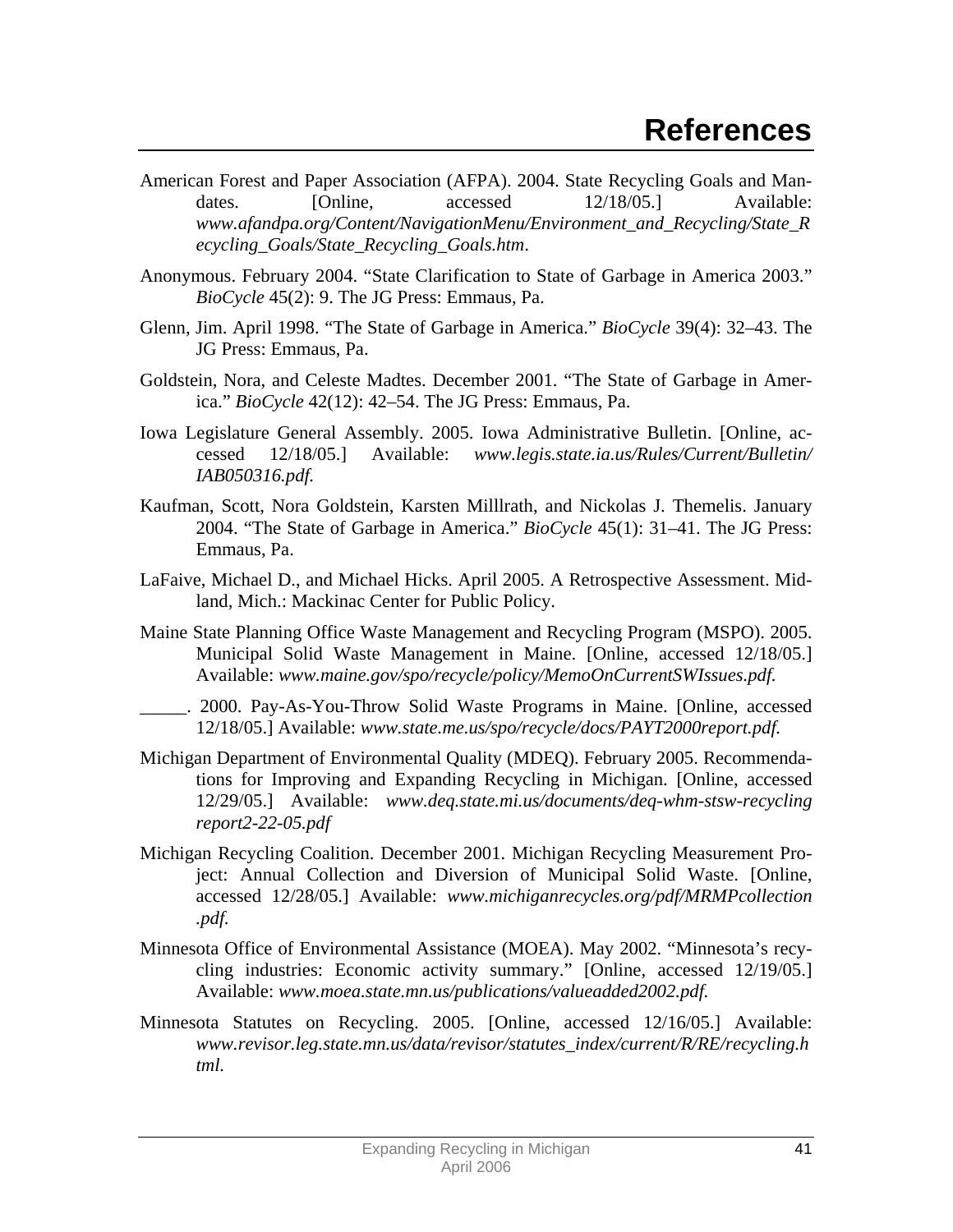# References

American Forest and Paper Association (AFPA). 2004. State Recycling Goals and Mandates. [Online, accessed 12/18/05.] Available: *www.afandpa.org/Content/NavigationMenu/Environment_and_Recycling/State_Recycling_Goals/State_Recycling_Goals.htm*.

Anonymous. February 2004. “State Clarification to State of Garbage in America 2003.” *BioCycle* 45(2): 9. The JG Press: Emmaus, Pa.

Glenn, Jim. April 1998. “The State of Garbage in America.” *BioCycle* 39(4): 32–43. The JG Press: Emmaus, Pa.

Goldstein, Nora, and Celeste Madtes. December 2001. “The State of Garbage in America.” *BioCycle* 42(12): 42–54. The JG Press: Emmaus, Pa.

Iowa Legislature General Assembly. 2005. Iowa Administrative Bulletin. [Online, accessed 12/18/05.] Available: *www.legis.state.ia.us/Rules/Current/Bulletin/IAB050316.pdf.*

Kaufman, Scott, Nora Goldstein, Karsten Milllrath, and Nickolas J. Themelis. January 2004. “The State of Garbage in America.” *BioCycle* 45(1): 31–41. The JG Press: Emmaus, Pa.

LaFaive, Michael D., and Michael Hicks. April 2005. A Retrospective Assessment. Midland, Mich.: Mackinac Center for Public Policy.

Maine State Planning Office Waste Management and Recycling Program (MSPO). 2005. Municipal Solid Waste Management in Maine. [Online, accessed 12/18/05.] Available: *www.maine.gov/spo/recycle/policy/MemoOnCurrentSWIssues.pdf.*

_____. 2000. Pay-As-You-Throw Solid Waste Programs in Maine. [Online, accessed 12/18/05.] Available: *www.state.me.us/spo/recycle/docs/PAYT2000report.pdf.*

Michigan Department of Environmental Quality (MDEQ). February 2005. Recommendations for Improving and Expanding Recycling in Michigan. [Online, accessed 12/29/05.] Available: *www.deq.state.mi.us/documents/deq-whm-stsw-recycling report2-22-05.pdf*

Michigan Recycling Coalition. December 2001. Michigan Recycling Measurement Project: Annual Collection and Diversion of Municipal Solid Waste. [Online, accessed 12/28/05.] Available: *www.michiganrecycles.org/pdf/MRMPcollection.pdf.*

Minnesota Office of Environmental Assistance (MOEA). May 2002. “Minnesota’s recycling industries: Economic activity summary.” [Online, accessed 12/19/05.] Available: *www.moea.state.mn.us/publications/valueadded2002.pdf.*

Minnesota Statutes on Recycling. 2005. [Online, accessed 12/16/05.] Available: *www.revisor.leg.state.mn.us/data/revisor/statutes_index/current/R/RE/recycling.html.*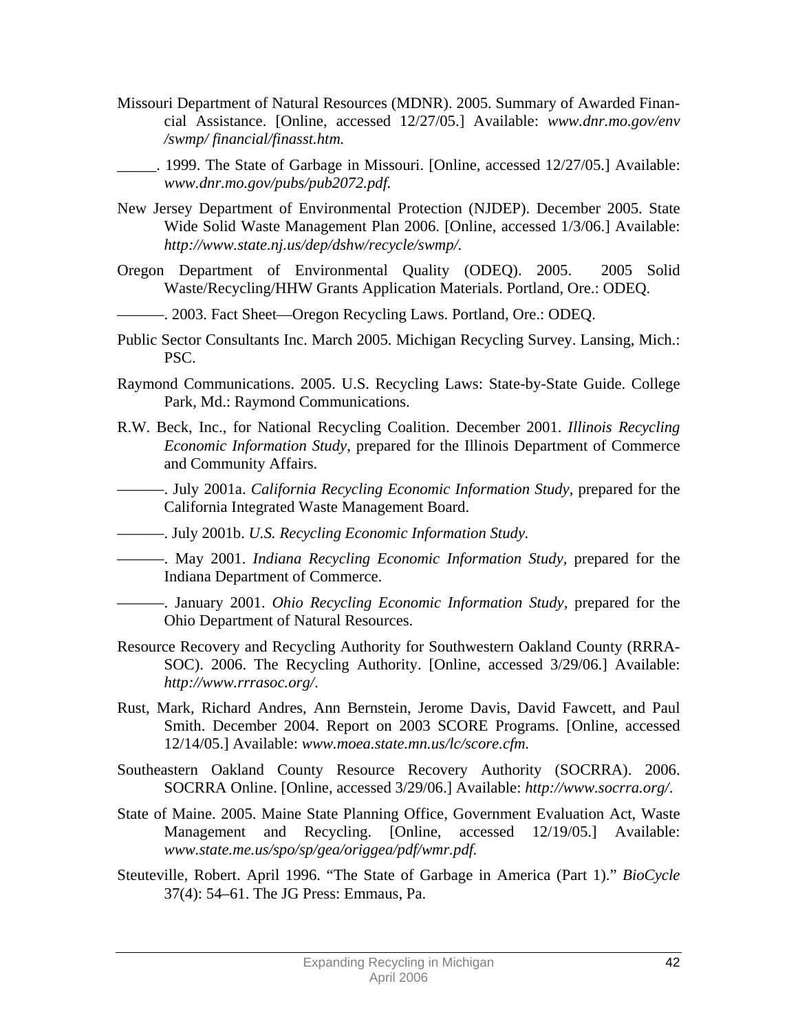Missouri Department of Natural Resources (MDNR). 2005. Summary of Awarded Financial Assistance. [Online, accessed 12/27/05.] Available: *www.dnr.mo.gov/env /swmp/ financial/finasst.htm.*

_____. 1999. The State of Garbage in Missouri. [Online, accessed 12/27/05.] Available: *www.dnr.mo.gov/pubs/pub2072.pdf.*

New Jersey Department of Environmental Protection (NJDEP). December 2005. State Wide Solid Waste Management Plan 2006. [Online, accessed 1/3/06.] Available: *http://www.state.nj.us/dep/dshw/recycle/swmp/.*

Oregon Department of Environmental Quality (ODEQ). 2005. 2005 Solid Waste/Recycling/HHW Grants Application Materials. Portland, Ore.: ODEQ.

———. 2003. Fact Sheet—Oregon Recycling Laws. Portland, Ore.: ODEQ.

Public Sector Consultants Inc. March 2005. Michigan Recycling Survey. Lansing, Mich.: PSC.

Raymond Communications. 2005. U.S. Recycling Laws: State-by-State Guide. College Park, Md.: Raymond Communications.

R.W. Beck, Inc., for National Recycling Coalition. December 2001. *Illinois Recycling Economic Information Study*, prepared for the Illinois Department of Commerce and Community Affairs.

———. July 2001a. *California Recycling Economic Information Study*, prepared for the California Integrated Waste Management Board.

———. July 2001b. *U.S. Recycling Economic Information Study.*

———. May 2001. *Indiana Recycling Economic Information Study,* prepared for the Indiana Department of Commerce.

———. January 2001. *Ohio Recycling Economic Information Study*, prepared for the Ohio Department of Natural Resources.

Resource Recovery and Recycling Authority for Southwestern Oakland County (RRRA-SOC). 2006. The Recycling Authority. [Online, accessed 3/29/06.] Available: *http://www.rrrasoc.org/*.

Rust, Mark, Richard Andres, Ann Bernstein, Jerome Davis, David Fawcett, and Paul Smith. December 2004. Report on 2003 SCORE Programs. [Online, accessed 12/14/05.] Available: *www.moea.state.mn.us/lc/score.cfm.*

Southeastern Oakland County Resource Recovery Authority (SOCRRA). 2006. SOCRRA Online. [Online, accessed 3/29/06.] Available: *http://www.socrra.org/*.

State of Maine. 2005. Maine State Planning Office, Government Evaluation Act, Waste Management and Recycling. [Online, accessed 12/19/05.] Available: *www.state.me.us/spo/sp/gea/origgea/pdf/wmr.pdf.*

Steuteville, Robert. April 1996. "The State of Garbage in America (Part 1)." *BioCycle* 37(4): 54–61. The JG Press: Emmaus, Pa.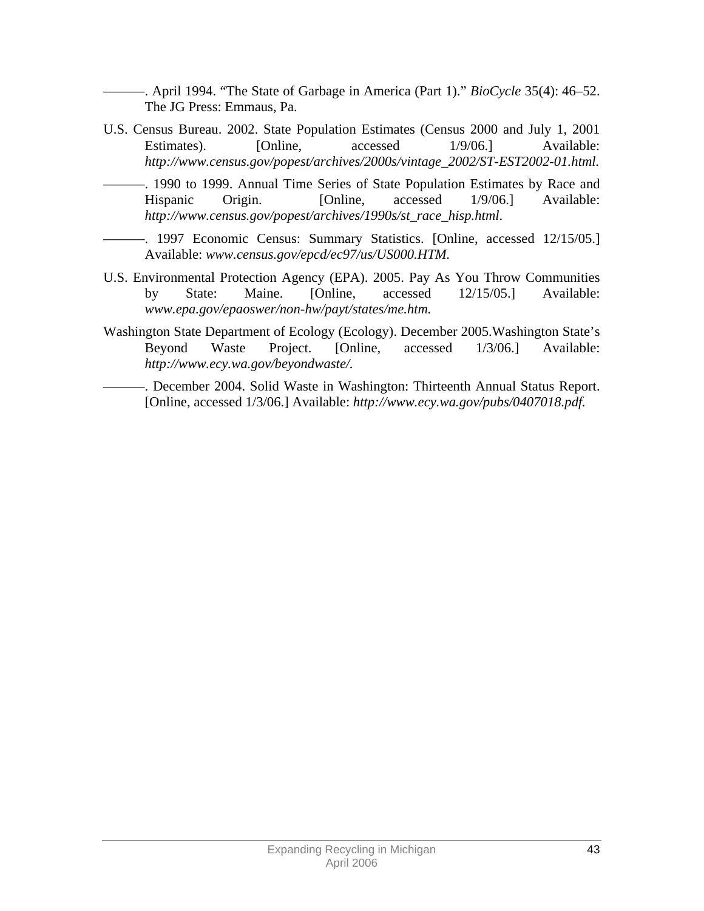———. April 1994. “The State of Garbage in America (Part 1).” *BioCycle* 35(4): 46–52. The JG Press: Emmaus, Pa.

U.S. Census Bureau. 2002. State Population Estimates (Census 2000 and July 1, 2001 Estimates). [Online, accessed 1/9/06.] Available: *http://www.census.gov/popest/archives/2000s/vintage_2002/ST-EST2002-01.html.*

———. 1990 to 1999. Annual Time Series of State Population Estimates by Race and Hispanic Origin. [Online, accessed 1/9/06.] Available: *http://www.census.gov/popest/archives/1990s/st_race_hisp.html*.

———. 1997 Economic Census: Summary Statistics. [Online, accessed 12/15/05.] Available: *www.census.gov/epcd/ec97/us/US000.HTM.*

U.S. Environmental Protection Agency (EPA). 2005. Pay As You Throw Communities by State: Maine. [Online, accessed 12/15/05.] Available: *www.epa.gov/epaoswer/non-hw/payt/states/me.htm.*

Washington State Department of Ecology (Ecology). December 2005.Washington State’s Beyond Waste Project. [Online, accessed 1/3/06.] Available: *http://www.ecy.wa.gov/beyondwaste/.*

———. December 2004. Solid Waste in Washington: Thirteenth Annual Status Report. [Online, accessed 1/3/06.] Available: *http://www.ecy.wa.gov/pubs/0407018.pdf.*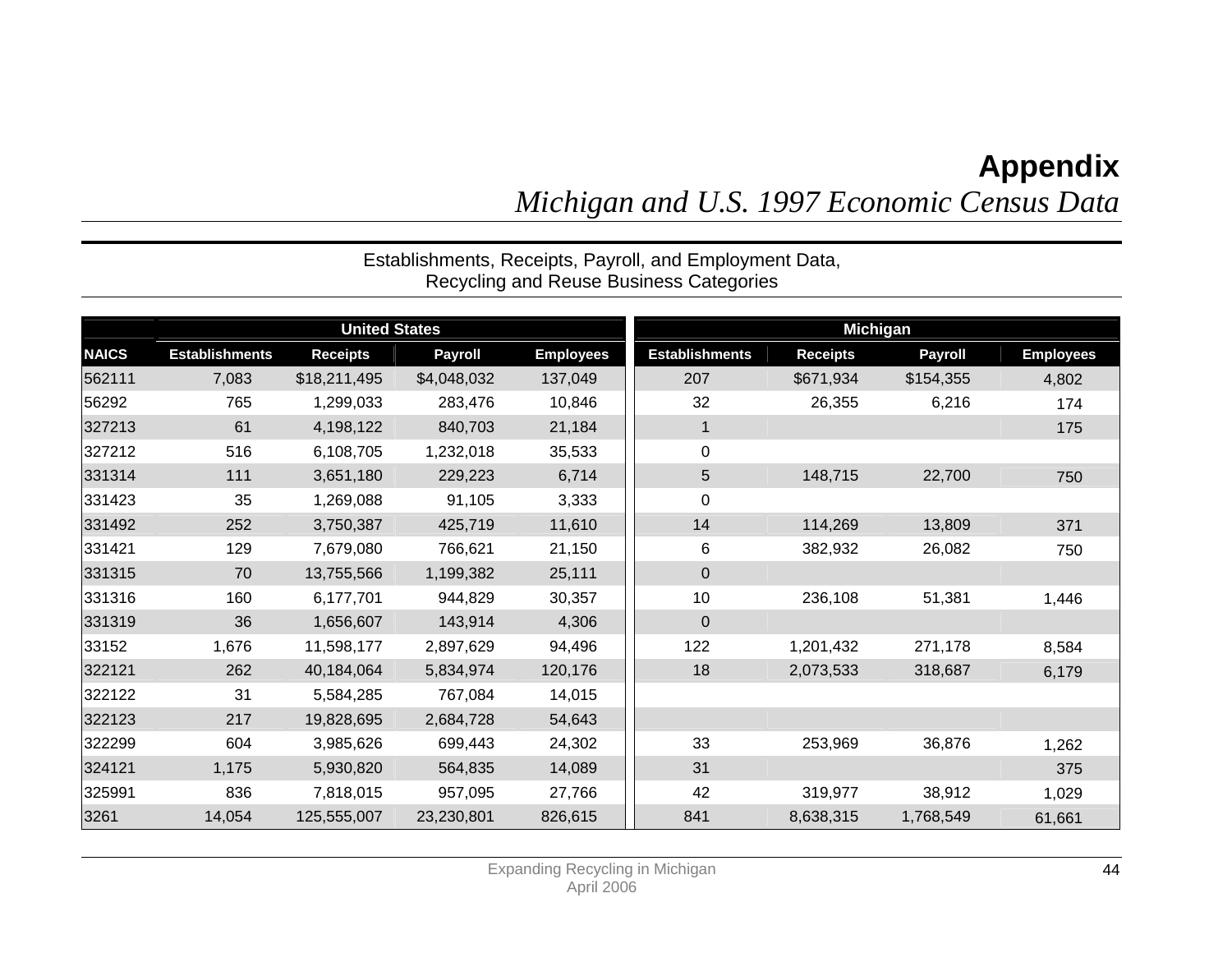# Appendix

*Michigan and U.S. 1997 Economic Census Data*

Establishments, Receipts, Payroll, and Employment Data,
Recycling and Reuse Business Categories

| | United States | | | | Michigan | | | |
|---|---|---|---|---|---|---|---|---|
| NAICS | Establishments | Receipts | Payroll | Employees | Establishments | Receipts | Payroll | Employees |
| 562111 | 7,083 | $18,211,495 | $4,048,032 | 137,049 | 207 | $671,934 | $154,355 | 4,802 |
| 56292 | 765 | 1,299,033 | 283,476 | 10,846 | 32 | 26,355 | 6,216 | 174 |
| 327213 | 61 | 4,198,122 | 840,703 | 21,184 | 1 | | | 175 |
| 327212 | 516 | 6,108,705 | 1,232,018 | 35,533 | 0 | | | |
| 331314 | 111 | 3,651,180 | 229,223 | 6,714 | 5 | 148,715 | 22,700 | 750 |
| 331423 | 35 | 1,269,088 | 91,105 | 3,333 | 0 | | | |
| 331492 | 252 | 3,750,387 | 425,719 | 11,610 | 14 | 114,269 | 13,809 | 371 |
| 331421 | 129 | 7,679,080 | 766,621 | 21,150 | 6 | 382,932 | 26,082 | 750 |
| 331315 | 70 | 13,755,566 | 1,199,382 | 25,111 | 0 | | | |
| 331316 | 160 | 6,177,701 | 944,829 | 30,357 | 10 | 236,108 | 51,381 | 1,446 |
| 331319 | 36 | 1,656,607 | 143,914 | 4,306 | 0 | | | |
| 33152 | 1,676 | 11,598,177 | 2,897,629 | 94,496 | 122 | 1,201,432 | 271,178 | 8,584 |
| 322121 | 262 | 40,184,064 | 5,834,974 | 120,176 | 18 | 2,073,533 | 318,687 | 6,179 |
| 322122 | 31 | 5,584,285 | 767,084 | 14,015 | | | | |
| 322123 | 217 | 19,828,695 | 2,684,728 | 54,643 | | | | |
| 322299 | 604 | 3,985,626 | 699,443 | 24,302 | 33 | 253,969 | 36,876 | 1,262 |
| 324121 | 1,175 | 5,930,820 | 564,835 | 14,089 | 31 | | | 375 |
| 325991 | 836 | 7,818,015 | 957,095 | 27,766 | 42 | 319,977 | 38,912 | 1,029 |
| 3261 | 14,054 | 125,555,007 | 23,230,801 | 826,615 | 841 | 8,638,315 | 1,768,549 | 61,661 |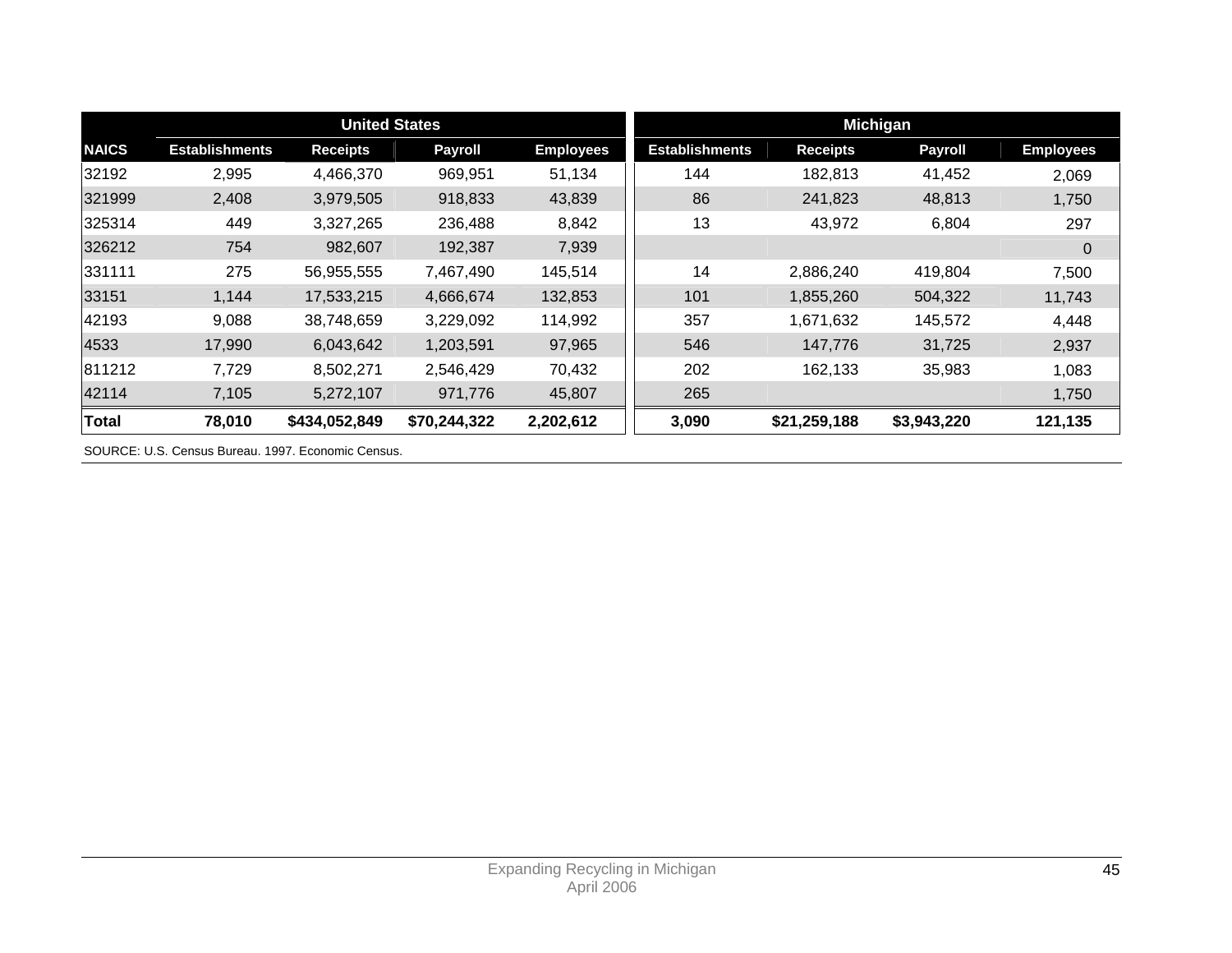| | United States | | | | Michigan | | | |
|---|---|---|---|---|---|---|---|---|
| **NAICS** | **Establishments** | **Receipts** | **Payroll** | **Employees** | **Establishments** | **Receipts** | **Payroll** | **Employees** |
| 32192 | 2,995 | 4,466,370 | 969,951 | 51,134 | 144 | 182,813 | 41,452 | 2,069 |
| 321999 | 2,408 | 3,979,505 | 918,833 | 43,839 | 86 | 241,823 | 48,813 | 1,750 |
| 325314 | 449 | 3,327,265 | 236,488 | 8,842 | 13 | 43,972 | 6,804 | 297 |
| 326212 | 754 | 982,607 | 192,387 | 7,939 | | | | 0 |
| 331111 | 275 | 56,955,555 | 7,467,490 | 145,514 | 14 | 2,886,240 | 419,804 | 7,500 |
| 33151 | 1,144 | 17,533,215 | 4,666,674 | 132,853 | 101 | 1,855,260 | 504,322 | 11,743 |
| 42193 | 9,088 | 38,748,659 | 3,229,092 | 114,992 | 357 | 1,671,632 | 145,572 | 4,448 |
| 4533 | 17,990 | 6,043,642 | 1,203,591 | 97,965 | 546 | 147,776 | 31,725 | 2,937 |
| 811212 | 7,729 | 8,502,271 | 2,546,429 | 70,432 | 202 | 162,133 | 35,983 | 1,083 |
| 42114 | 7,105 | 5,272,107 | 971,776 | 45,807 | 265 | | | 1,750 |
| **Total** | **78,010** | **$434,052,849** | **$70,244,322** | **2,202,612** | **3,090** | **$21,259,188** | **$3,943,220** | **121,135** |

SOURCE: U.S. Census Bureau. 1997. Economic Census.